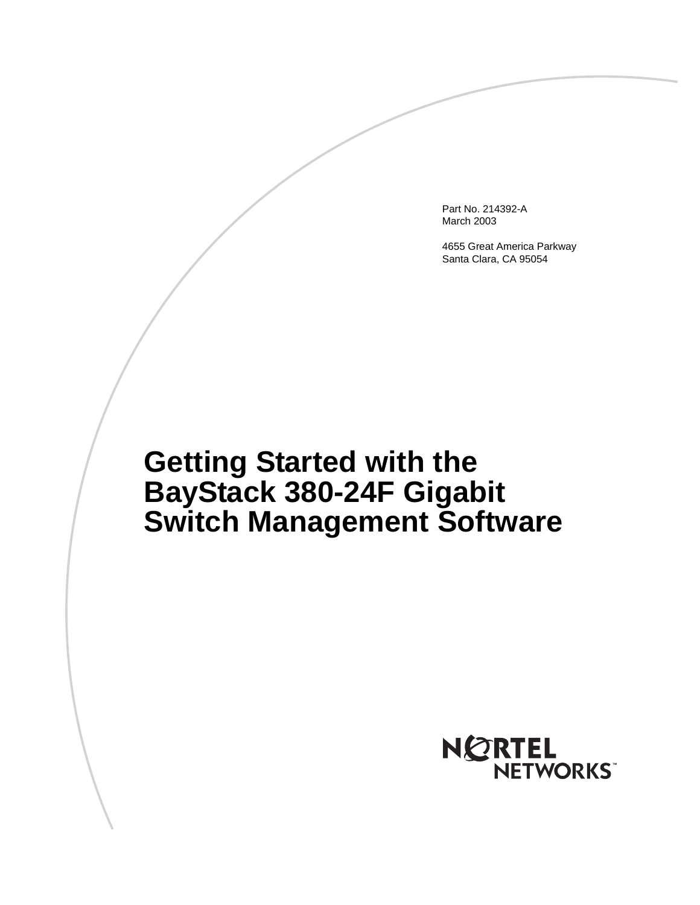Part No. 214392-A
March 2003

4655 Great America Parkway
Santa Clara, CA 95054

# Getting Started with the BayStack 380-24F Gigabit Switch Management Software

NORTEL NETWORKS™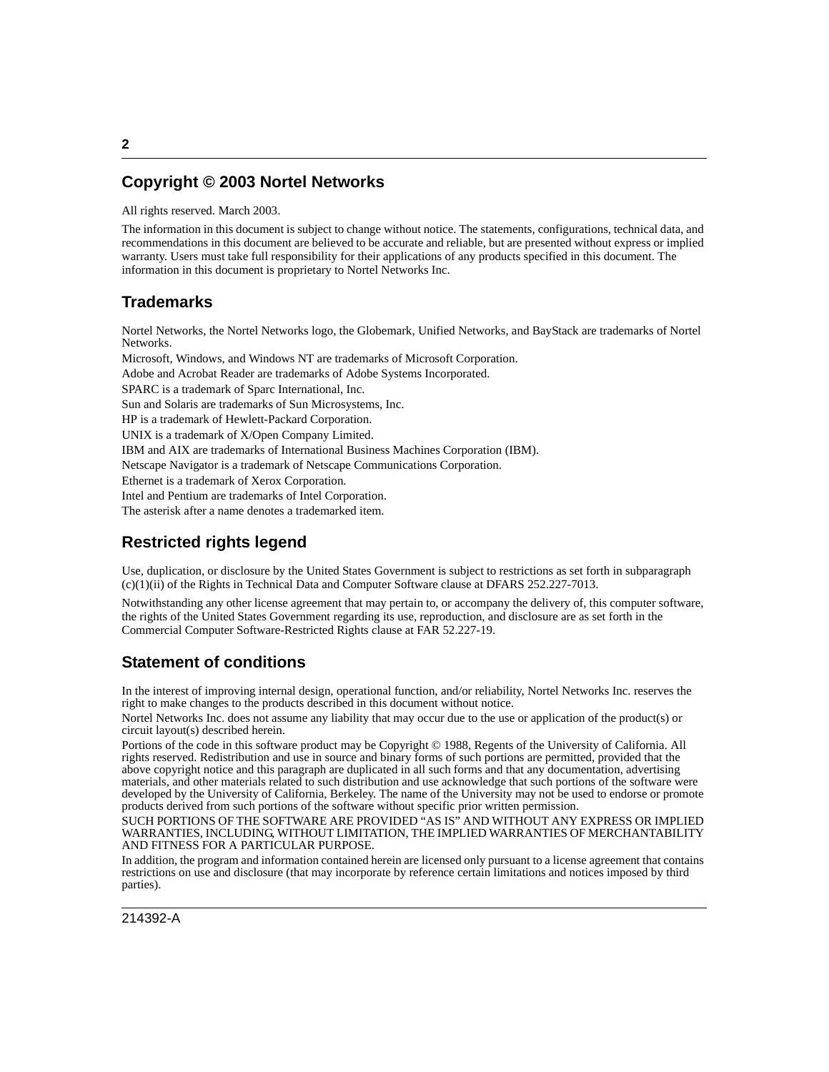## Copyright © 2003 Nortel Networks

All rights reserved. March 2003.

The information in this document is subject to change without notice. The statements, configurations, technical data, and recommendations in this document are believed to be accurate and reliable, but are presented without express or implied warranty. Users must take full responsibility for their applications of any products specified in this document. The information in this document is proprietary to Nortel Networks Inc.

## Trademarks

Nortel Networks, the Nortel Networks logo, the Globemark, Unified Networks, and BayStack are trademarks of Nortel Networks.

Microsoft, Windows, and Windows NT are trademarks of Microsoft Corporation.

Adobe and Acrobat Reader are trademarks of Adobe Systems Incorporated.

SPARC is a trademark of Sparc International, Inc.

Sun and Solaris are trademarks of Sun Microsystems, Inc.

HP is a trademark of Hewlett-Packard Corporation.

UNIX is a trademark of X/Open Company Limited.

IBM and AIX are trademarks of International Business Machines Corporation (IBM).

Netscape Navigator is a trademark of Netscape Communications Corporation.

Ethernet is a trademark of Xerox Corporation.

Intel and Pentium are trademarks of Intel Corporation.

The asterisk after a name denotes a trademarked item.

## Restricted rights legend

Use, duplication, or disclosure by the United States Government is subject to restrictions as set forth in subparagraph (c)(1)(ii) of the Rights in Technical Data and Computer Software clause at DFARS 252.227-7013.

Notwithstanding any other license agreement that may pertain to, or accompany the delivery of, this computer software, the rights of the United States Government regarding its use, reproduction, and disclosure are as set forth in the Commercial Computer Software-Restricted Rights clause at FAR 52.227-19.

## Statement of conditions

In the interest of improving internal design, operational function, and/or reliability, Nortel Networks Inc. reserves the right to make changes to the products described in this document without notice.

Nortel Networks Inc. does not assume any liability that may occur due to the use or application of the product(s) or circuit layout(s) described herein.

Portions of the code in this software product may be Copyright © 1988, Regents of the University of California. All rights reserved. Redistribution and use in source and binary forms of such portions are permitted, provided that the above copyright notice and this paragraph are duplicated in all such forms and that any documentation, advertising materials, and other materials related to such distribution and use acknowledge that such portions of the software were developed by the University of California, Berkeley. The name of the University may not be used to endorse or promote products derived from such portions of the software without specific prior written permission.

SUCH PORTIONS OF THE SOFTWARE ARE PROVIDED "AS IS" AND WITHOUT ANY EXPRESS OR IMPLIED WARRANTIES, INCLUDING, WITHOUT LIMITATION, THE IMPLIED WARRANTIES OF MERCHANTABILITY AND FITNESS FOR A PARTICULAR PURPOSE.

In addition, the program and information contained herein are licensed only pursuant to a license agreement that contains restrictions on use and disclosure (that may incorporate by reference certain limitations and notices imposed by third parties).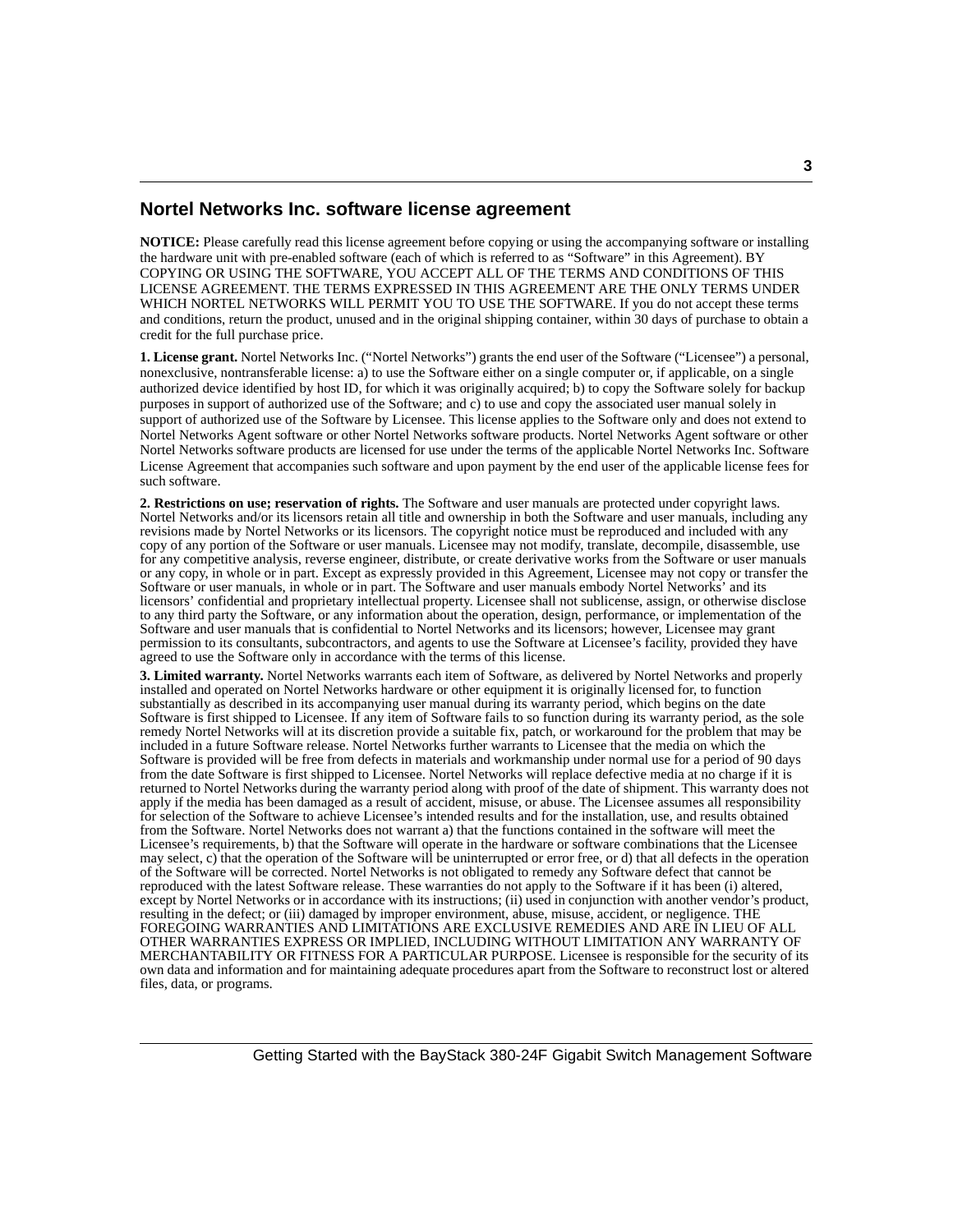## Nortel Networks Inc. software license agreement

**NOTICE:** Please carefully read this license agreement before copying or using the accompanying software or installing the hardware unit with pre-enabled software (each of which is referred to as “Software” in this Agreement). BY COPYING OR USING THE SOFTWARE, YOU ACCEPT ALL OF THE TERMS AND CONDITIONS OF THIS LICENSE AGREEMENT. THE TERMS EXPRESSED IN THIS AGREEMENT ARE THE ONLY TERMS UNDER WHICH NORTEL NETWORKS WILL PERMIT YOU TO USE THE SOFTWARE. If you do not accept these terms and conditions, return the product, unused and in the original shipping container, within 30 days of purchase to obtain a credit for the full purchase price.

**1. License grant.** Nortel Networks Inc. (“Nortel Networks”) grants the end user of the Software (“Licensee”) a personal, nonexclusive, nontransferable license: a) to use the Software either on a single computer or, if applicable, on a single authorized device identified by host ID, for which it was originally acquired; b) to copy the Software solely for backup purposes in support of authorized use of the Software; and c) to use and copy the associated user manual solely in support of authorized use of the Software by Licensee. This license applies to the Software only and does not extend to Nortel Networks Agent software or other Nortel Networks software products. Nortel Networks Agent software or other Nortel Networks software products are licensed for use under the terms of the applicable Nortel Networks Inc. Software License Agreement that accompanies such software and upon payment by the end user of the applicable license fees for such software.

**2. Restrictions on use; reservation of rights.** The Software and user manuals are protected under copyright laws. Nortel Networks and/or its licensors retain all title and ownership in both the Software and user manuals, including any revisions made by Nortel Networks or its licensors. The copyright notice must be reproduced and included with any copy of any portion of the Software or user manuals. Licensee may not modify, translate, decompile, disassemble, use for any competitive analysis, reverse engineer, distribute, or create derivative works from the Software or user manuals or any copy, in whole or in part. Except as expressly provided in this Agreement, Licensee may not copy or transfer the Software or user manuals, in whole or in part. The Software and user manuals embody Nortel Networks’ and its licensors’ confidential and proprietary intellectual property. Licensee shall not sublicense, assign, or otherwise disclose to any third party the Software, or any information about the operation, design, performance, or implementation of the Software and user manuals that is confidential to Nortel Networks and its licensors; however, Licensee may grant permission to its consultants, subcontractors, and agents to use the Software at Licensee’s facility, provided they have agreed to use the Software only in accordance with the terms of this license.

**3. Limited warranty.** Nortel Networks warrants each item of Software, as delivered by Nortel Networks and properly installed and operated on Nortel Networks hardware or other equipment it is originally licensed for, to function substantially as described in its accompanying user manual during its warranty period, which begins on the date Software is first shipped to Licensee. If any item of Software fails to so function during its warranty period, as the sole remedy Nortel Networks will at its discretion provide a suitable fix, patch, or workaround for the problem that may be included in a future Software release. Nortel Networks further warrants to Licensee that the media on which the Software is provided will be free from defects in materials and workmanship under normal use for a period of 90 days from the date Software is first shipped to Licensee. Nortel Networks will replace defective media at no charge if it is returned to Nortel Networks during the warranty period along with proof of the date of shipment. This warranty does not apply if the media has been damaged as a result of accident, misuse, or abuse. The Licensee assumes all responsibility for selection of the Software to achieve Licensee’s intended results and for the installation, use, and results obtained from the Software. Nortel Networks does not warrant a) that the functions contained in the software will meet the Licensee’s requirements, b) that the Software will operate in the hardware or software combinations that the Licensee may select, c) that the operation of the Software will be uninterrupted or error free, or d) that all defects in the operation of the Software will be corrected. Nortel Networks is not obligated to remedy any Software defect that cannot be reproduced with the latest Software release. These warranties do not apply to the Software if it has been (i) altered, except by Nortel Networks or in accordance with its instructions; (ii) used in conjunction with another vendor’s product, resulting in the defect; or (iii) damaged by improper environment, abuse, misuse, accident, or negligence. THE FOREGOING WARRANTIES AND LIMITATIONS ARE EXCLUSIVE REMEDIES AND ARE IN LIEU OF ALL OTHER WARRANTIES EXPRESS OR IMPLIED, INCLUDING WITHOUT LIMITATION ANY WARRANTY OF MERCHANTABILITY OR FITNESS FOR A PARTICULAR PURPOSE. Licensee is responsible for the security of its own data and information and for maintaining adequate procedures apart from the Software to reconstruct lost or altered files, data, or programs.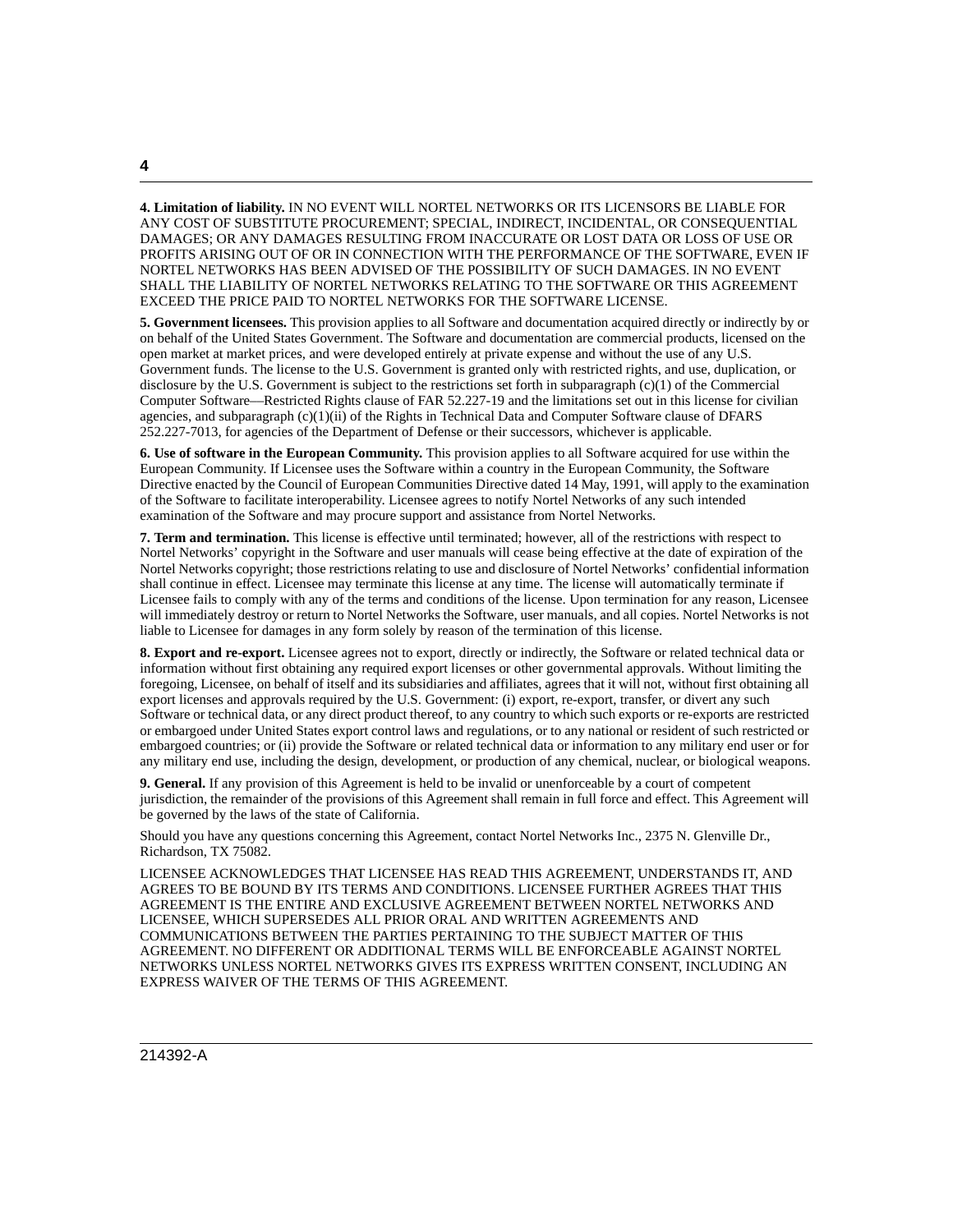**4. Limitation of liability.** IN NO EVENT WILL NORTEL NETWORKS OR ITS LICENSORS BE LIABLE FOR ANY COST OF SUBSTITUTE PROCUREMENT; SPECIAL, INDIRECT, INCIDENTAL, OR CONSEQUENTIAL DAMAGES; OR ANY DAMAGES RESULTING FROM INACCURATE OR LOST DATA OR LOSS OF USE OR PROFITS ARISING OUT OF OR IN CONNECTION WITH THE PERFORMANCE OF THE SOFTWARE, EVEN IF NORTEL NETWORKS HAS BEEN ADVISED OF THE POSSIBILITY OF SUCH DAMAGES. IN NO EVENT SHALL THE LIABILITY OF NORTEL NETWORKS RELATING TO THE SOFTWARE OR THIS AGREEMENT EXCEED THE PRICE PAID TO NORTEL NETWORKS FOR THE SOFTWARE LICENSE.

**5. Government licensees.** This provision applies to all Software and documentation acquired directly or indirectly by or on behalf of the United States Government. The Software and documentation are commercial products, licensed on the open market at market prices, and were developed entirely at private expense and without the use of any U.S. Government funds. The license to the U.S. Government is granted only with restricted rights, and use, duplication, or disclosure by the U.S. Government is subject to the restrictions set forth in subparagraph (c)(1) of the Commercial Computer Software—Restricted Rights clause of FAR 52.227-19 and the limitations set out in this license for civilian agencies, and subparagraph (c)(1)(ii) of the Rights in Technical Data and Computer Software clause of DFARS 252.227-7013, for agencies of the Department of Defense or their successors, whichever is applicable.

**6. Use of software in the European Community.** This provision applies to all Software acquired for use within the European Community. If Licensee uses the Software within a country in the European Community, the Software Directive enacted by the Council of European Communities Directive dated 14 May, 1991, will apply to the examination of the Software to facilitate interoperability. Licensee agrees to notify Nortel Networks of any such intended examination of the Software and may procure support and assistance from Nortel Networks.

**7. Term and termination.** This license is effective until terminated; however, all of the restrictions with respect to Nortel Networks' copyright in the Software and user manuals will cease being effective at the date of expiration of the Nortel Networks copyright; those restrictions relating to use and disclosure of Nortel Networks' confidential information shall continue in effect. Licensee may terminate this license at any time. The license will automatically terminate if Licensee fails to comply with any of the terms and conditions of the license. Upon termination for any reason, Licensee will immediately destroy or return to Nortel Networks the Software, user manuals, and all copies. Nortel Networks is not liable to Licensee for damages in any form solely by reason of the termination of this license.

**8. Export and re-export.** Licensee agrees not to export, directly or indirectly, the Software or related technical data or information without first obtaining any required export licenses or other governmental approvals. Without limiting the foregoing, Licensee, on behalf of itself and its subsidiaries and affiliates, agrees that it will not, without first obtaining all export licenses and approvals required by the U.S. Government: (i) export, re-export, transfer, or divert any such Software or technical data, or any direct product thereof, to any country to which such exports or re-exports are restricted or embargoed under United States export control laws and regulations, or to any national or resident of such restricted or embargoed countries; or (ii) provide the Software or related technical data or information to any military end user or for any military end use, including the design, development, or production of any chemical, nuclear, or biological weapons.

**9. General.** If any provision of this Agreement is held to be invalid or unenforceable by a court of competent jurisdiction, the remainder of the provisions of this Agreement shall remain in full force and effect. This Agreement will be governed by the laws of the state of California.

Should you have any questions concerning this Agreement, contact Nortel Networks Inc., 2375 N. Glenville Dr., Richardson, TX 75082.

LICENSEE ACKNOWLEDGES THAT LICENSEE HAS READ THIS AGREEMENT, UNDERSTANDS IT, AND AGREES TO BE BOUND BY ITS TERMS AND CONDITIONS. LICENSEE FURTHER AGREES THAT THIS AGREEMENT IS THE ENTIRE AND EXCLUSIVE AGREEMENT BETWEEN NORTEL NETWORKS AND LICENSEE, WHICH SUPERSEDES ALL PRIOR ORAL AND WRITTEN AGREEMENTS AND COMMUNICATIONS BETWEEN THE PARTIES PERTAINING TO THE SUBJECT MATTER OF THIS AGREEMENT. NO DIFFERENT OR ADDITIONAL TERMS WILL BE ENFORCEABLE AGAINST NORTEL NETWORKS UNLESS NORTEL NETWORKS GIVES ITS EXPRESS WRITTEN CONSENT, INCLUDING AN EXPRESS WAIVER OF THE TERMS OF THIS AGREEMENT.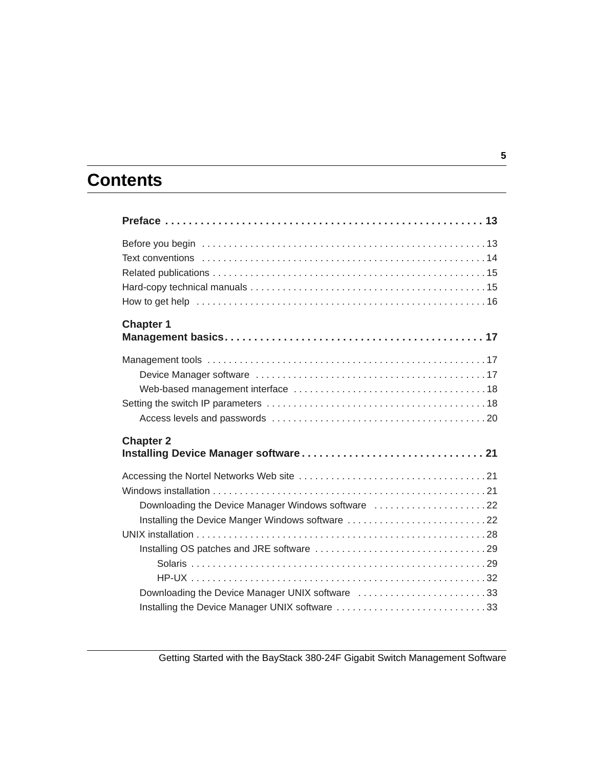# Contents

**Preface . . . . . . . . . . . . . . . . . . . . . . . . . . . . . . . . . . . . . . . . . . . . . . . . . . . . . 13**

Before you begin . . . . . . . . . . . . . . . . . . . . . . . . . . . . . . . . . . . . . . . . . . . . . . . . . . . . 13
Text conventions . . . . . . . . . . . . . . . . . . . . . . . . . . . . . . . . . . . . . . . . . . . . . . . . . . . . 14
Related publications . . . . . . . . . . . . . . . . . . . . . . . . . . . . . . . . . . . . . . . . . . . . . . . . . . . 15
Hard-copy technical manuals . . . . . . . . . . . . . . . . . . . . . . . . . . . . . . . . . . . . . . . . . . . . 15
How to get help . . . . . . . . . . . . . . . . . . . . . . . . . . . . . . . . . . . . . . . . . . . . . . . . . . . . . . 16

**Chapter 1**
**Management basics. . . . . . . . . . . . . . . . . . . . . . . . . . . . . . . . . . . . . . . . . . . . 17**

Management tools . . . . . . . . . . . . . . . . . . . . . . . . . . . . . . . . . . . . . . . . . . . . . . . . . . . . 17
    Device Manager software . . . . . . . . . . . . . . . . . . . . . . . . . . . . . . . . . . . . . . . . . . . 17
    Web-based management interface . . . . . . . . . . . . . . . . . . . . . . . . . . . . . . . . . . . 18
Setting the switch IP parameters . . . . . . . . . . . . . . . . . . . . . . . . . . . . . . . . . . . . . . . . . 18
    Access levels and passwords . . . . . . . . . . . . . . . . . . . . . . . . . . . . . . . . . . . . . . . . 20

**Chapter 2**
**Installing Device Manager software . . . . . . . . . . . . . . . . . . . . . . . . . . . . . . . 21**

Accessing the Nortel Networks Web site . . . . . . . . . . . . . . . . . . . . . . . . . . . . . . . . . . . 21
Windows installation . . . . . . . . . . . . . . . . . . . . . . . . . . . . . . . . . . . . . . . . . . . . . . . . . . . 21
    Downloading the Device Manager Windows software . . . . . . . . . . . . . . . . . . . . . 22
    Installing the Device Manger Windows software . . . . . . . . . . . . . . . . . . . . . . . . . . 22
UNIX installation . . . . . . . . . . . . . . . . . . . . . . . . . . . . . . . . . . . . . . . . . . . . . . . . . . . . . . 28
    Installing OS patches and JRE software . . . . . . . . . . . . . . . . . . . . . . . . . . . . . . . . 29
        Solaris . . . . . . . . . . . . . . . . . . . . . . . . . . . . . . . . . . . . . . . . . . . . . . . . . . . . . . . 29
        HP-UX . . . . . . . . . . . . . . . . . . . . . . . . . . . . . . . . . . . . . . . . . . . . . . . . . . . . . . . 32
    Downloading the Device Manager UNIX software . . . . . . . . . . . . . . . . . . . . . . . . 33
    Installing the Device Manager UNIX software . . . . . . . . . . . . . . . . . . . . . . . . . . . . 33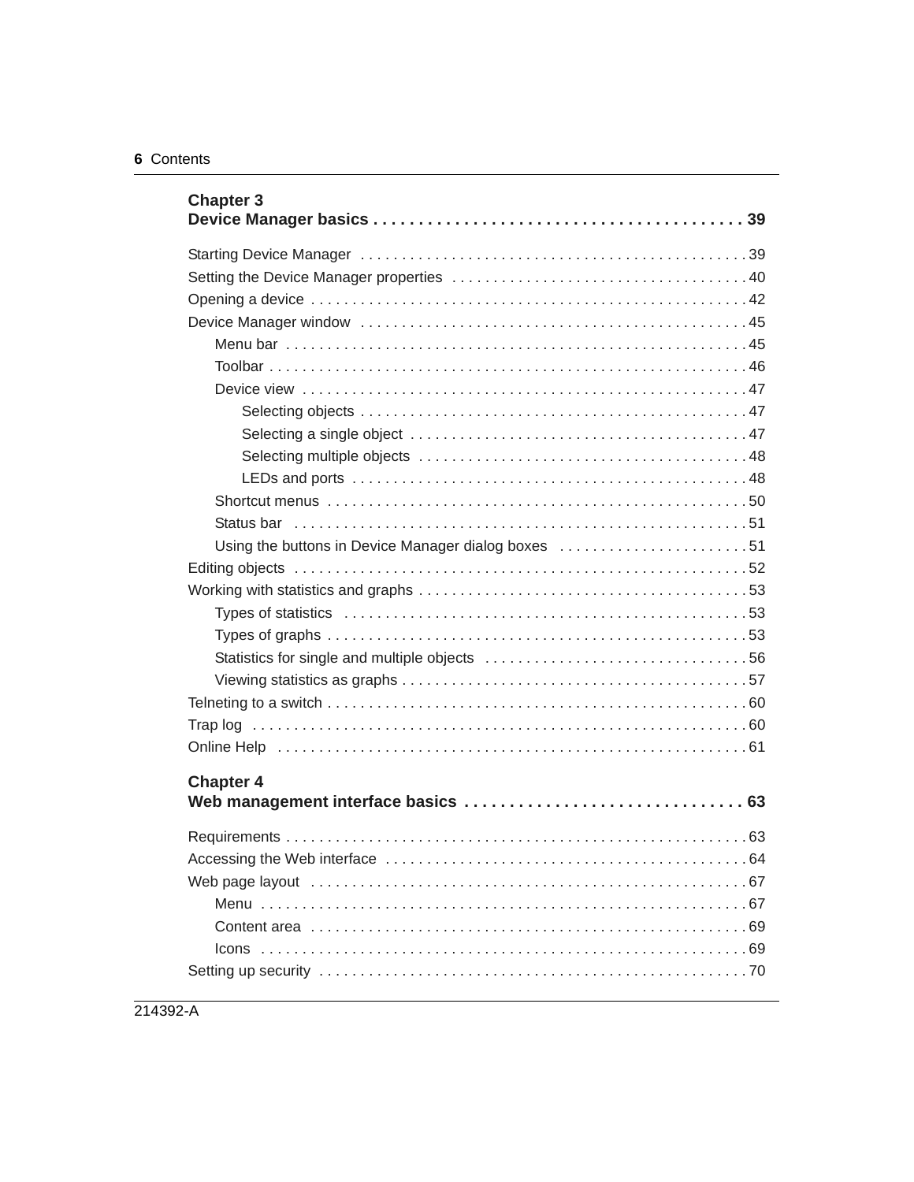**Chapter 3**
**Device Manager basics . . . . . . . . . . . . . . . . . . . . . . . . . . . . . . . . . . . . . . . . . 39**

Starting Device Manager . . . . . . . . . . . . . . . . . . . . . . . . . . . . . . . . . . . . . . . . . . . . . . 39
Setting the Device Manager properties . . . . . . . . . . . . . . . . . . . . . . . . . . . . . . . . . . . 40
Opening a device . . . . . . . . . . . . . . . . . . . . . . . . . . . . . . . . . . . . . . . . . . . . . . . . . . . . 42
Device Manager window . . . . . . . . . . . . . . . . . . . . . . . . . . . . . . . . . . . . . . . . . . . . . . 45
    Menu bar . . . . . . . . . . . . . . . . . . . . . . . . . . . . . . . . . . . . . . . . . . . . . . . . . . . . . . . 45
    Toolbar . . . . . . . . . . . . . . . . . . . . . . . . . . . . . . . . . . . . . . . . . . . . . . . . . . . . . . . . . 46
    Device view . . . . . . . . . . . . . . . . . . . . . . . . . . . . . . . . . . . . . . . . . . . . . . . . . . . . . 47
        Selecting objects . . . . . . . . . . . . . . . . . . . . . . . . . . . . . . . . . . . . . . . . . . . . . . 47
        Selecting a single object . . . . . . . . . . . . . . . . . . . . . . . . . . . . . . . . . . . . . . . . 47
        Selecting multiple objects . . . . . . . . . . . . . . . . . . . . . . . . . . . . . . . . . . . . . . . 48
        LEDs and ports . . . . . . . . . . . . . . . . . . . . . . . . . . . . . . . . . . . . . . . . . . . . . . . 48
    Shortcut menus . . . . . . . . . . . . . . . . . . . . . . . . . . . . . . . . . . . . . . . . . . . . . . . . . . 50
    Status bar . . . . . . . . . . . . . . . . . . . . . . . . . . . . . . . . . . . . . . . . . . . . . . . . . . . . . . 51
    Using the buttons in Device Manager dialog boxes . . . . . . . . . . . . . . . . . . . . . . . 51
Editing objects . . . . . . . . . . . . . . . . . . . . . . . . . . . . . . . . . . . . . . . . . . . . . . . . . . . . . . 52
Working with statistics and graphs . . . . . . . . . . . . . . . . . . . . . . . . . . . . . . . . . . . . . . . 53
    Types of statistics . . . . . . . . . . . . . . . . . . . . . . . . . . . . . . . . . . . . . . . . . . . . . . . . . 53
    Types of graphs . . . . . . . . . . . . . . . . . . . . . . . . . . . . . . . . . . . . . . . . . . . . . . . . . . . 53
    Statistics for single and multiple objects . . . . . . . . . . . . . . . . . . . . . . . . . . . . . . . . 56
    Viewing statistics as graphs . . . . . . . . . . . . . . . . . . . . . . . . . . . . . . . . . . . . . . . . . 57
Telneting to a switch . . . . . . . . . . . . . . . . . . . . . . . . . . . . . . . . . . . . . . . . . . . . . . . . . . 60
Trap log . . . . . . . . . . . . . . . . . . . . . . . . . . . . . . . . . . . . . . . . . . . . . . . . . . . . . . . . . . . . 60
Online Help . . . . . . . . . . . . . . . . . . . . . . . . . . . . . . . . . . . . . . . . . . . . . . . . . . . . . . . . . 61

**Chapter 4**
**Web management interface basics . . . . . . . . . . . . . . . . . . . . . . . . . . . . . . . 63**

Requirements . . . . . . . . . . . . . . . . . . . . . . . . . . . . . . . . . . . . . . . . . . . . . . . . . . . . . . . . 63
Accessing the Web interface . . . . . . . . . . . . . . . . . . . . . . . . . . . . . . . . . . . . . . . . . . . . 64
Web page layout . . . . . . . . . . . . . . . . . . . . . . . . . . . . . . . . . . . . . . . . . . . . . . . . . . . . . 67
    Menu . . . . . . . . . . . . . . . . . . . . . . . . . . . . . . . . . . . . . . . . . . . . . . . . . . . . . . . . . . . 67
    Content area . . . . . . . . . . . . . . . . . . . . . . . . . . . . . . . . . . . . . . . . . . . . . . . . . . . . . 69
    Icons . . . . . . . . . . . . . . . . . . . . . . . . . . . . . . . . . . . . . . . . . . . . . . . . . . . . . . . . . . . 69
Setting up security . . . . . . . . . . . . . . . . . . . . . . . . . . . . . . . . . . . . . . . . . . . . . . . . . . . . 70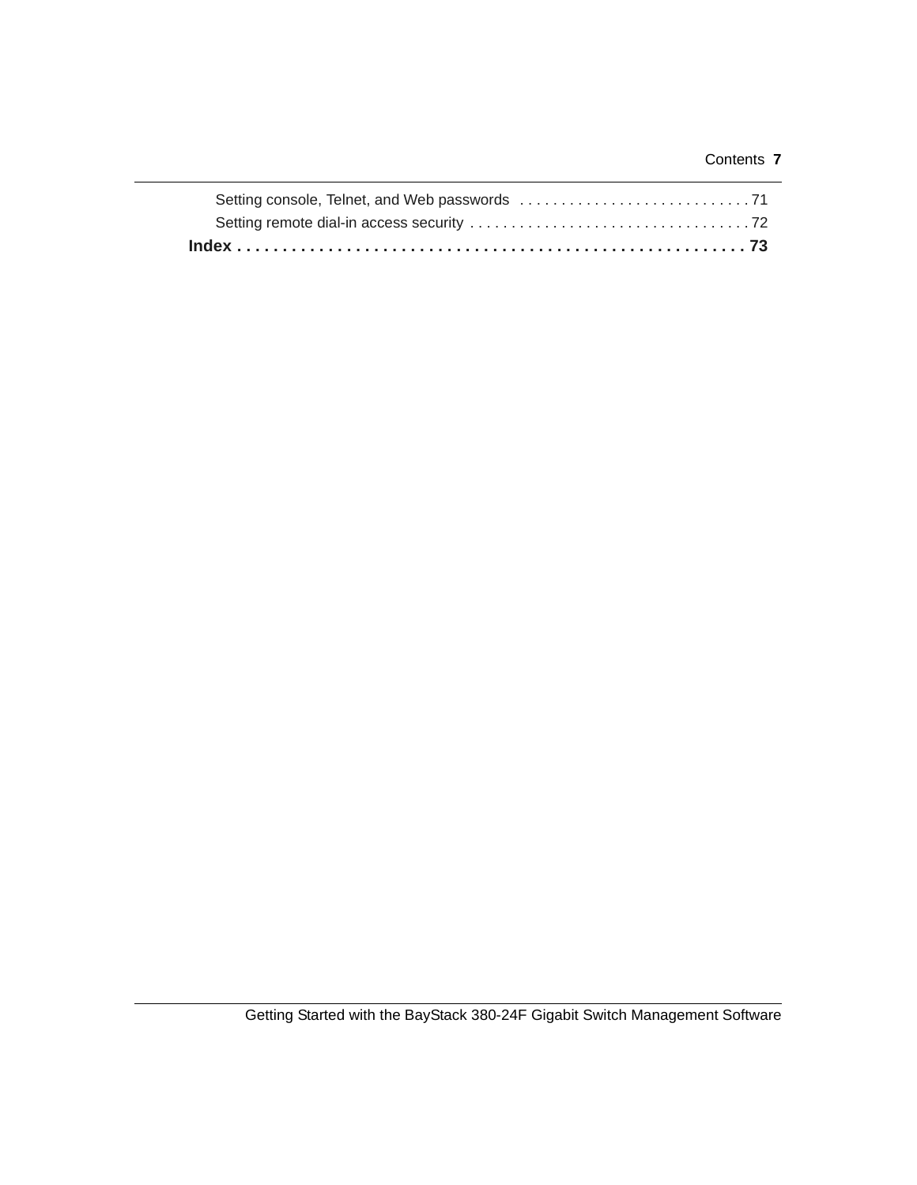Setting console, Telnet, and Web passwords . . . . . . . . . . . . . . . . . . . . . . . . . . . . 71

Setting remote dial-in access security . . . . . . . . . . . . . . . . . . . . . . . . . . . . . . . . . . . 72

**Index . . . . . . . . . . . . . . . . . . . . . . . . . . . . . . . . . . . . . . . . . . . . . . . . . . . . . 73**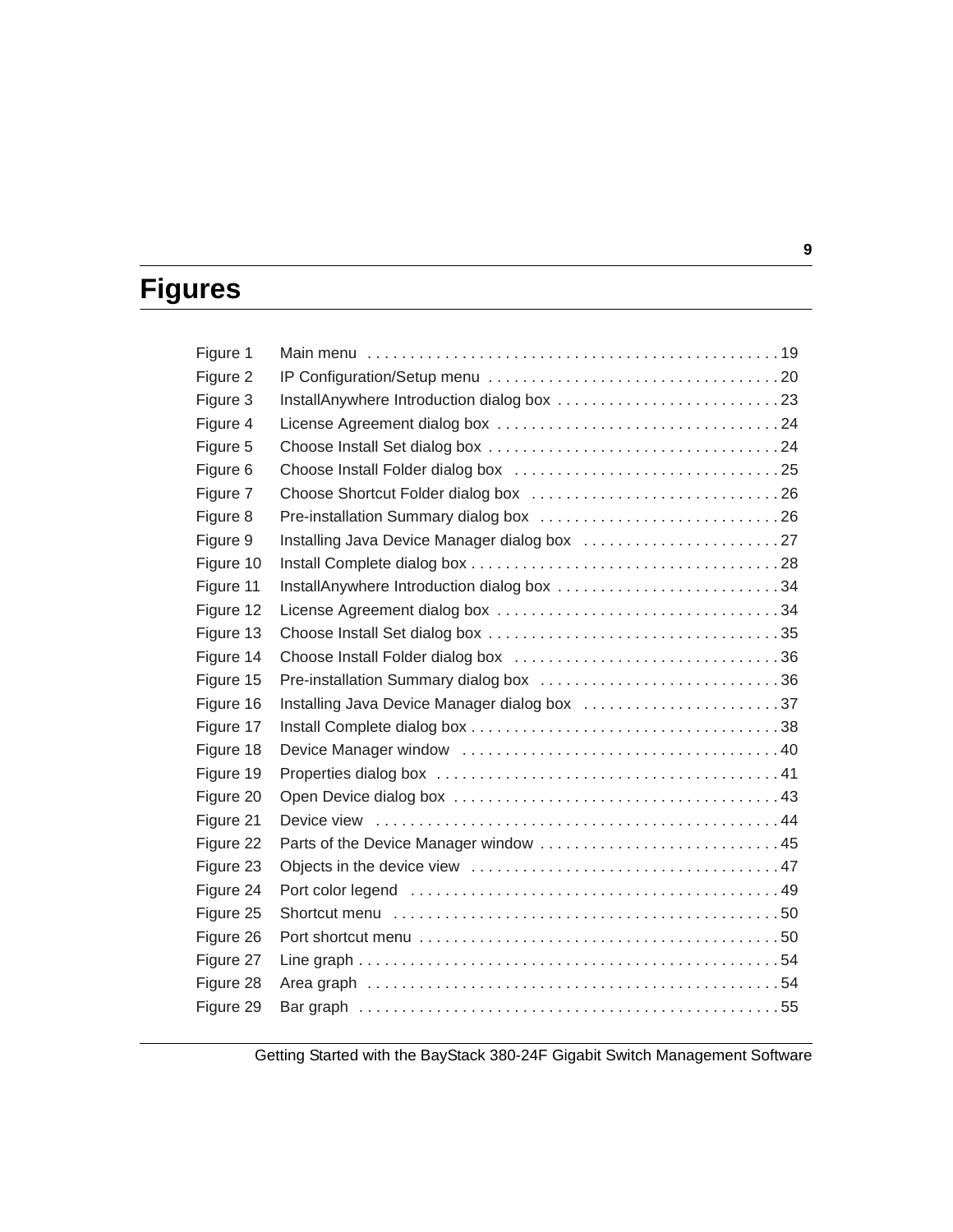# Figures

| | | |
|---|---|---|
| Figure 1 | Main menu | 19 |
| Figure 2 | IP Configuration/Setup menu | 20 |
| Figure 3 | InstallAnywhere Introduction dialog box | 23 |
| Figure 4 | License Agreement dialog box | 24 |
| Figure 5 | Choose Install Set dialog box | 24 |
| Figure 6 | Choose Install Folder dialog box | 25 |
| Figure 7 | Choose Shortcut Folder dialog box | 26 |
| Figure 8 | Pre-installation Summary dialog box | 26 |
| Figure 9 | Installing Java Device Manager dialog box | 27 |
| Figure 10 | Install Complete dialog box | 28 |
| Figure 11 | InstallAnywhere Introduction dialog box | 34 |
| Figure 12 | License Agreement dialog box | 34 |
| Figure 13 | Choose Install Set dialog box | 35 |
| Figure 14 | Choose Install Folder dialog box | 36 |
| Figure 15 | Pre-installation Summary dialog box | 36 |
| Figure 16 | Installing Java Device Manager dialog box | 37 |
| Figure 17 | Install Complete dialog box | 38 |
| Figure 18 | Device Manager window | 40 |
| Figure 19 | Properties dialog box | 41 |
| Figure 20 | Open Device dialog box | 43 |
| Figure 21 | Device view | 44 |
| Figure 22 | Parts of the Device Manager window | 45 |
| Figure 23 | Objects in the device view | 47 |
| Figure 24 | Port color legend | 49 |
| Figure 25 | Shortcut menu | 50 |
| Figure 26 | Port shortcut menu | 50 |
| Figure 27 | Line graph | 54 |
| Figure 28 | Area graph | 54 |
| Figure 29 | Bar graph | 55 |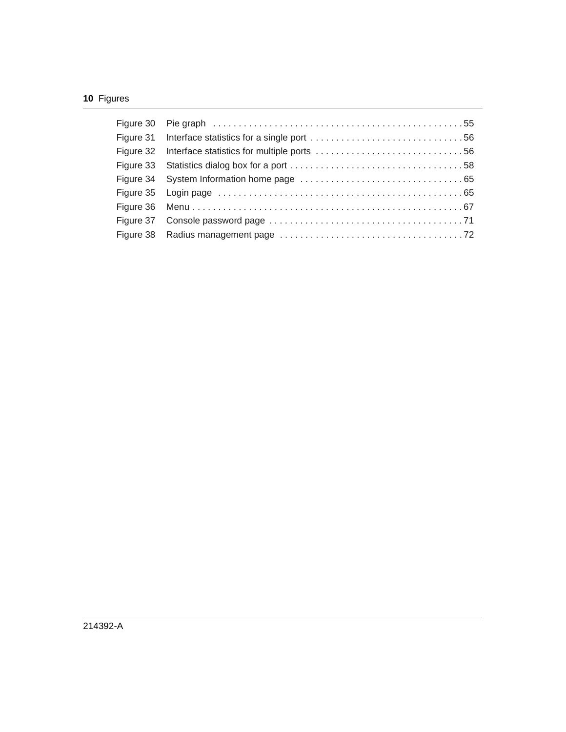| | | |
|---|---|---|
| Figure 30 | Pie graph | 55 |
| Figure 31 | Interface statistics for a single port | 56 |
| Figure 32 | Interface statistics for multiple ports | 56 |
| Figure 33 | Statistics dialog box for a port | 58 |
| Figure 34 | System Information home page | 65 |
| Figure 35 | Login page | 65 |
| Figure 36 | Menu | 67 |
| Figure 37 | Console password page | 71 |
| Figure 38 | Radius management page | 72 |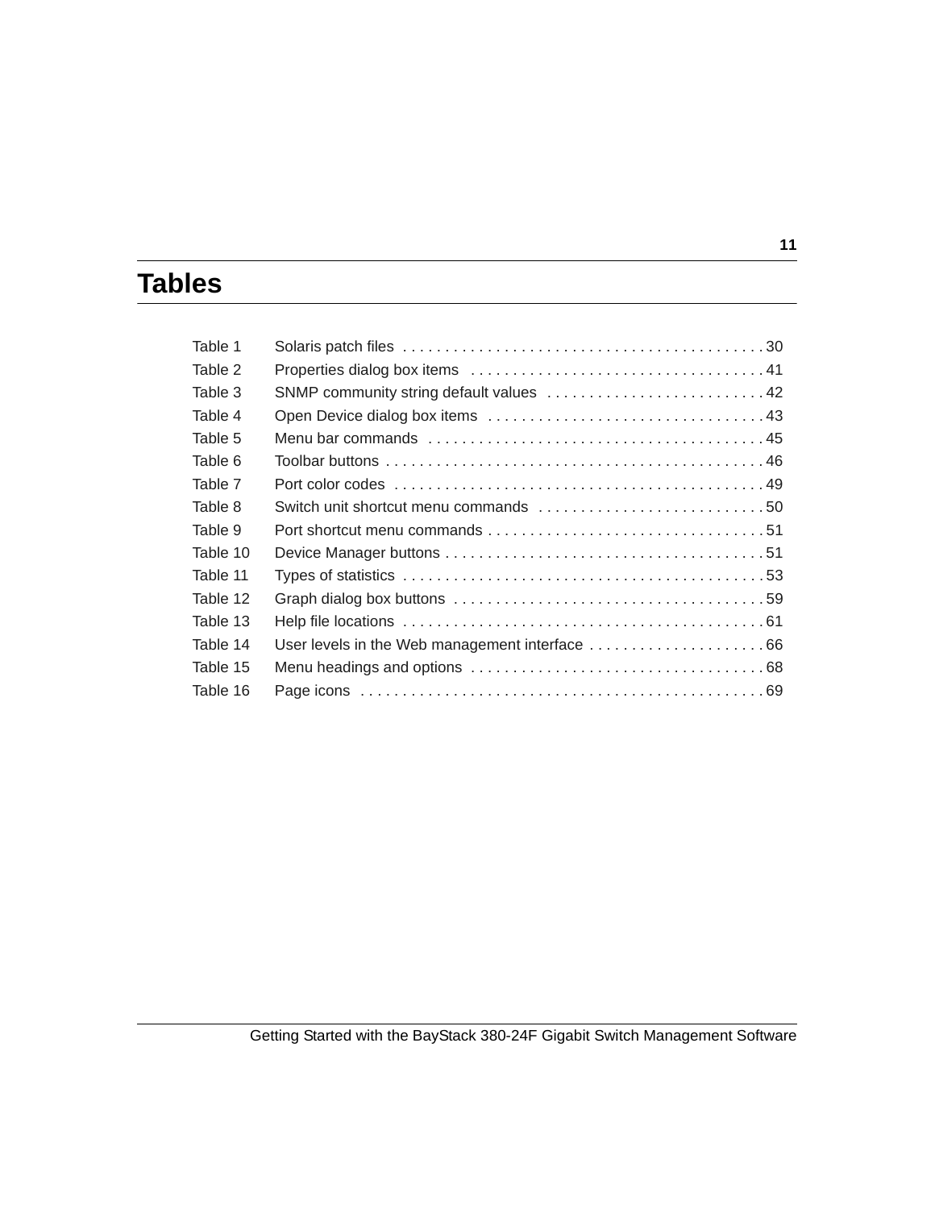# Tables

| | | |
|---|---|---|
| Table 1 | Solaris patch files | 30 |
| Table 2 | Properties dialog box items | 41 |
| Table 3 | SNMP community string default values | 42 |
| Table 4 | Open Device dialog box items | 43 |
| Table 5 | Menu bar commands | 45 |
| Table 6 | Toolbar buttons | 46 |
| Table 7 | Port color codes | 49 |
| Table 8 | Switch unit shortcut menu commands | 50 |
| Table 9 | Port shortcut menu commands | 51 |
| Table 10 | Device Manager buttons | 51 |
| Table 11 | Types of statistics | 53 |
| Table 12 | Graph dialog box buttons | 59 |
| Table 13 | Help file locations | 61 |
| Table 14 | User levels in the Web management interface | 66 |
| Table 15 | Menu headings and options | 68 |
| Table 16 | Page icons | 69 |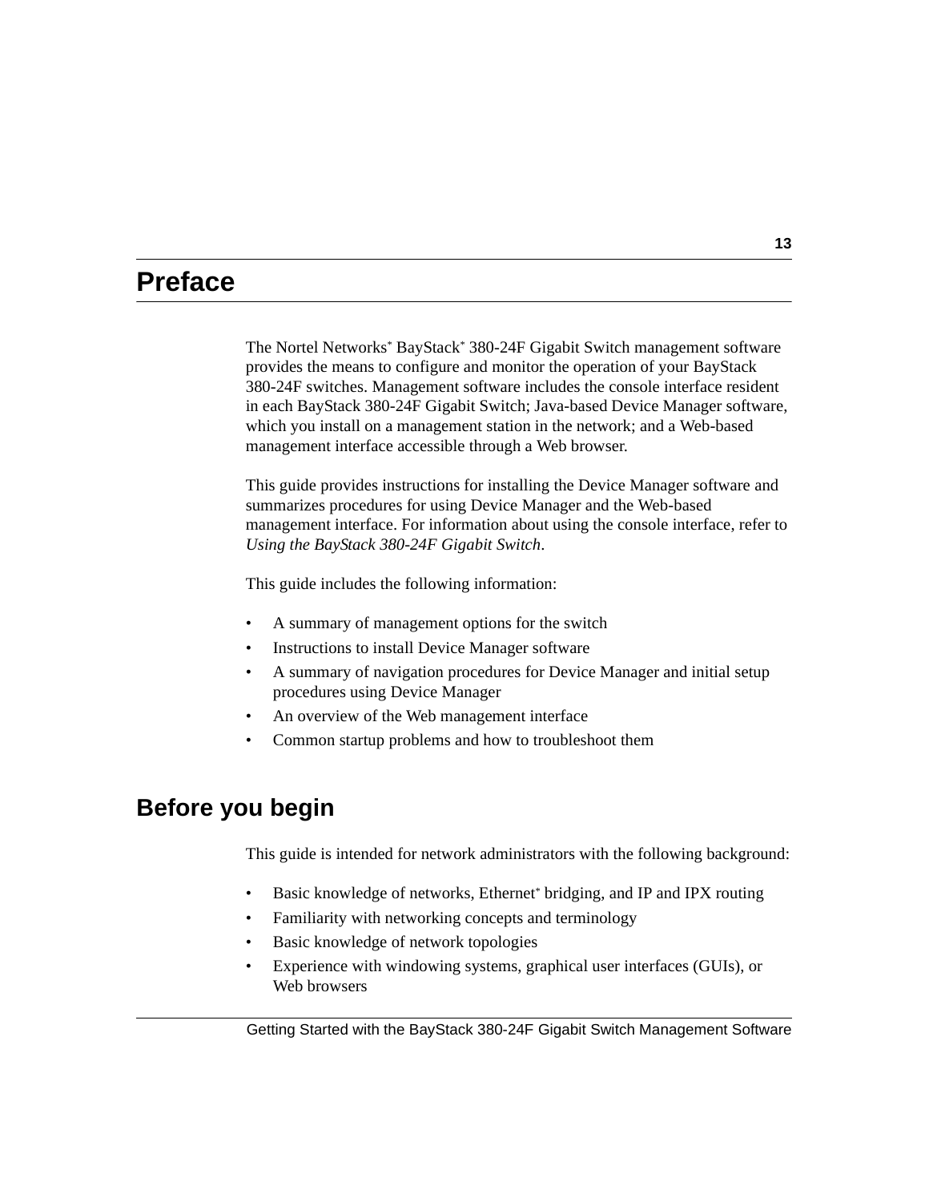# Preface

The Nortel Networks* BayStack* 380-24F Gigabit Switch management software provides the means to configure and monitor the operation of your BayStack 380-24F switches. Management software includes the console interface resident in each BayStack 380-24F Gigabit Switch; Java-based Device Manager software, which you install on a management station in the network; and a Web-based management interface accessible through a Web browser.

This guide provides instructions for installing the Device Manager software and summarizes procedures for using Device Manager and the Web-based management interface. For information about using the console interface, refer to *Using the BayStack 380-24F Gigabit Switch*.

This guide includes the following information:

- A summary of management options for the switch
- Instructions to install Device Manager software
- A summary of navigation procedures for Device Manager and initial setup procedures using Device Manager
- An overview of the Web management interface
- Common startup problems and how to troubleshoot them

## Before you begin

This guide is intended for network administrators with the following background:

- Basic knowledge of networks, Ethernet* bridging, and IP and IPX routing
- Familiarity with networking concepts and terminology
- Basic knowledge of network topologies
- Experience with windowing systems, graphical user interfaces (GUIs), or Web browsers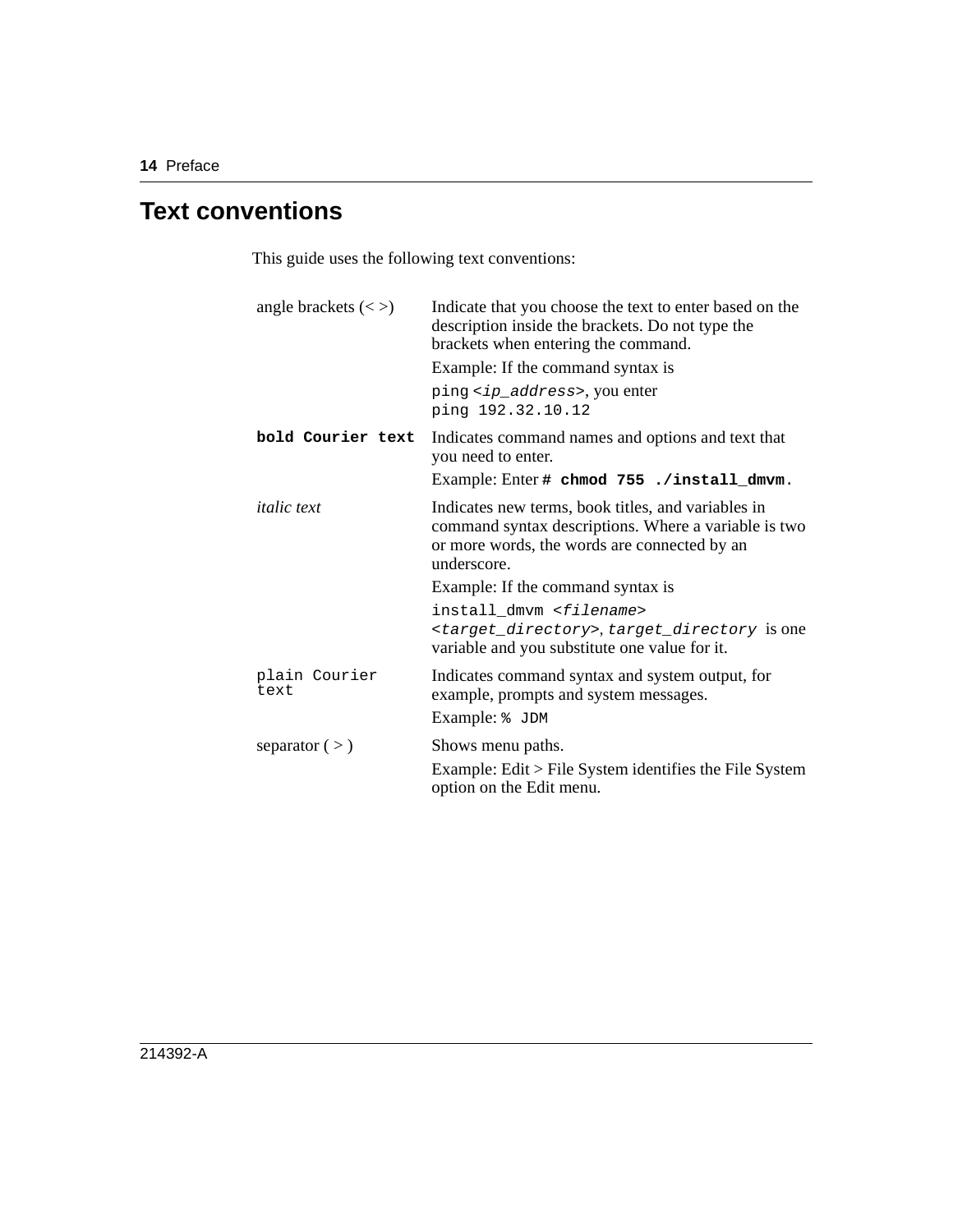## Text conventions

This guide uses the following text conventions:

| | |
|---|---|
| angle brackets (< >) | Indicate that you choose the text to enter based on the description inside the brackets. Do not type the brackets when entering the command.<br>Example: If the command syntax is<br>`ping <ip_address>`, you enter<br>`ping 192.32.10.12` |
| **`bold Courier text`** | Indicates command names and options and text that you need to enter.<br>Example: Enter **`# chmod 755 ./install_dmvm`**. |
| *italic text* | Indicates new terms, book titles, and variables in command syntax descriptions. Where a variable is two or more words, the words are connected by an underscore.<br>Example: If the command syntax is<br>`install_dmvm <filename> <target_directory>`, *`target_directory`* is one variable and you substitute one value for it. |
| `plain Courier text` | Indicates command syntax and system output, for example, prompts and system messages.<br>Example: `% JDM` |
| separator ( > ) | Shows menu paths.<br>Example: Edit > File System identifies the File System option on the Edit menu. |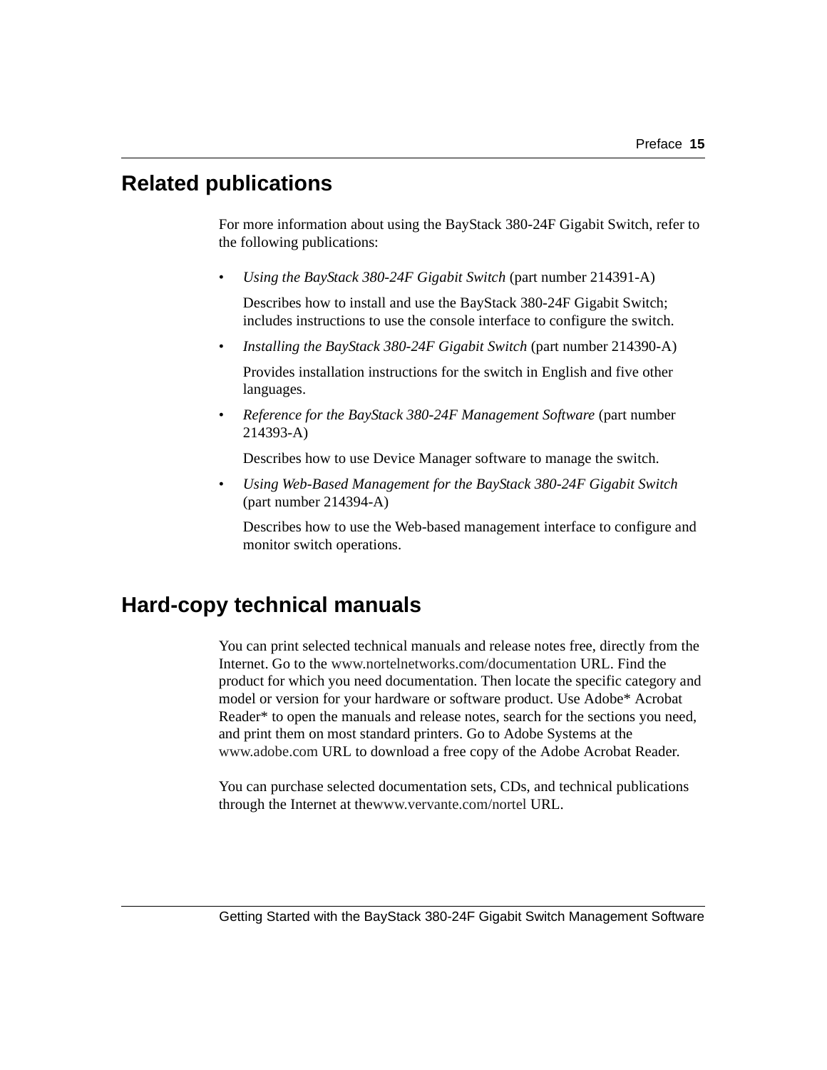## Related publications

For more information about using the BayStack 380-24F Gigabit Switch, refer to the following publications:

- *Using the BayStack 380-24F Gigabit Switch* (part number 214391-A)

  Describes how to install and use the BayStack 380-24F Gigabit Switch; includes instructions to use the console interface to configure the switch.

- *Installing the BayStack 380-24F Gigabit Switch* (part number 214390-A)

  Provides installation instructions for the switch in English and five other languages.

- *Reference for the BayStack 380-24F Management Software* (part number 214393-A)

  Describes how to use Device Manager software to manage the switch.

- *Using Web-Based Management for the BayStack 380-24F Gigabit Switch* (part number 214394-A)

  Describes how to use the Web-based management interface to configure and monitor switch operations.

## Hard-copy technical manuals

You can print selected technical manuals and release notes free, directly from the Internet. Go to the www.nortelnetworks.com/documentation URL. Find the product for which you need documentation. Then locate the specific category and model or version for your hardware or software product. Use Adobe* Acrobat Reader* to open the manuals and release notes, search for the sections you need, and print them on most standard printers. Go to Adobe Systems at the www.adobe.com URL to download a free copy of the Adobe Acrobat Reader.

You can purchase selected documentation sets, CDs, and technical publications through the Internet at thewww.vervante.com/nortel URL.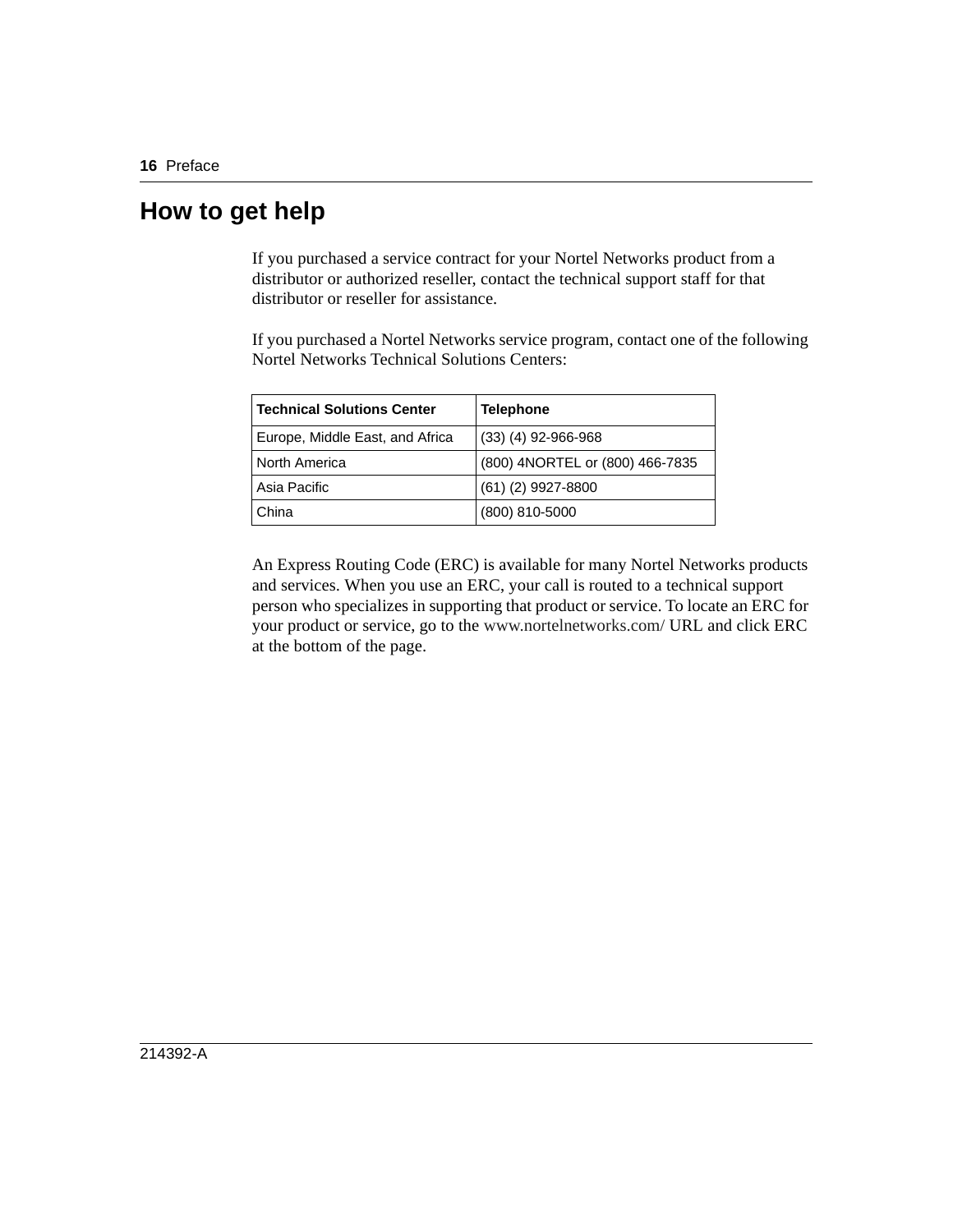## How to get help

If you purchased a service contract for your Nortel Networks product from a distributor or authorized reseller, contact the technical support staff for that distributor or reseller for assistance.

If you purchased a Nortel Networks service program, contact one of the following Nortel Networks Technical Solutions Centers:

| Technical Solutions Center | Telephone |
|---|---|
| Europe, Middle East, and Africa | (33) (4) 92-966-968 |
| North America | (800) 4NORTEL or (800) 466-7835 |
| Asia Pacific | (61) (2) 9927-8800 |
| China | (800) 810-5000 |

An Express Routing Code (ERC) is available for many Nortel Networks products and services. When you use an ERC, your call is routed to a technical support person who specializes in supporting that product or service. To locate an ERC for your product or service, go to the www.nortelnetworks.com/ URL and click ERC at the bottom of the page.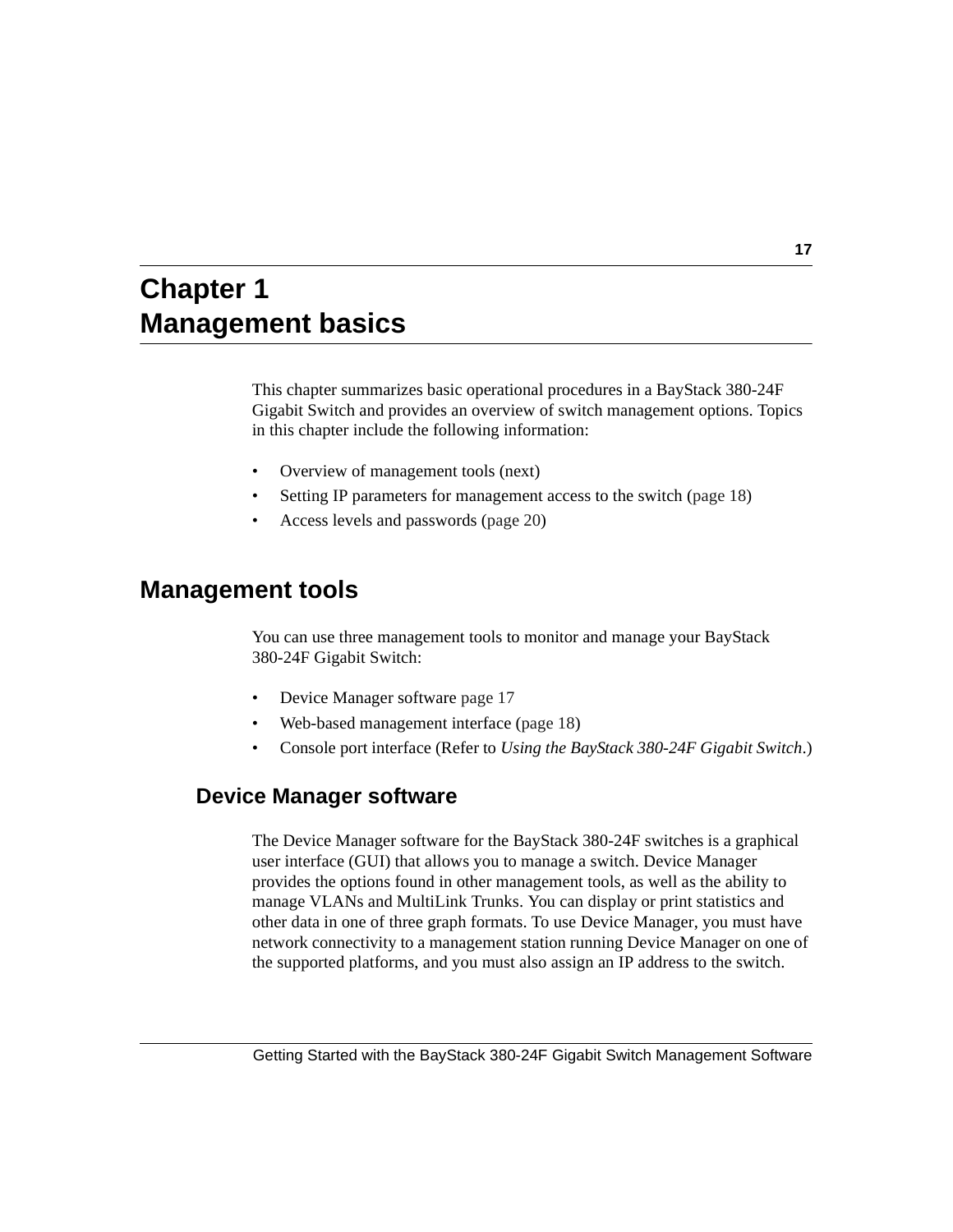# Chapter 1 Management basics

This chapter summarizes basic operational procedures in a BayStack 380-24F Gigabit Switch and provides an overview of switch management options. Topics in this chapter include the following information:

- Overview of management tools (next)
- Setting IP parameters for management access to the switch (page 18)
- Access levels and passwords (page 20)

## Management tools

You can use three management tools to monitor and manage your BayStack 380-24F Gigabit Switch:

- Device Manager software page 17
- Web-based management interface (page 18)
- Console port interface (Refer to *Using the BayStack 380-24F Gigabit Switch*.)

### Device Manager software

The Device Manager software for the BayStack 380-24F switches is a graphical user interface (GUI) that allows you to manage a switch. Device Manager provides the options found in other management tools, as well as the ability to manage VLANs and MultiLink Trunks. You can display or print statistics and other data in one of three graph formats. To use Device Manager, you must have network connectivity to a management station running Device Manager on one of the supported platforms, and you must also assign an IP address to the switch.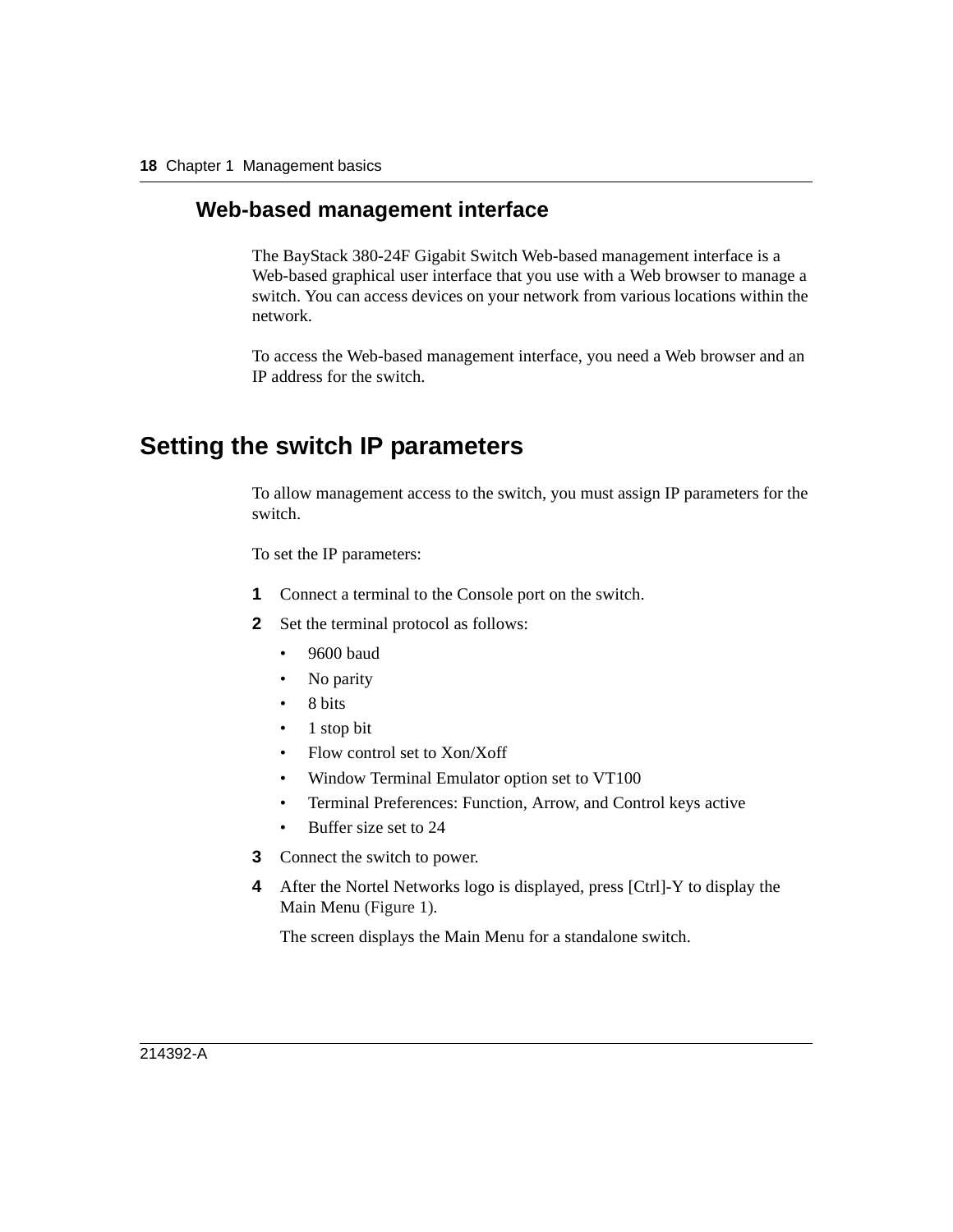## Web-based management interface

The BayStack 380-24F Gigabit Switch Web-based management interface is a Web-based graphical user interface that you use with a Web browser to manage a switch. You can access devices on your network from various locations within the network.

To access the Web-based management interface, you need a Web browser and an IP address for the switch.

# Setting the switch IP parameters

To allow management access to the switch, you must assign IP parameters for the switch.

To set the IP parameters:

1. Connect a terminal to the Console port on the switch.
2. Set the terminal protocol as follows:
   - 9600 baud
   - No parity
   - 8 bits
   - 1 stop bit
   - Flow control set to Xon/Xoff
   - Window Terminal Emulator option set to VT100
   - Terminal Preferences: Function, Arrow, and Control keys active
   - Buffer size set to 24
3. Connect the switch to power.
4. After the Nortel Networks logo is displayed, press [Ctrl]-Y to display the Main Menu (Figure 1).

   The screen displays the Main Menu for a standalone switch.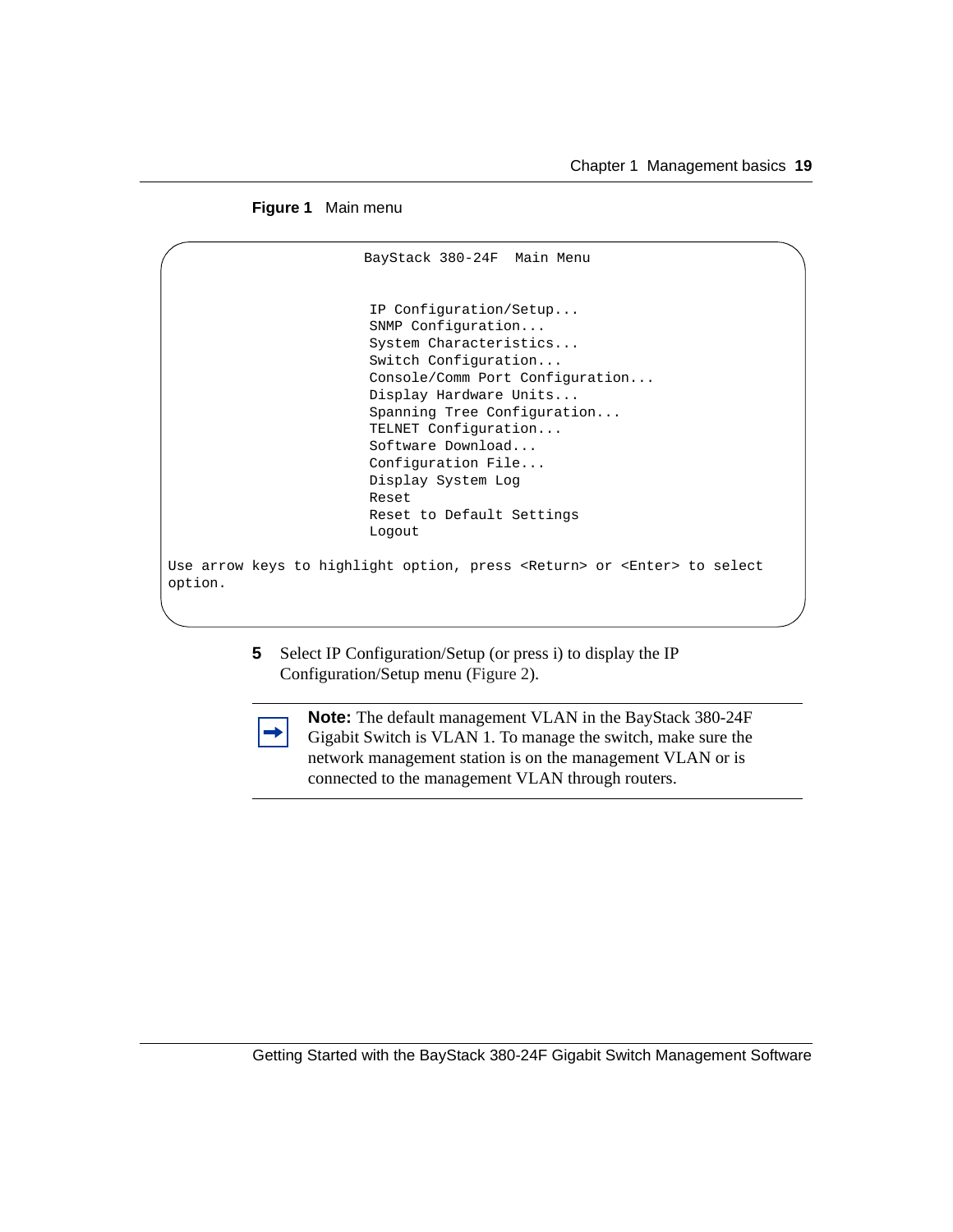**Figure 1** Main menu

```
                        BayStack 380-24F  Main Menu


                         IP Configuration/Setup...
                         SNMP Configuration...
                         System Characteristics...
                         Switch Configuration...
                         Console/Comm Port Configuration...
                         Display Hardware Units...
                         Spanning Tree Configuration...
                         TELNET Configuration...
                         Software Download...
                         Configuration File...
                         Display System Log
                         Reset
                         Reset to Default Settings
                         Logout

Use arrow keys to highlight option, press <Return> or <Enter> to select
option.
```

5 Select IP Configuration/Setup (or press i) to display the IP Configuration/Setup menu (Figure 2).

> **Note:** The default management VLAN in the BayStack 380-24F Gigabit Switch is VLAN 1. To manage the switch, make sure the network management station is on the management VLAN or is connected to the management VLAN through routers.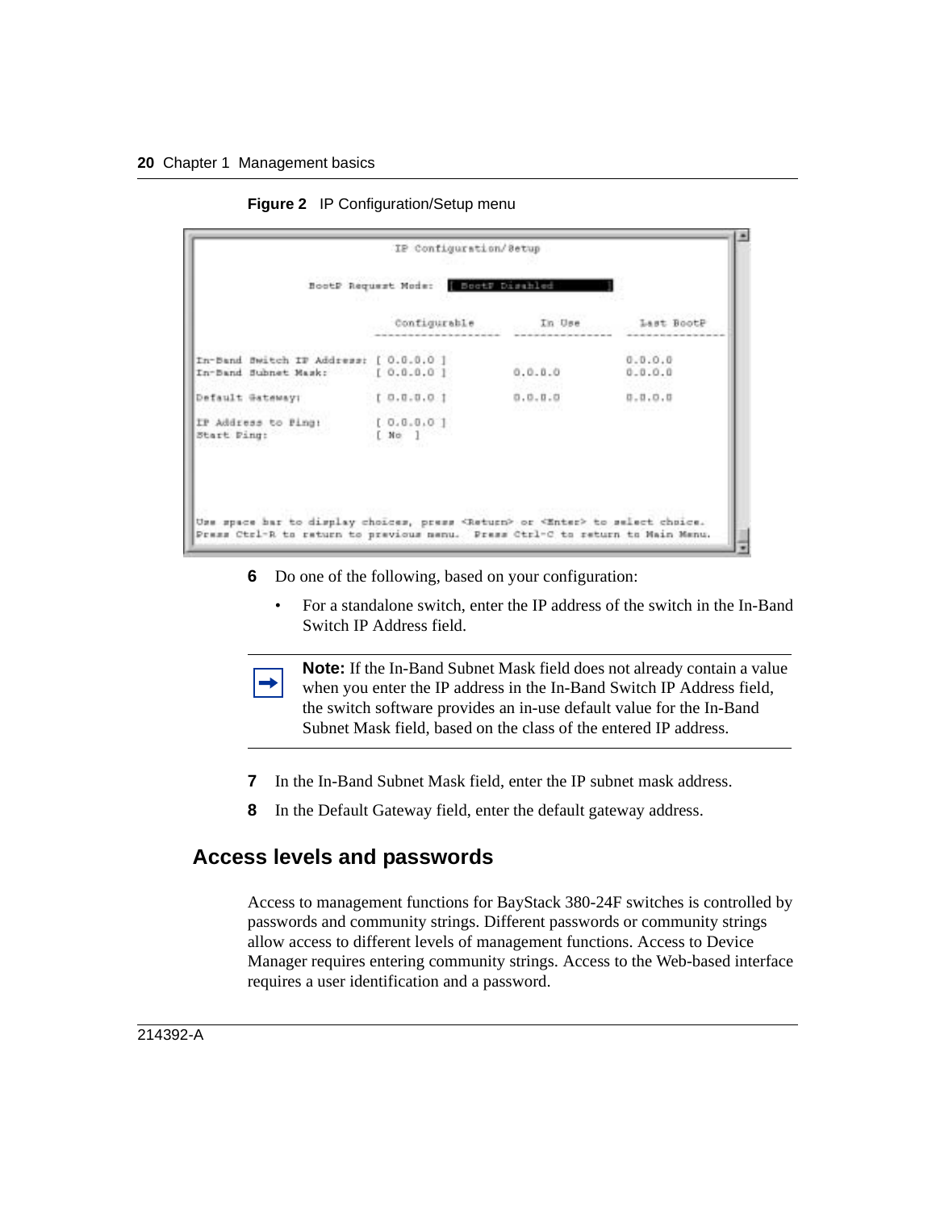**Figure 2** IP Configuration/Setup menu

```
                         IP Configuration/Setup

              BootP Request Mode:  [ BootP Disabled        ]

                              Configurable        In Use          Last BootP
                          ------------------  ---------------  ---------------
In-Band Switch IP Address: [ 0.0.0.0 ]                          0.0.0.0
In-Band Subnet Mask:       [ 0.0.0.0 ]         0.0.0.0          0.0.0.0

Default Gateway:           [ 0.0.0.0 ]         0.0.0.0          0.0.0.0

IP Address to Ping:        [ 0.0.0.0 ]
Start Ping:                [ No  ]




Use space bar to display choices, press <Return> or <Enter> to select choice.
Press Ctrl-R to return to previous menu.  Press Ctrl-C to return to Main Menu.
```

6 Do one of the following, based on your configuration:

- For a standalone switch, enter the IP address of the switch in the In-Band Switch IP Address field.

> **Note:** If the In-Band Subnet Mask field does not already contain a value when you enter the IP address in the In-Band Switch IP Address field, the switch software provides an in-use default value for the In-Band Subnet Mask field, based on the class of the entered IP address.

7 In the In-Band Subnet Mask field, enter the IP subnet mask address.

8 In the Default Gateway field, enter the default gateway address.

## Access levels and passwords

Access to management functions for BayStack 380-24F switches is controlled by passwords and community strings. Different passwords or community strings allow access to different levels of management functions. Access to Device Manager requires entering community strings. Access to the Web-based interface requires a user identification and a password.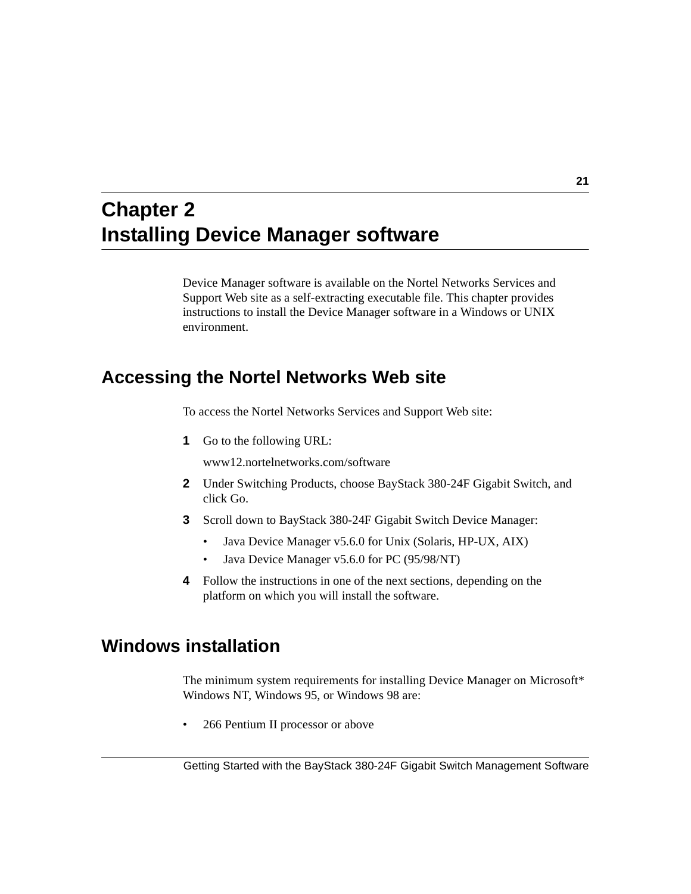# Chapter 2
# Installing Device Manager software

Device Manager software is available on the Nortel Networks Services and Support Web site as a self-extracting executable file. This chapter provides instructions to install the Device Manager software in a Windows or UNIX environment.

## Accessing the Nortel Networks Web site

To access the Nortel Networks Services and Support Web site:

**1** Go to the following URL:

www12.nortelnetworks.com/software

**2** Under Switching Products, choose BayStack 380-24F Gigabit Switch, and click Go.

**3** Scroll down to BayStack 380-24F Gigabit Switch Device Manager:

- Java Device Manager v5.6.0 for Unix (Solaris, HP-UX, AIX)
- Java Device Manager v5.6.0 for PC (95/98/NT)

**4** Follow the instructions in one of the next sections, depending on the platform on which you will install the software.

## Windows installation

The minimum system requirements for installing Device Manager on Microsoft* Windows NT, Windows 95, or Windows 98 are:

- 266 Pentium II processor or above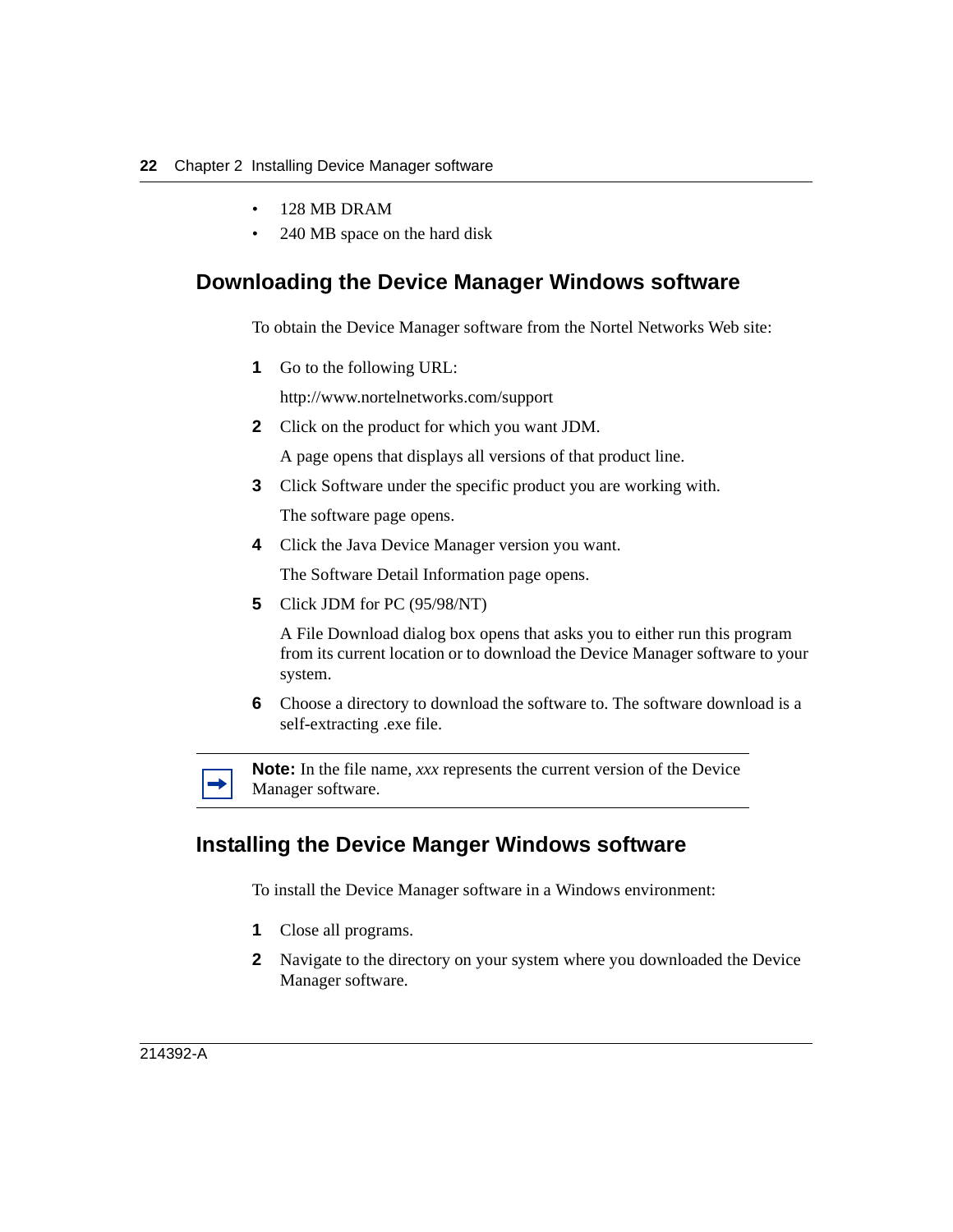- 128 MB DRAM
- 240 MB space on the hard disk

## Downloading the Device Manager Windows software

To obtain the Device Manager software from the Nortel Networks Web site:

1. Go to the following URL:

   http://www.nortelnetworks.com/support

2. Click on the product for which you want JDM.

   A page opens that displays all versions of that product line.

3. Click Software under the specific product you are working with.

   The software page opens.

4. Click the Java Device Manager version you want.

   The Software Detail Information page opens.

5. Click JDM for PC (95/98/NT)

   A File Download dialog box opens that asks you to either run this program from its current location or to download the Device Manager software to your system.

6. Choose a directory to download the software to. The software download is a self-extracting .exe file.

**Note:** In the file name, *xxx* represents the current version of the Device Manager software.

## Installing the Device Manger Windows software

To install the Device Manager software in a Windows environment:

1. Close all programs.
2. Navigate to the directory on your system where you downloaded the Device Manager software.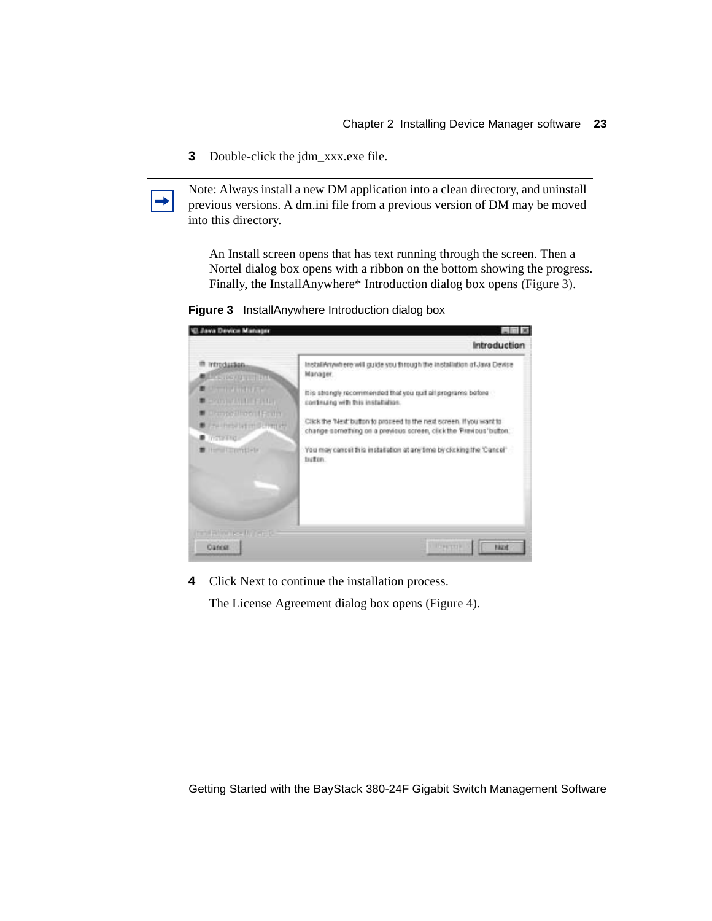3 Double-click the jdm_xxx.exe file.

---

Note: Always install a new DM application into a clean directory, and uninstall previous versions. A dm.ini file from a previous version of DM may be moved into this directory.

---

An Install screen opens that has text running through the screen. Then a Nortel dialog box opens with a ribbon on the bottom showing the progress. Finally, the InstallAnywhere* Introduction dialog box opens (Figure 3).

**Figure 3** InstallAnywhere Introduction dialog box

4 Click Next to continue the installation process.

The License Agreement dialog box opens (Figure 4).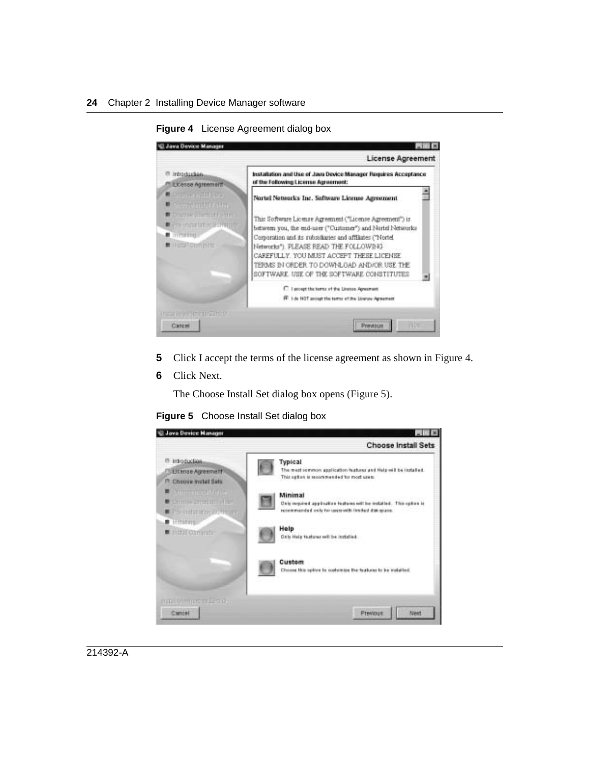**Figure 4** License Agreement dialog box

5 Click I accept the terms of the license agreement as shown in Figure 4.

6 Click Next.

The Choose Install Set dialog box opens (Figure 5).

**Figure 5** Choose Install Set dialog box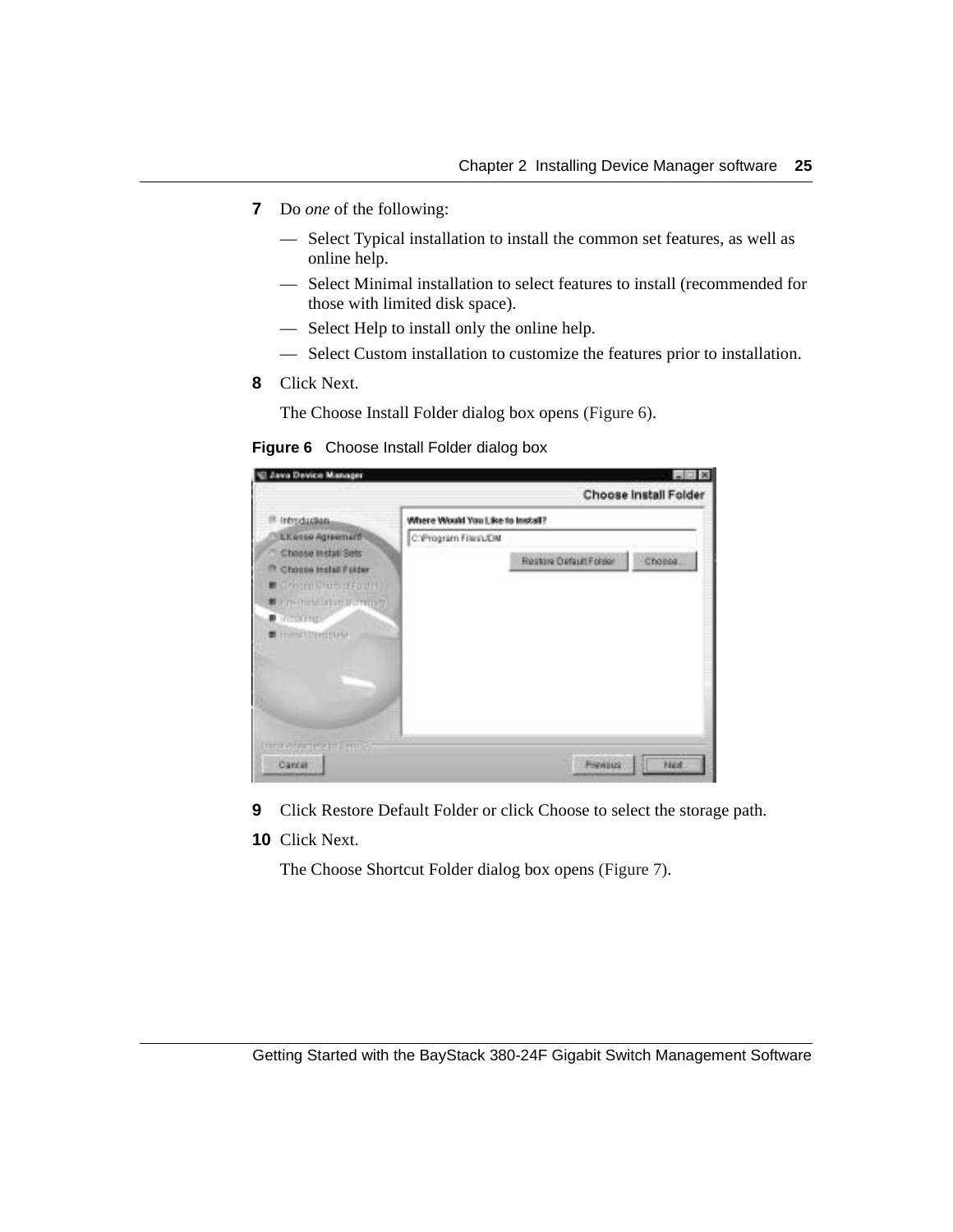7 Do *one* of the following:

— Select Typical installation to install the common set features, as well as online help.

— Select Minimal installation to select features to install (recommended for those with limited disk space).

— Select Help to install only the online help.

— Select Custom installation to customize the features prior to installation.

8 Click Next.

The Choose Install Folder dialog box opens (Figure 6).

**Figure 6** Choose Install Folder dialog box

9 Click Restore Default Folder or click Choose to select the storage path.

10 Click Next.

The Choose Shortcut Folder dialog box opens (Figure 7).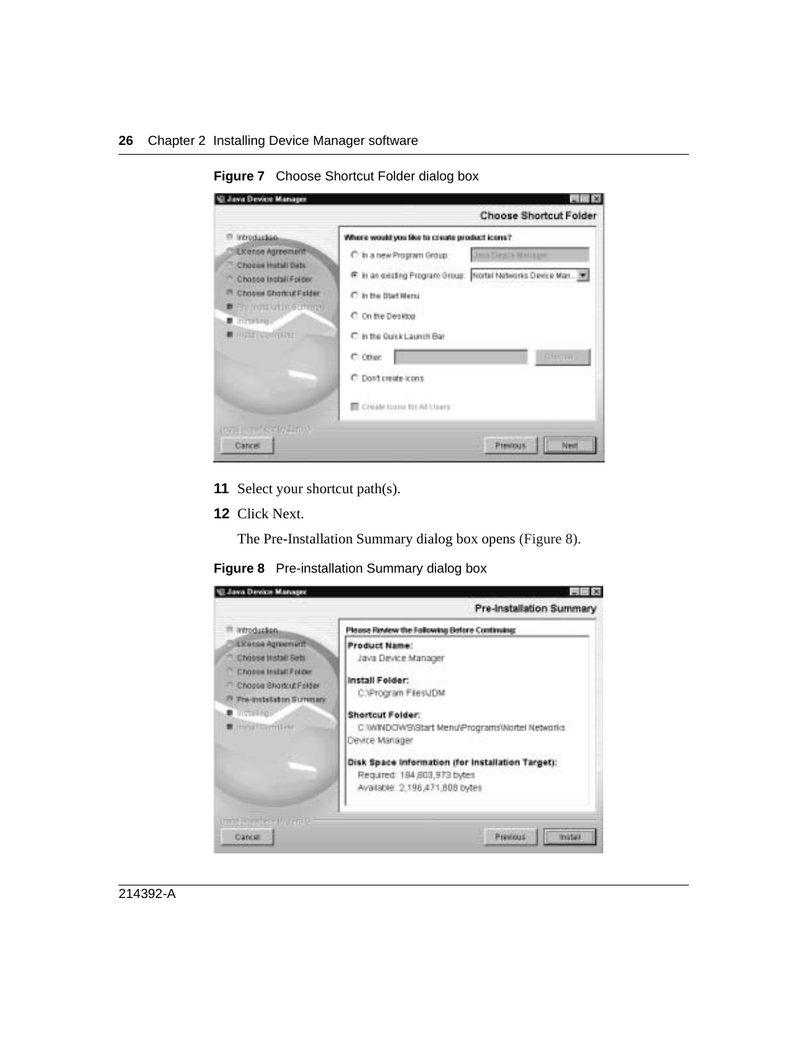**Figure 7** Choose Shortcut Folder dialog box

11. Select your shortcut path(s).
12. Click Next.

    The Pre-Installation Summary dialog box opens (Figure 8).

**Figure 8** Pre-installation Summary dialog box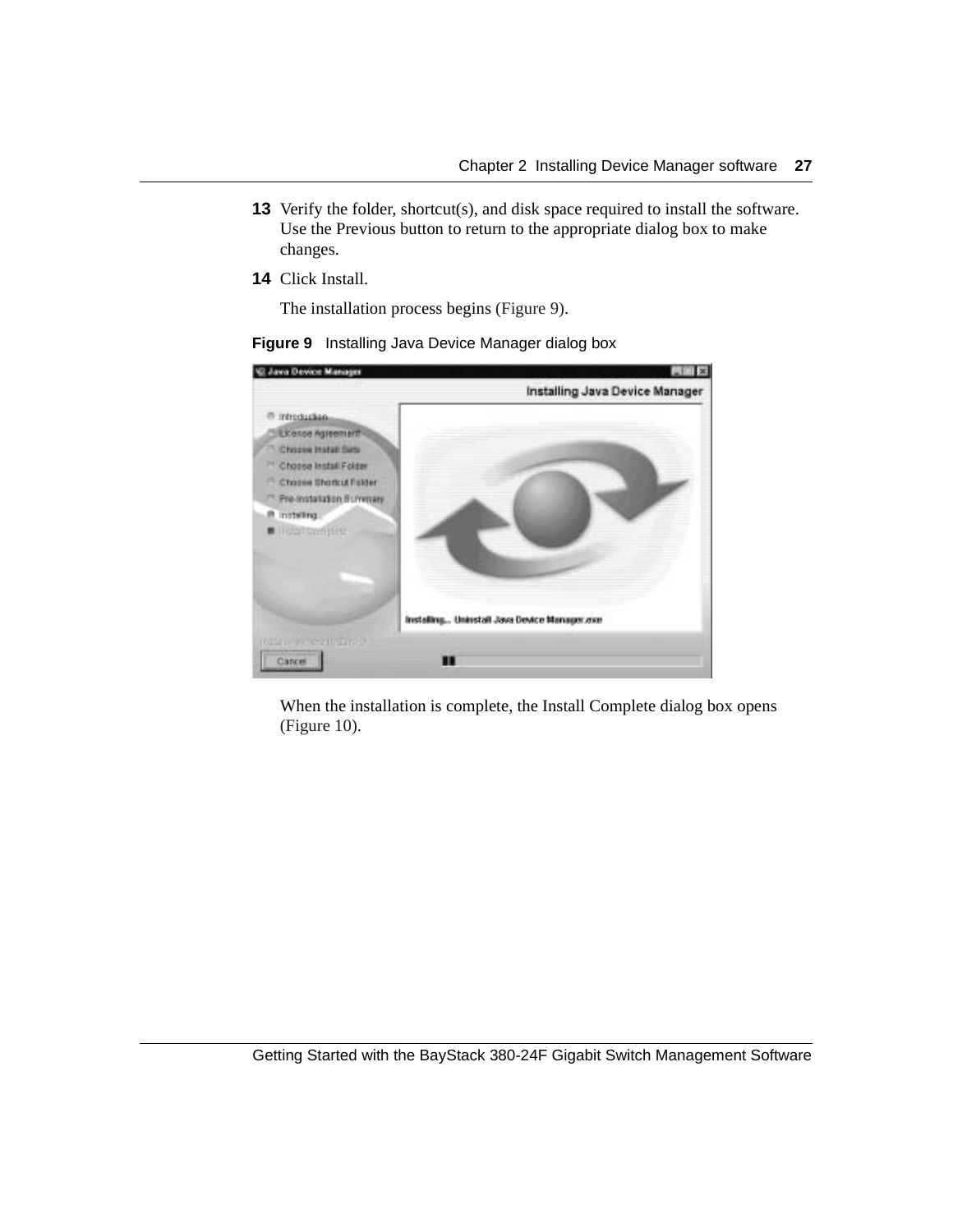13 Verify the folder, shortcut(s), and disk space required to install the software. Use the Previous button to return to the appropriate dialog box to make changes.

14 Click Install.

   The installation process begins (Figure 9).

**Figure 9** Installing Java Device Manager dialog box

   When the installation is complete, the Install Complete dialog box opens (Figure 10).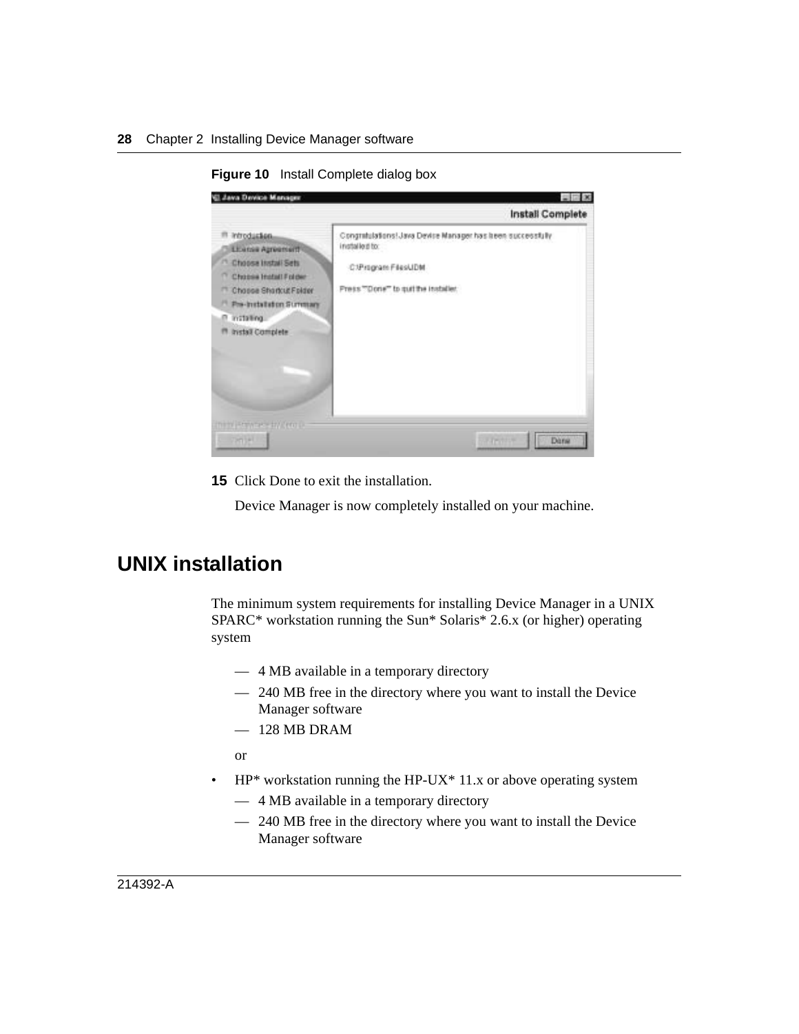**Figure 10** Install Complete dialog box

**15** Click Done to exit the installation.

Device Manager is now completely installed on your machine.

## UNIX installation

The minimum system requirements for installing Device Manager in a UNIX SPARC* workstation running the Sun* Solaris* 2.6.x (or higher) operating system

— 4 MB available in a temporary directory

— 240 MB free in the directory where you want to install the Device Manager software

— 128 MB DRAM

or

- HP* workstation running the HP-UX* 11.x or above operating system
  - — 4 MB available in a temporary directory
  - — 240 MB free in the directory where you want to install the Device Manager software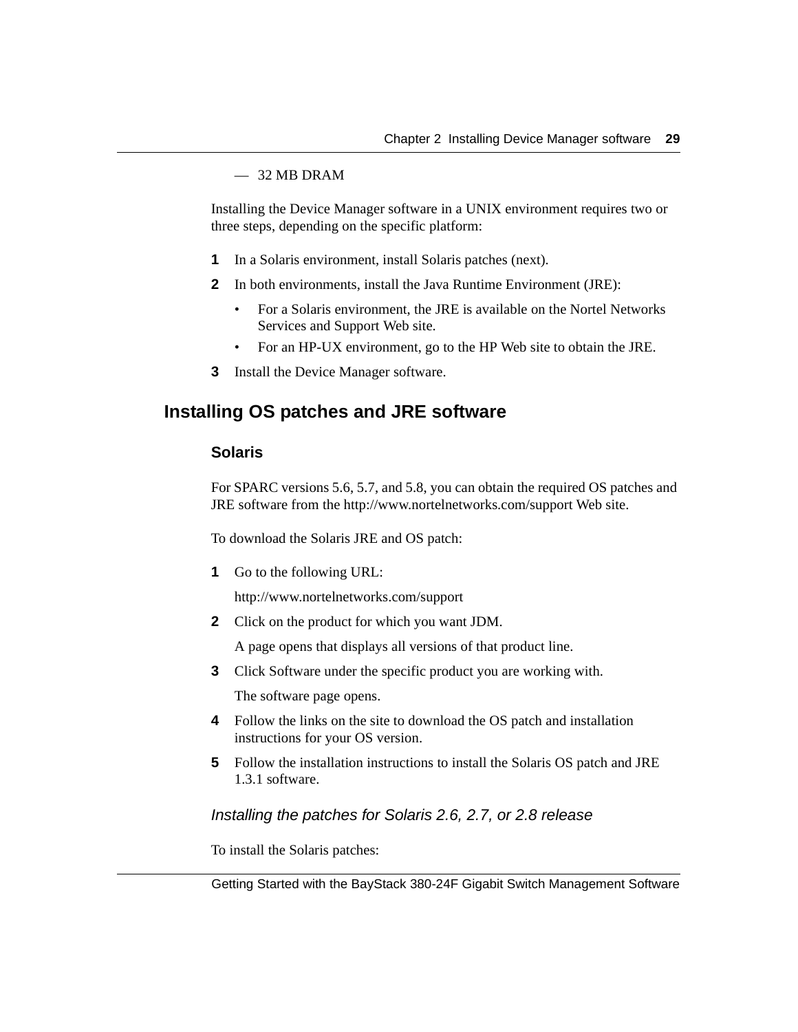— 32 MB DRAM

Installing the Device Manager software in a UNIX environment requires two or three steps, depending on the specific platform:

1. In a Solaris environment, install Solaris patches (next).
2. In both environments, install the Java Runtime Environment (JRE):
   - For a Solaris environment, the JRE is available on the Nortel Networks Services and Support Web site.
   - For an HP-UX environment, go to the HP Web site to obtain the JRE.
3. Install the Device Manager software.

## Installing OS patches and JRE software

### Solaris

For SPARC versions 5.6, 5.7, and 5.8, you can obtain the required OS patches and JRE software from the http://www.nortelnetworks.com/support Web site.

To download the Solaris JRE and OS patch:

1. Go to the following URL:

   http://www.nortelnetworks.com/support
2. Click on the product for which you want JDM.

   A page opens that displays all versions of that product line.
3. Click Software under the specific product you are working with.

   The software page opens.
4. Follow the links on the site to download the OS patch and installation instructions for your OS version.
5. Follow the installation instructions to install the Solaris OS patch and JRE 1.3.1 software.

#### *Installing the patches for Solaris 2.6, 2.7, or 2.8 release*

To install the Solaris patches: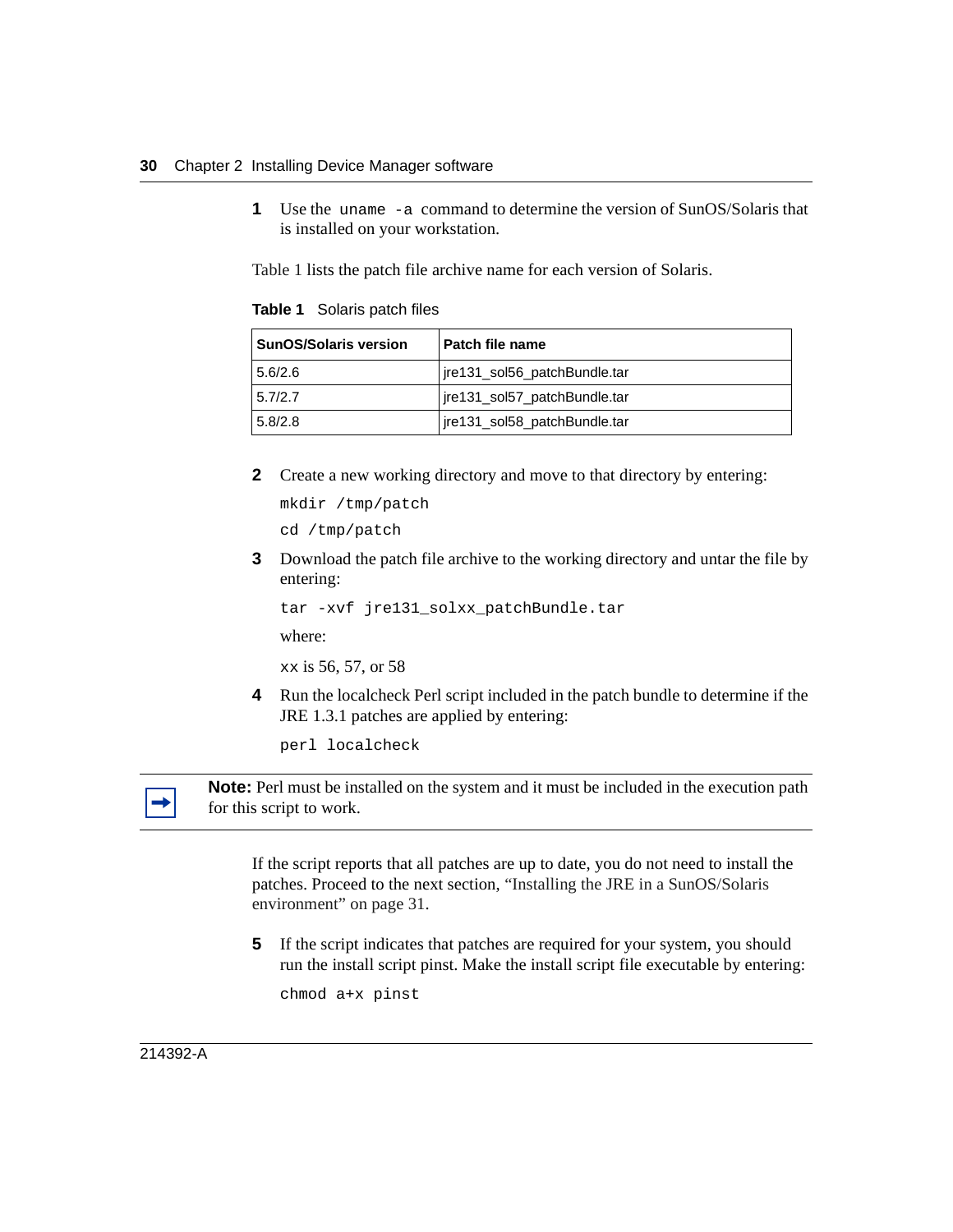1. Use the `uname -a` command to determine the version of SunOS/Solaris that is installed on your workstation.

   Table 1 lists the patch file archive name for each version of Solaris.

   **Table 1** Solaris patch files

   | SunOS/Solaris version | Patch file name |
   |---|---|
   | 5.6/2.6 | jre131_sol56_patchBundle.tar |
   | 5.7/2.7 | jre131_sol57_patchBundle.tar |
   | 5.8/2.8 | jre131_sol58_patchBundle.tar |

2. Create a new working directory and move to that directory by entering:

   ```
   mkdir /tmp/patch
   cd /tmp/patch
   ```

3. Download the patch file archive to the working directory and untar the file by entering:

   ```
   tar -xvf jre131_solxx_patchBundle.tar
   ```

   where:

   `xx` is 56, 57, or 58

4. Run the localcheck Perl script included in the patch bundle to determine if the JRE 1.3.1 patches are applied by entering:

   ```
   perl localcheck
   ```

> **Note:** Perl must be installed on the system and it must be included in the execution path for this script to work.

If the script reports that all patches are up to date, you do not need to install the patches. Proceed to the next section, "Installing the JRE in a SunOS/Solaris environment" on page 31.

5. If the script indicates that patches are required for your system, you should run the install script pinst. Make the install script file executable by entering:

   ```
   chmod a+x pinst
   ```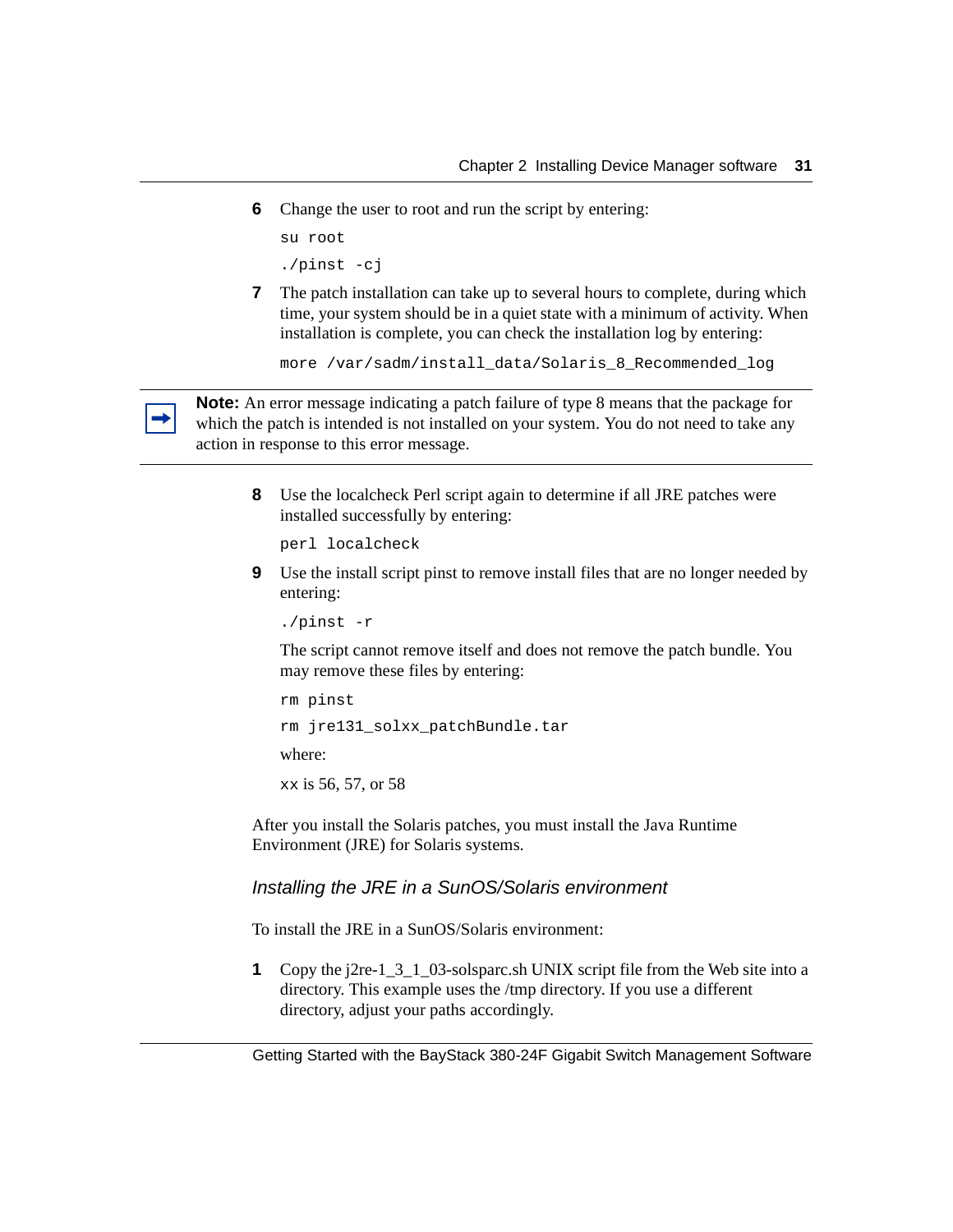6. Change the user to root and run the script by entering:

```
su root
./pinst -cj
```

7. The patch installation can take up to several hours to complete, during which time, your system should be in a quiet state with a minimum of activity. When installation is complete, you can check the installation log by entering:

```
more /var/sadm/install_data/Solaris_8_Recommended_log
```

> **Note:** An error message indicating a patch failure of type 8 means that the package for which the patch is intended is not installed on your system. You do not need to take any action in response to this error message.

8. Use the localcheck Perl script again to determine if all JRE patches were installed successfully by entering:

```
perl localcheck
```

9. Use the install script pinst to remove install files that are no longer needed by entering:

```
./pinst -r
```

   The script cannot remove itself and does not remove the patch bundle. You may remove these files by entering:

```
rm pinst
rm jre131_solxx_patchBundle.tar
```

   where:

   `xx` is 56, 57, or 58

After you install the Solaris patches, you must install the Java Runtime Environment (JRE) for Solaris systems.

### *Installing the JRE in a SunOS/Solaris environment*

To install the JRE in a SunOS/Solaris environment:

1. Copy the j2re-1_3_1_03-solsparc.sh UNIX script file from the Web site into a directory. This example uses the /tmp directory. If you use a different directory, adjust your paths accordingly.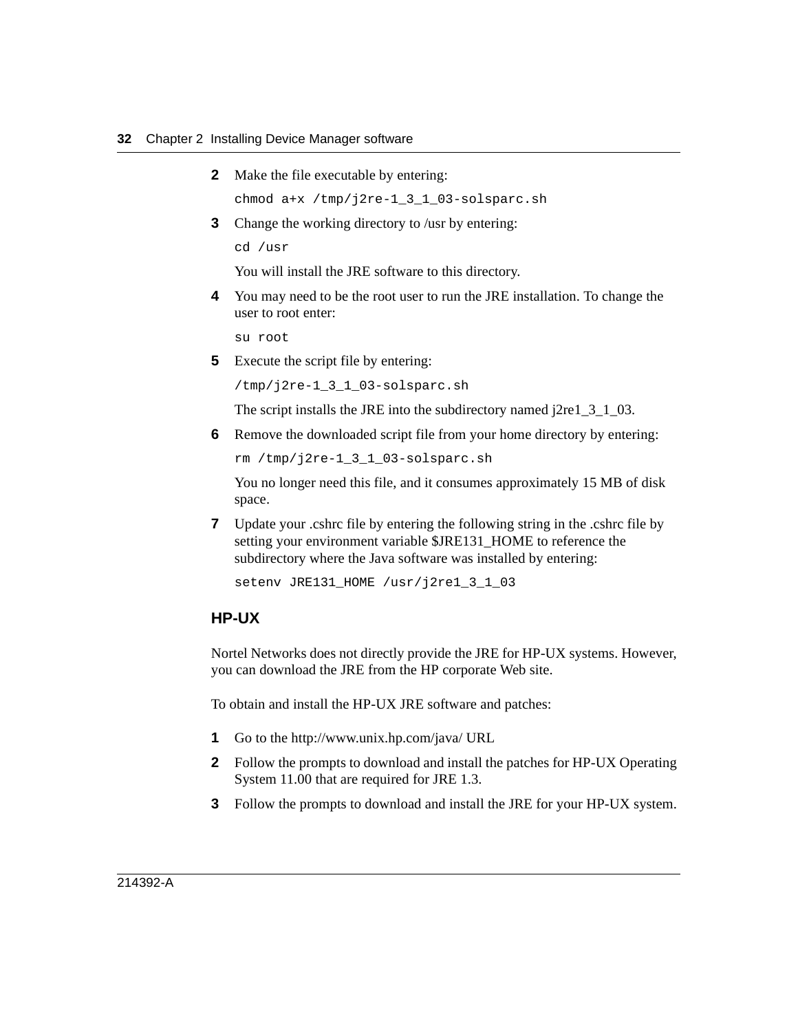2. Make the file executable by entering:

```
chmod a+x /tmp/j2re-1_3_1_03-solsparc.sh
```

3. Change the working directory to /usr by entering:

```
cd /usr
```

   You will install the JRE software to this directory.

4. You may need to be the root user to run the JRE installation. To change the user to root enter:

```
su root
```

5. Execute the script file by entering:

```
/tmp/j2re-1_3_1_03-solsparc.sh
```

   The script installs the JRE into the subdirectory named j2re1_3_1_03.

6. Remove the downloaded script file from your home directory by entering:

```
rm /tmp/j2re-1_3_1_03-solsparc.sh
```

   You no longer need this file, and it consumes approximately 15 MB of disk space.

7. Update your .cshrc file by entering the following string in the .cshrc file by setting your environment variable $JRE131_HOME to reference the subdirectory where the Java software was installed by entering:

```
setenv JRE131_HOME /usr/j2re1_3_1_03
```

### HP-UX

Nortel Networks does not directly provide the JRE for HP-UX systems. However, you can download the JRE from the HP corporate Web site.

To obtain and install the HP-UX JRE software and patches:

1. Go to the http://www.unix.hp.com/java/ URL
2. Follow the prompts to download and install the patches for HP-UX Operating System 11.00 that are required for JRE 1.3.
3. Follow the prompts to download and install the JRE for your HP-UX system.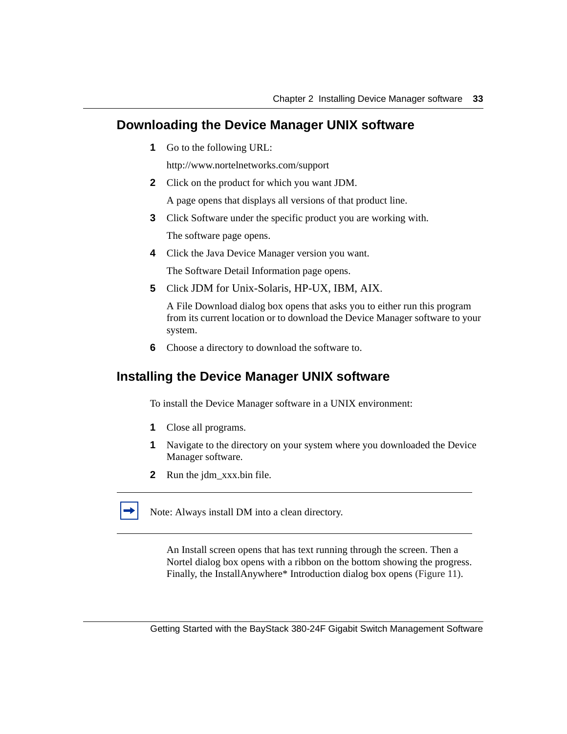## Downloading the Device Manager UNIX software

1. Go to the following URL:

   http://www.nortelnetworks.com/support

2. Click on the product for which you want JDM.

   A page opens that displays all versions of that product line.

3. Click Software under the specific product you are working with.

   The software page opens.

4. Click the Java Device Manager version you want.

   The Software Detail Information page opens.

5. Click JDM for Unix-Solaris, HP-UX, IBM, AIX.

   A File Download dialog box opens that asks you to either run this program from its current location or to download the Device Manager software to your system.

6. Choose a directory to download the software to.

## Installing the Device Manager UNIX software

To install the Device Manager software in a UNIX environment:

**1** Close all programs.

**1** Navigate to the directory on your system where you downloaded the Device Manager software.

**2** Run the jdm_xxx.bin file.

---

➡ Note: Always install DM into a clean directory.

---

An Install screen opens that has text running through the screen. Then a Nortel dialog box opens with a ribbon on the bottom showing the progress. Finally, the InstallAnywhere* Introduction dialog box opens (Figure 11).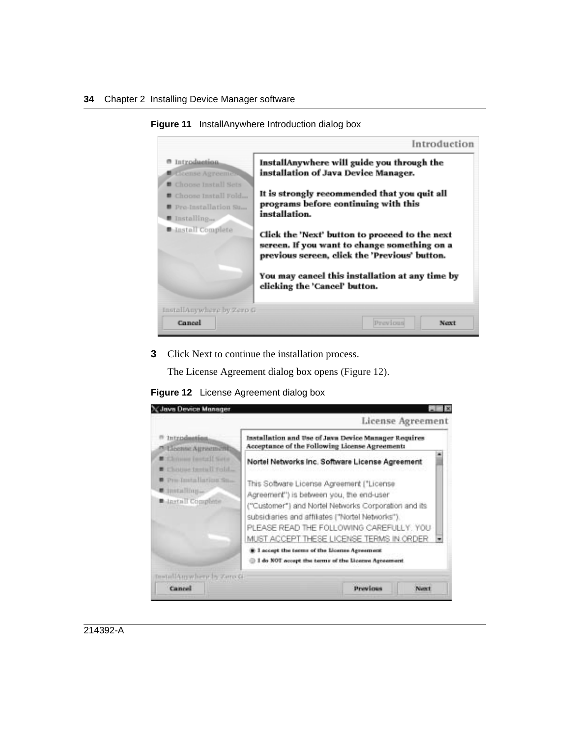**Figure 11** InstallAnywhere Introduction dialog box

**3** Click Next to continue the installation process.

The License Agreement dialog box opens (Figure 12).

**Figure 12** License Agreement dialog box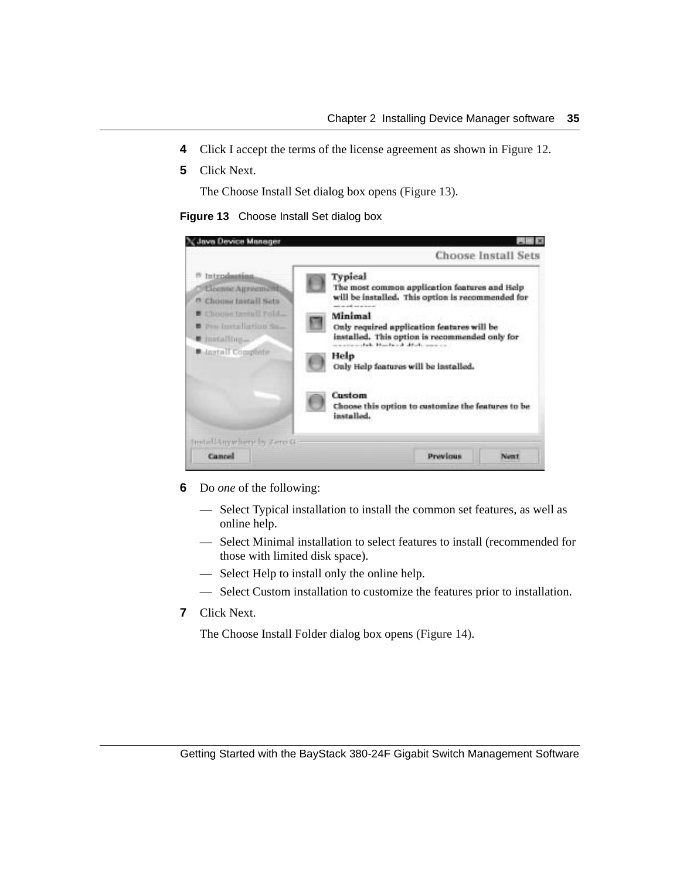4 Click I accept the terms of the license agreement as shown in Figure 12.

5 Click Next.

The Choose Install Set dialog box opens (Figure 13).

**Figure 13** Choose Install Set dialog box

6 Do *one* of the following:

— Select Typical installation to install the common set features, as well as online help.

— Select Minimal installation to select features to install (recommended for those with limited disk space).

— Select Help to install only the online help.

— Select Custom installation to customize the features prior to installation.

7 Click Next.

The Choose Install Folder dialog box opens (Figure 14).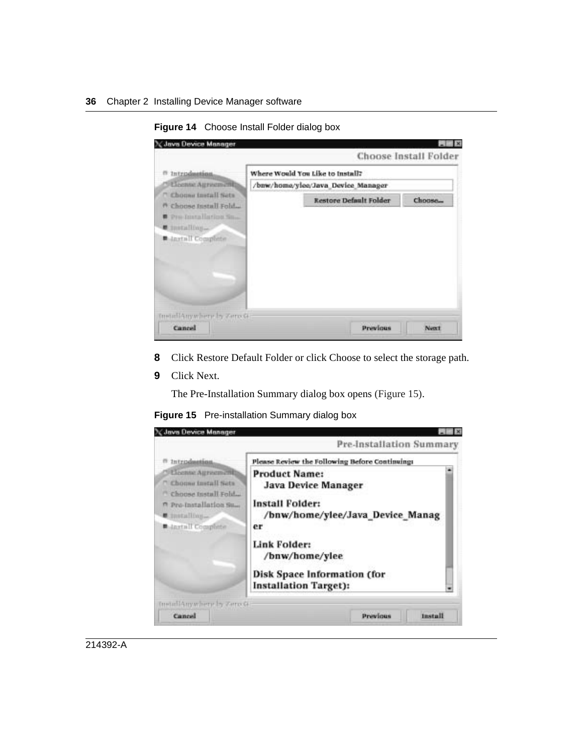**Figure 14** Choose Install Folder dialog box

**8** Click Restore Default Folder or click Choose to select the storage path.

**9** Click Next.

The Pre-Installation Summary dialog box opens (Figure 15).

**Figure 15** Pre-installation Summary dialog box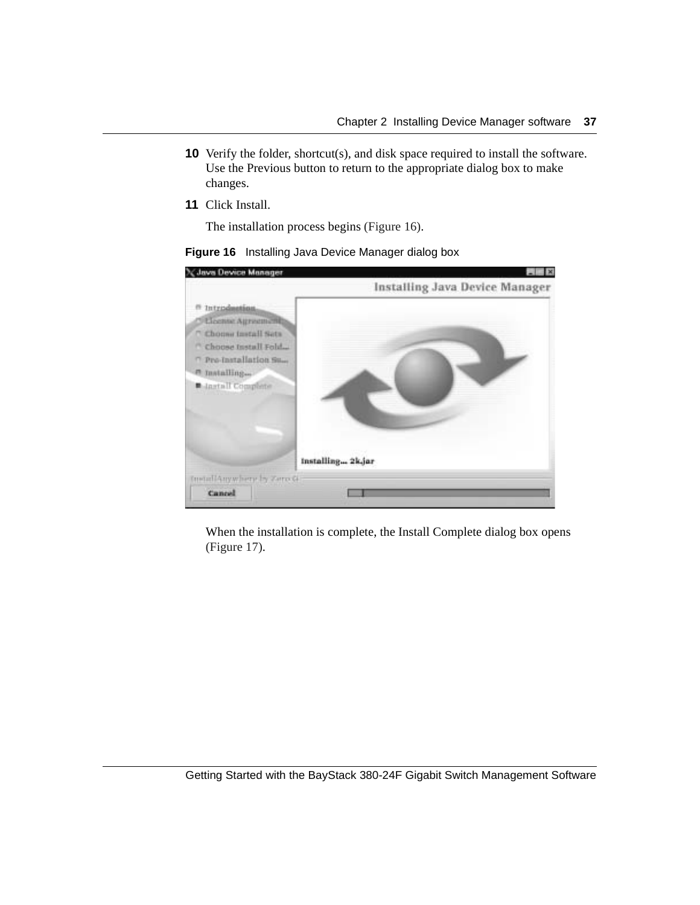10 Verify the folder, shortcut(s), and disk space required to install the software. Use the Previous button to return to the appropriate dialog box to make changes.

11 Click Install.

The installation process begins (Figure 16).

**Figure 16** Installing Java Device Manager dialog box

When the installation is complete, the Install Complete dialog box opens (Figure 17).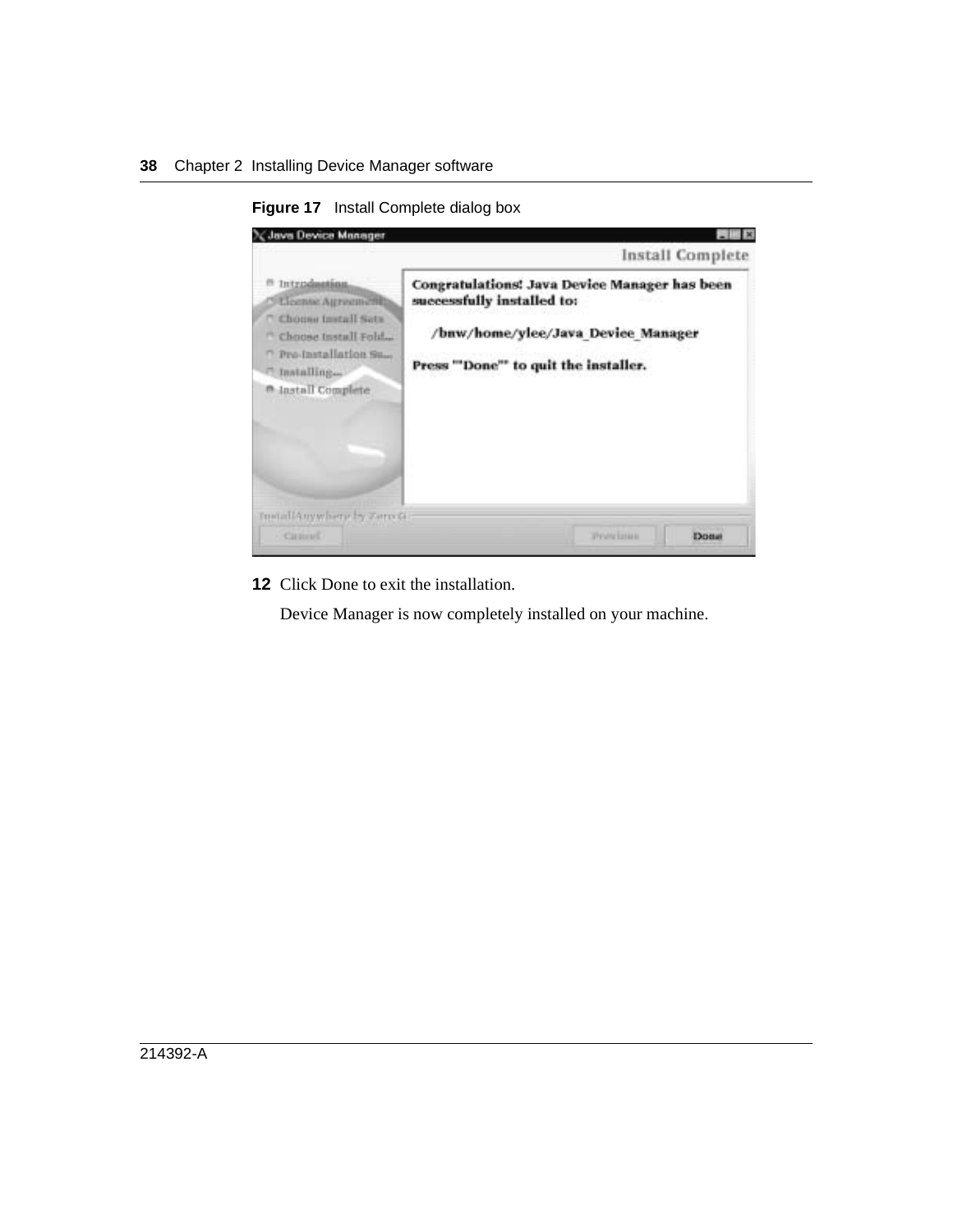**Figure 17** Install Complete dialog box

**12** Click Done to exit the installation.

Device Manager is now completely installed on your machine.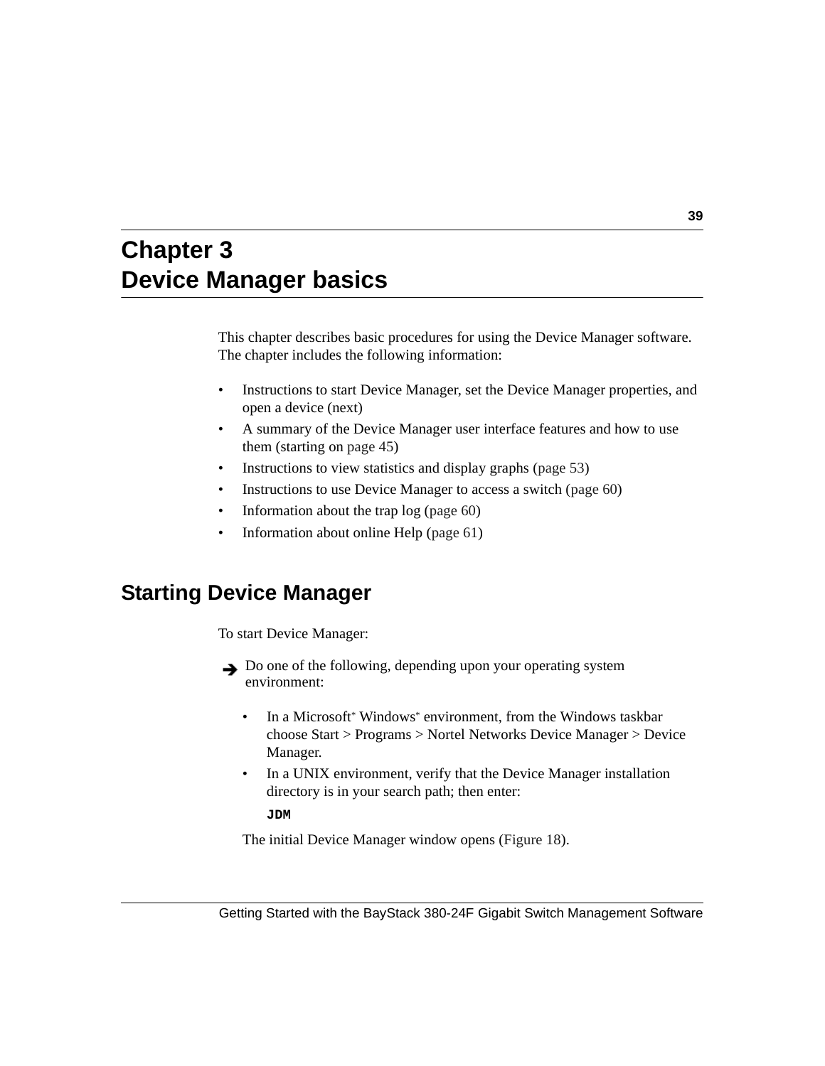# Chapter 3
# Device Manager basics

This chapter describes basic procedures for using the Device Manager software. The chapter includes the following information:

- Instructions to start Device Manager, set the Device Manager properties, and open a device (next)
- A summary of the Device Manager user interface features and how to use them (starting on page 45)
- Instructions to view statistics and display graphs (page 53)
- Instructions to use Device Manager to access a switch (page 60)
- Information about the trap log (page 60)
- Information about online Help (page 61)

## Starting Device Manager

To start Device Manager:

➔ Do one of the following, depending upon your operating system environment:

- In a Microsoft* Windows* environment, from the Windows taskbar choose Start > Programs > Nortel Networks Device Manager > Device Manager.
- In a UNIX environment, verify that the Device Manager installation directory is in your search path; then enter:

  **`JDM`**

The initial Device Manager window opens (Figure 18).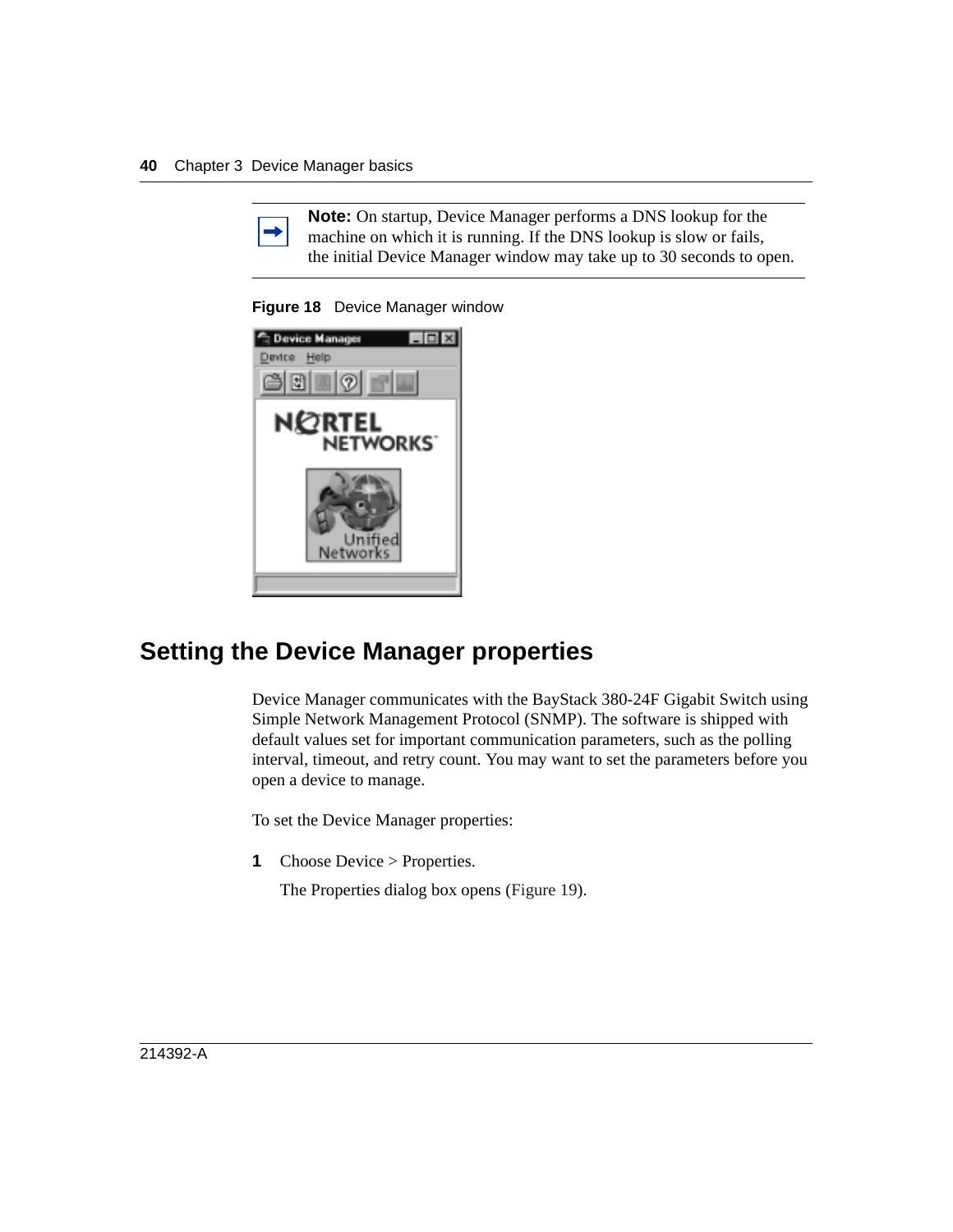> **Note:** On startup, Device Manager performs a DNS lookup for the machine on which it is running. If the DNS lookup is slow or fails, the initial Device Manager window may take up to 30 seconds to open.

**Figure 18** Device Manager window

## Setting the Device Manager properties

Device Manager communicates with the BayStack 380-24F Gigabit Switch using Simple Network Management Protocol (SNMP). The software is shipped with default values set for important communication parameters, such as the polling interval, timeout, and retry count. You may want to set the parameters before you open a device to manage.

To set the Device Manager properties:

1. Choose Device > Properties.

   The Properties dialog box opens (Figure 19).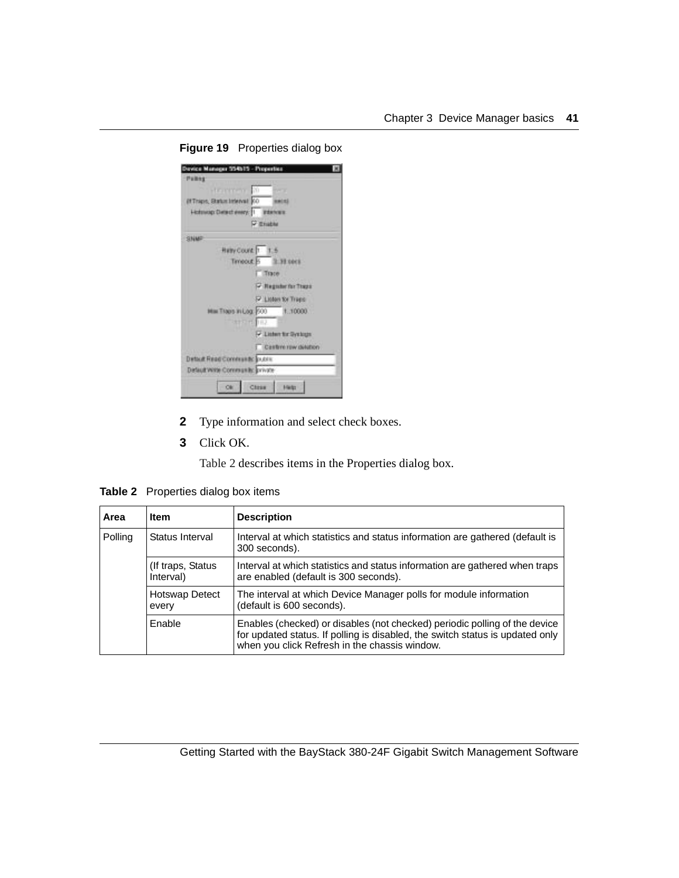**Figure 19** Properties dialog box

2. Type information and select check boxes.
3. Click OK.

   Table 2 describes items in the Properties dialog box.

**Table 2** Properties dialog box items

| Area | Item | Description |
|---|---|---|
| Polling | Status Interval | Interval at which statistics and status information are gathered (default is 300 seconds). |
| | (If traps, Status Interval) | Interval at which statistics and status information are gathered when traps are enabled (default is 300 seconds). |
| | Hotswap Detect every | The interval at which Device Manager polls for module information (default is 600 seconds). |
| | Enable | Enables (checked) or disables (not checked) periodic polling of the device for updated status. If polling is disabled, the switch status is updated only when you click Refresh in the chassis window. |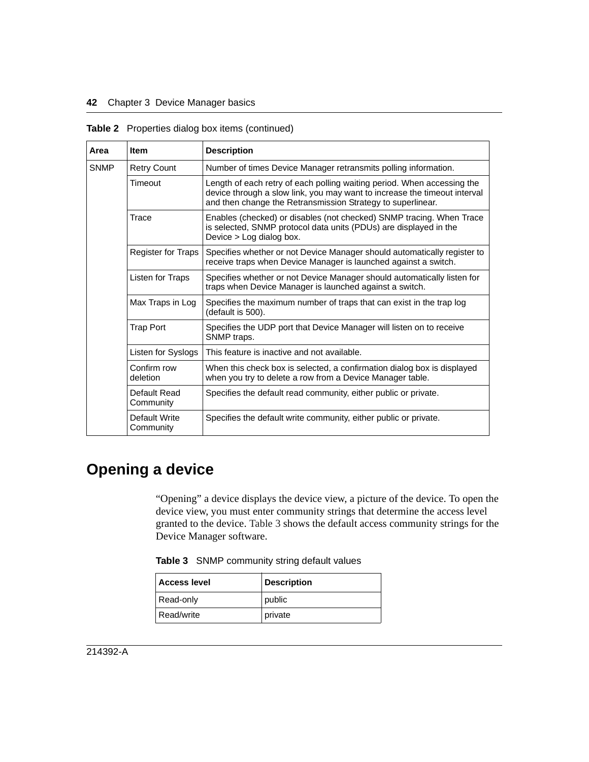**Table 2** Properties dialog box items (continued)

| Area | Item | Description |
|---|---|---|
| SNMP | Retry Count | Number of times Device Manager retransmits polling information. |
| | Timeout | Length of each retry of each polling waiting period. When accessing the device through a slow link, you may want to increase the timeout interval and then change the Retransmission Strategy to superlinear. |
| | Trace | Enables (checked) or disables (not checked) SNMP tracing. When Trace is selected, SNMP protocol data units (PDUs) are displayed in the Device > Log dialog box. |
| | Register for Traps | Specifies whether or not Device Manager should automatically register to receive traps when Device Manager is launched against a switch. |
| | Listen for Traps | Specifies whether or not Device Manager should automatically listen for traps when Device Manager is launched against a switch. |
| | Max Traps in Log | Specifies the maximum number of traps that can exist in the trap log (default is 500). |
| | Trap Port | Specifies the UDP port that Device Manager will listen on to receive SNMP traps. |
| | Listen for Syslogs | This feature is inactive and not available. |
| | Confirm row deletion | When this check box is selected, a confirmation dialog box is displayed when you try to delete a row from a Device Manager table. |
| | Default Read Community | Specifies the default read community, either public or private. |
| | Default Write Community | Specifies the default write community, either public or private. |

## Opening a device

"Opening" a device displays the device view, a picture of the device. To open the device view, you must enter community strings that determine the access level granted to the device. Table 3 shows the default access community strings for the Device Manager software.

**Table 3** SNMP community string default values

| Access level | Description |
|---|---|
| Read-only | public |
| Read/write | private |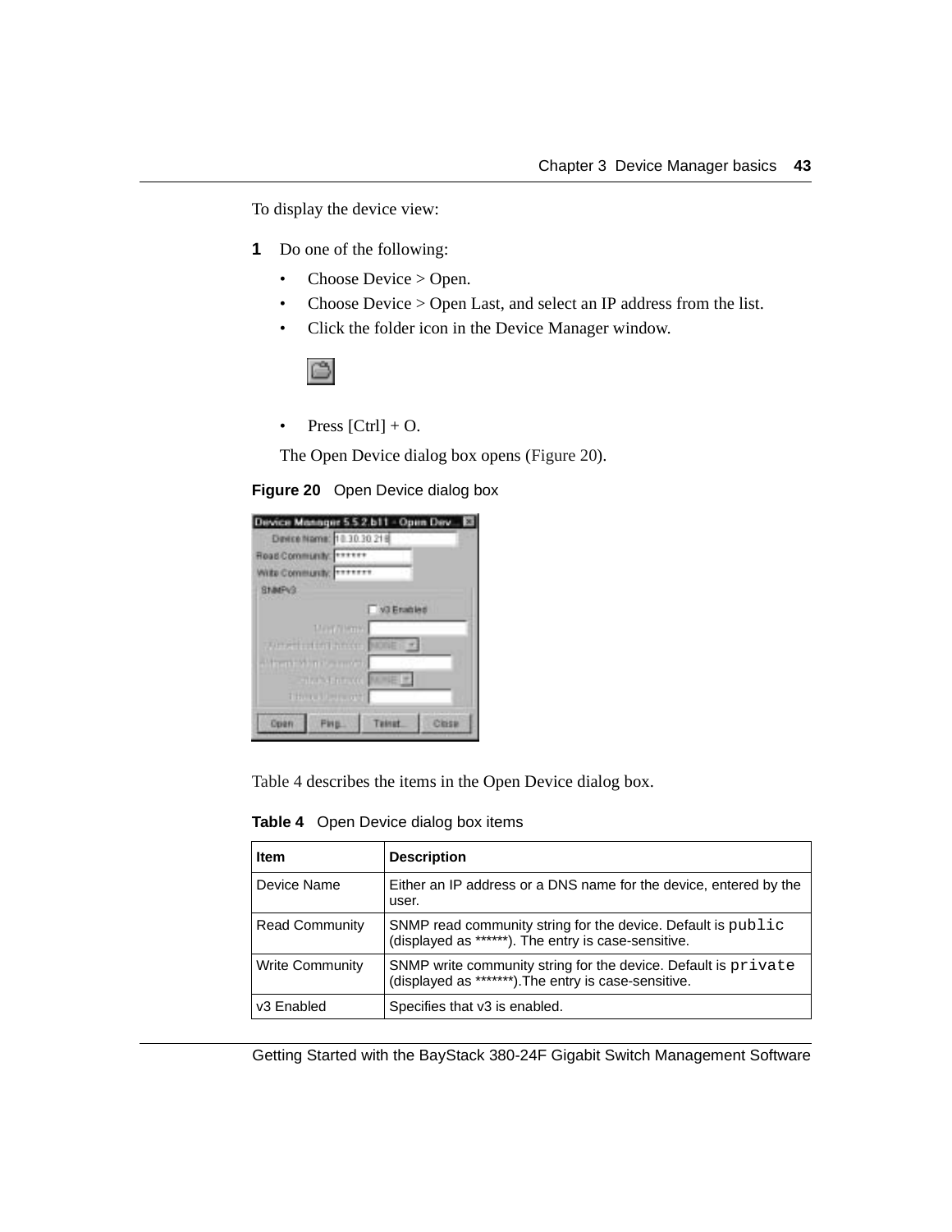To display the device view:

**1** Do one of the following:

- Choose Device > Open.
- Choose Device > Open Last, and select an IP address from the list.
- Click the folder icon in the Device Manager window.
- Press [Ctrl] + O.

The Open Device dialog box opens (Figure 20).

**Figure 20** Open Device dialog box

Table 4 describes the items in the Open Device dialog box.

**Table 4** Open Device dialog box items

| Item | Description |
|---|---|
| Device Name | Either an IP address or a DNS name for the device, entered by the user. |
| Read Community | SNMP read community string for the device. Default is `public` (displayed as ******). The entry is case-sensitive. |
| Write Community | SNMP write community string for the device. Default is `private` (displayed as *******).The entry is case-sensitive. |
| v3 Enabled | Specifies that v3 is enabled. |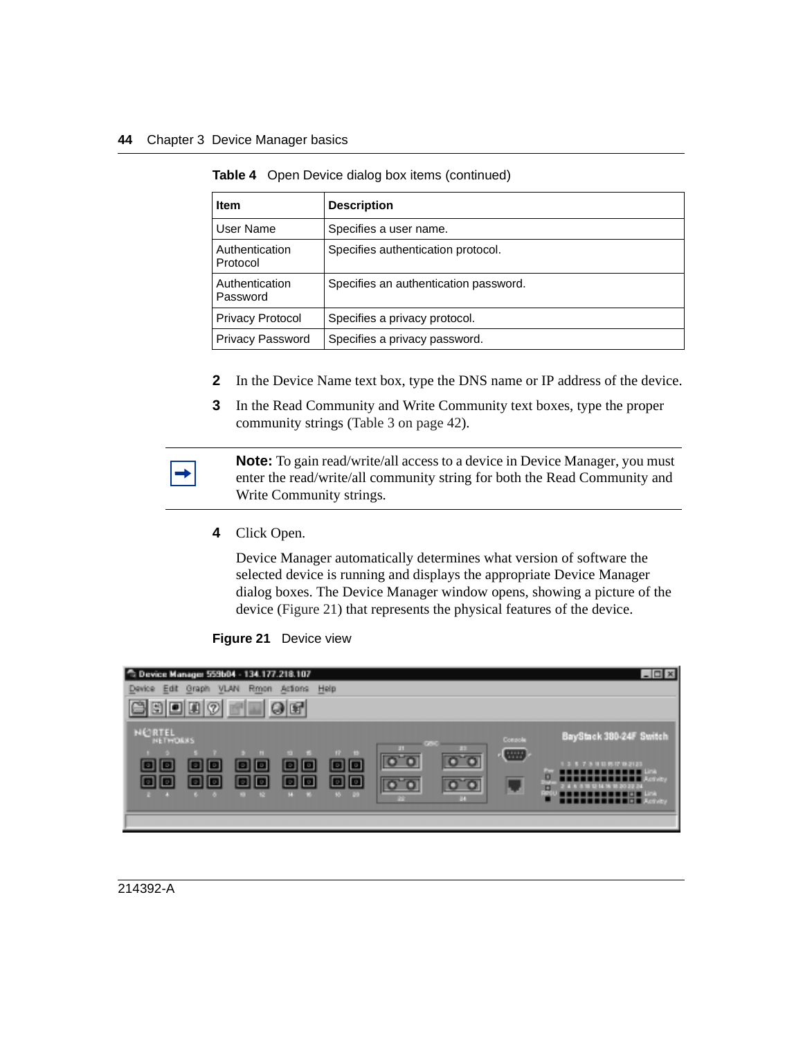**Table 4** Open Device dialog box items (continued)

| Item | Description |
|---|---|
| User Name | Specifies a user name. |
| Authentication Protocol | Specifies authentication protocol. |
| Authentication Password | Specifies an authentication password. |
| Privacy Protocol | Specifies a privacy protocol. |
| Privacy Password | Specifies a privacy password. |

**2** In the Device Name text box, type the DNS name or IP address of the device.

**3** In the Read Community and Write Community text boxes, type the proper community strings (Table 3 on page 42).

> **Note:** To gain read/write/all access to a device in Device Manager, you must enter the read/write/all community string for both the Read Community and Write Community strings.

**4** Click Open.

Device Manager automatically determines what version of software the selected device is running and displays the appropriate Device Manager dialog boxes. The Device Manager window opens, showing a picture of the device (Figure 21) that represents the physical features of the device.

**Figure 21** Device view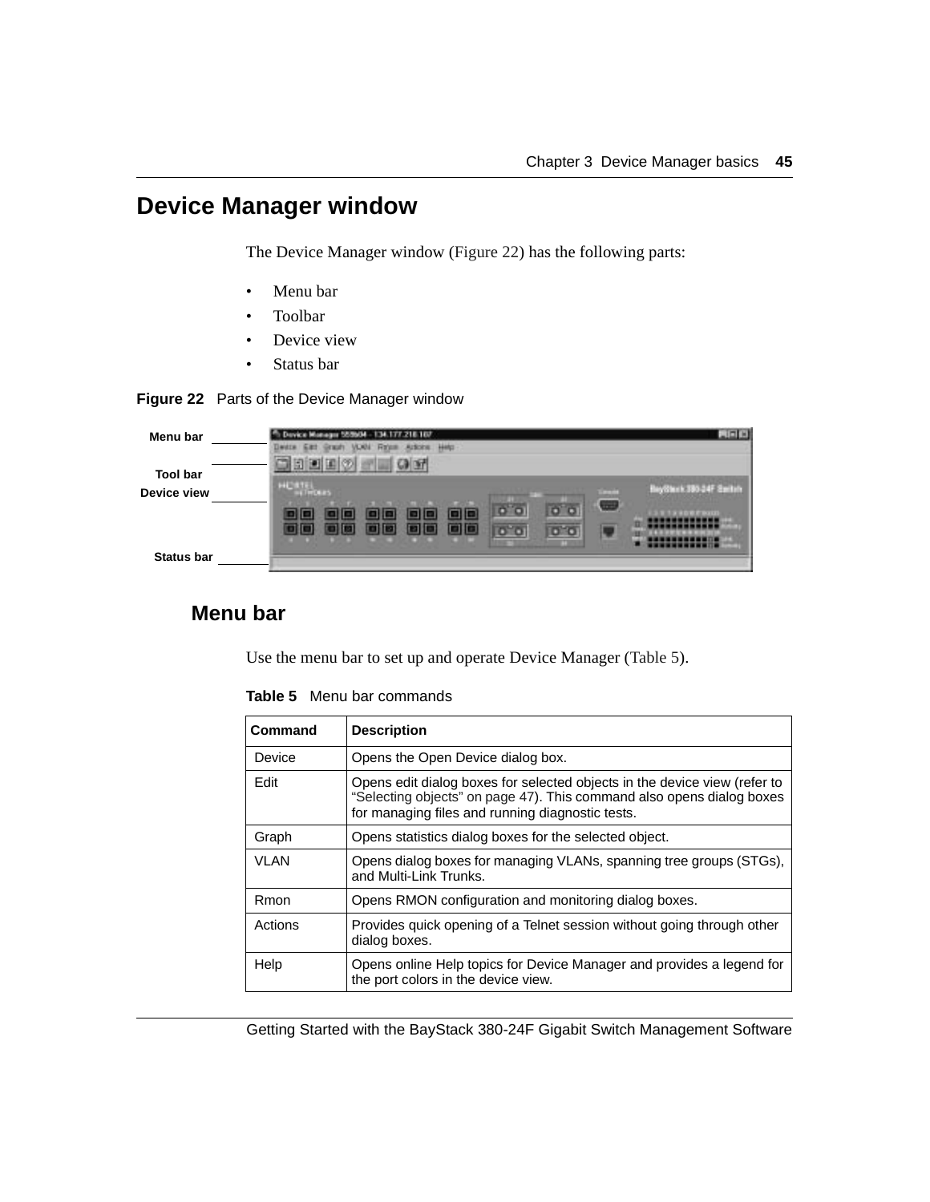## Device Manager window

The Device Manager window (Figure 22) has the following parts:

- Menu bar
- Toolbar
- Device view
- Status bar

**Figure 22** Parts of the Device Manager window

### Menu bar

Use the menu bar to set up and operate Device Manager (Table 5).

**Table 5** Menu bar commands

| Command | Description |
|---|---|
| Device | Opens the Open Device dialog box. |
| Edit | Opens edit dialog boxes for selected objects in the device view (refer to "Selecting objects" on page 47). This command also opens dialog boxes for managing files and running diagnostic tests. |
| Graph | Opens statistics dialog boxes for the selected object. |
| VLAN | Opens dialog boxes for managing VLANs, spanning tree groups (STGs), and Multi-Link Trunks. |
| Rmon | Opens RMON configuration and monitoring dialog boxes. |
| Actions | Provides quick opening of a Telnet session without going through other dialog boxes. |
| Help | Opens online Help topics for Device Manager and provides a legend for the port colors in the device view. |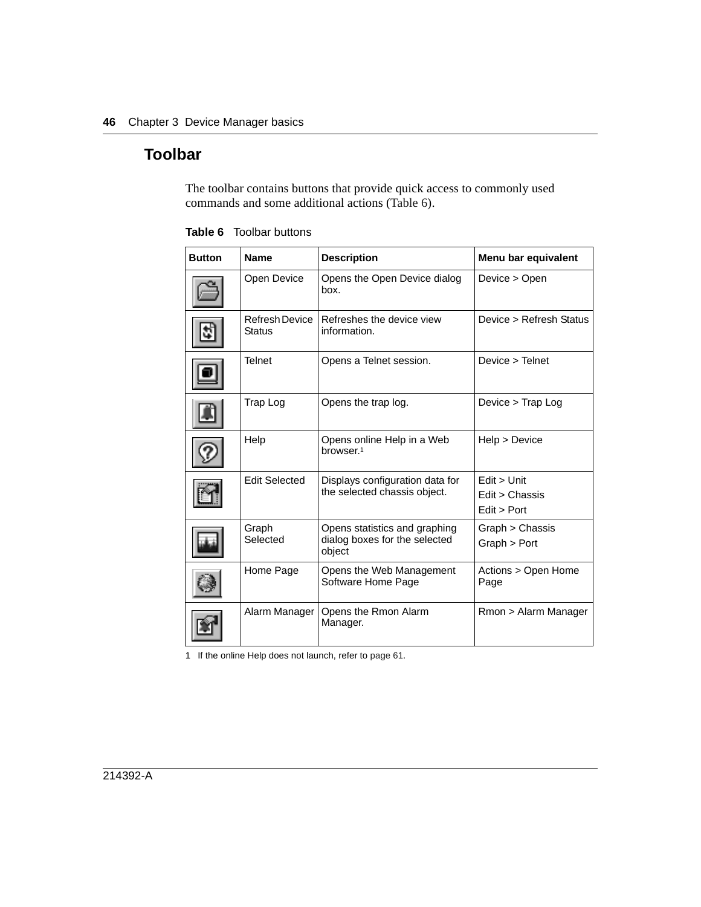## Toolbar

The toolbar contains buttons that provide quick access to commonly used commands and some additional actions (Table 6).

**Table 6** Toolbar buttons

| Button | Name | Description | Menu bar equivalent |
|---|---|---|---|
| | Open Device | Opens the Open Device dialog box. | Device > Open |
| | Refresh Device Status | Refreshes the device view information. | Device > Refresh Status |
| | Telnet | Opens a Telnet session. | Device > Telnet |
| | Trap Log | Opens the trap log. | Device > Trap Log |
| | Help | Opens online Help in a Web browser.[1] | Help > Device |
| | Edit Selected | Displays configuration data for the selected chassis object. | Edit > Unit<br>Edit > Chassis<br>Edit > Port |
| | Graph Selected | Opens statistics and graphing dialog boxes for the selected object | Graph > Chassis<br>Graph > Port |
| | Home Page | Opens the Web Management Software Home Page | Actions > Open Home Page |
| | Alarm Manager | Opens the Rmon Alarm Manager. | Rmon > Alarm Manager |

1 If the online Help does not launch, refer to page 61.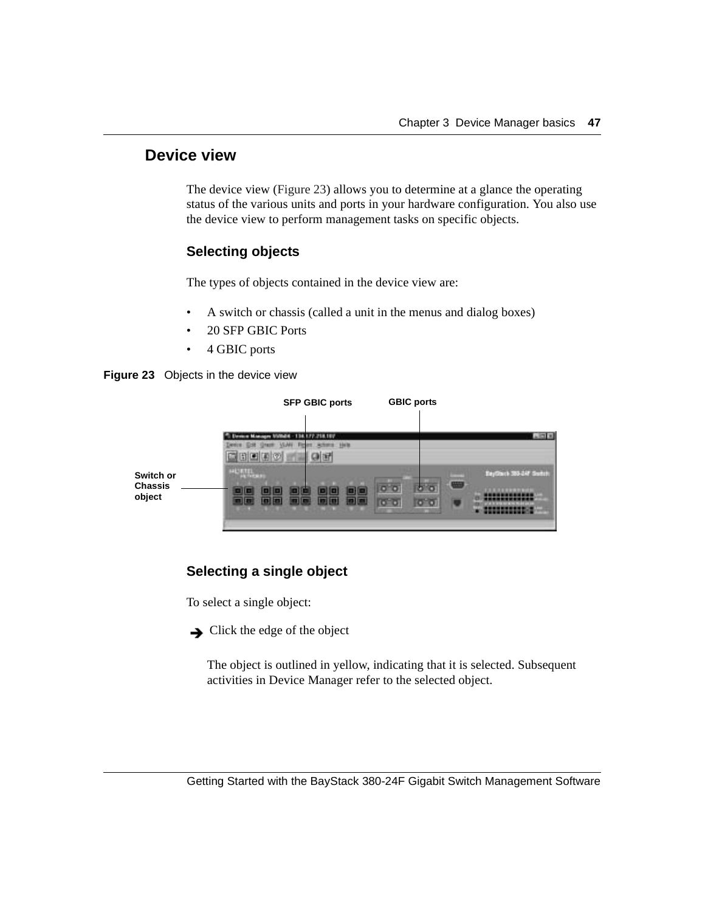## Device view

The device view (Figure 23) allows you to determine at a glance the operating status of the various units and ports in your hardware configuration. You also use the device view to perform management tasks on specific objects.

### Selecting objects

The types of objects contained in the device view are:

- A switch or chassis (called a unit in the menus and dialog boxes)
- 20 SFP GBIC Ports
- 4 GBIC ports

**Figure 23** Objects in the device view

### Selecting a single object

To select a single object:

➔ Click the edge of the object

The object is outlined in yellow, indicating that it is selected. Subsequent activities in Device Manager refer to the selected object.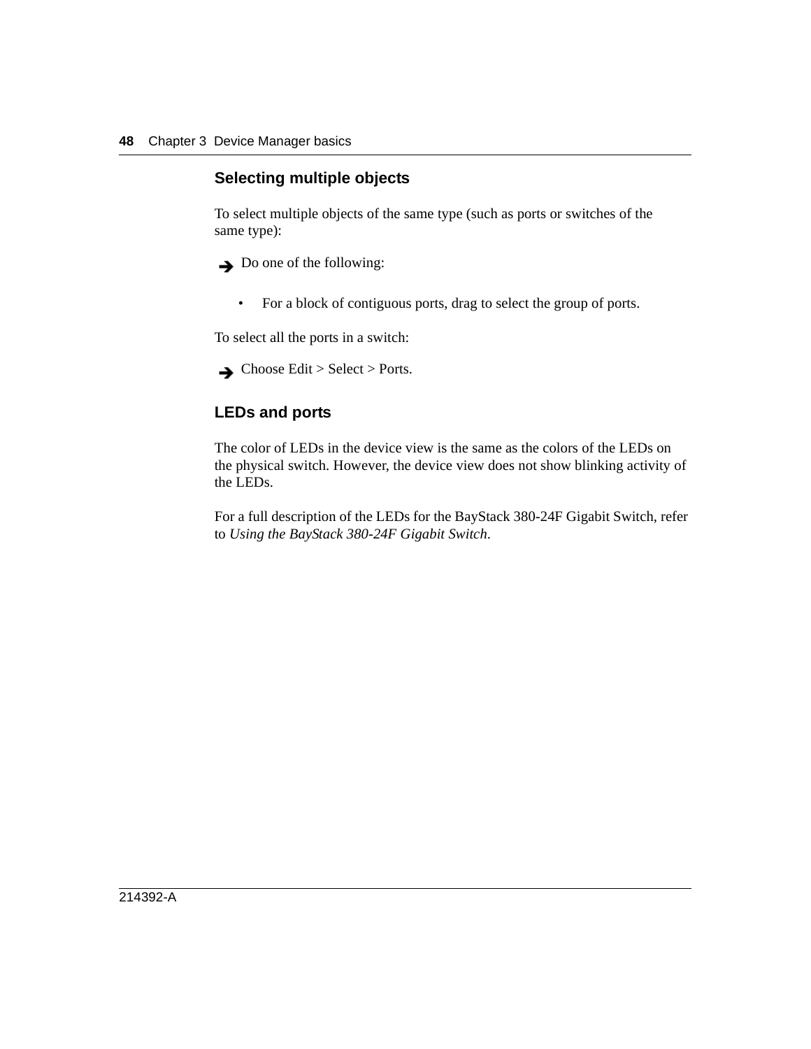## Selecting multiple objects

To select multiple objects of the same type (such as ports or switches of the same type):

➔ Do one of the following:

- For a block of contiguous ports, drag to select the group of ports.

To select all the ports in a switch:

➔ Choose Edit > Select > Ports.

## LEDs and ports

The color of LEDs in the device view is the same as the colors of the LEDs on the physical switch. However, the device view does not show blinking activity of the LEDs.

For a full description of the LEDs for the BayStack 380-24F Gigabit Switch, refer to *Using the BayStack 380-24F Gigabit Switch*.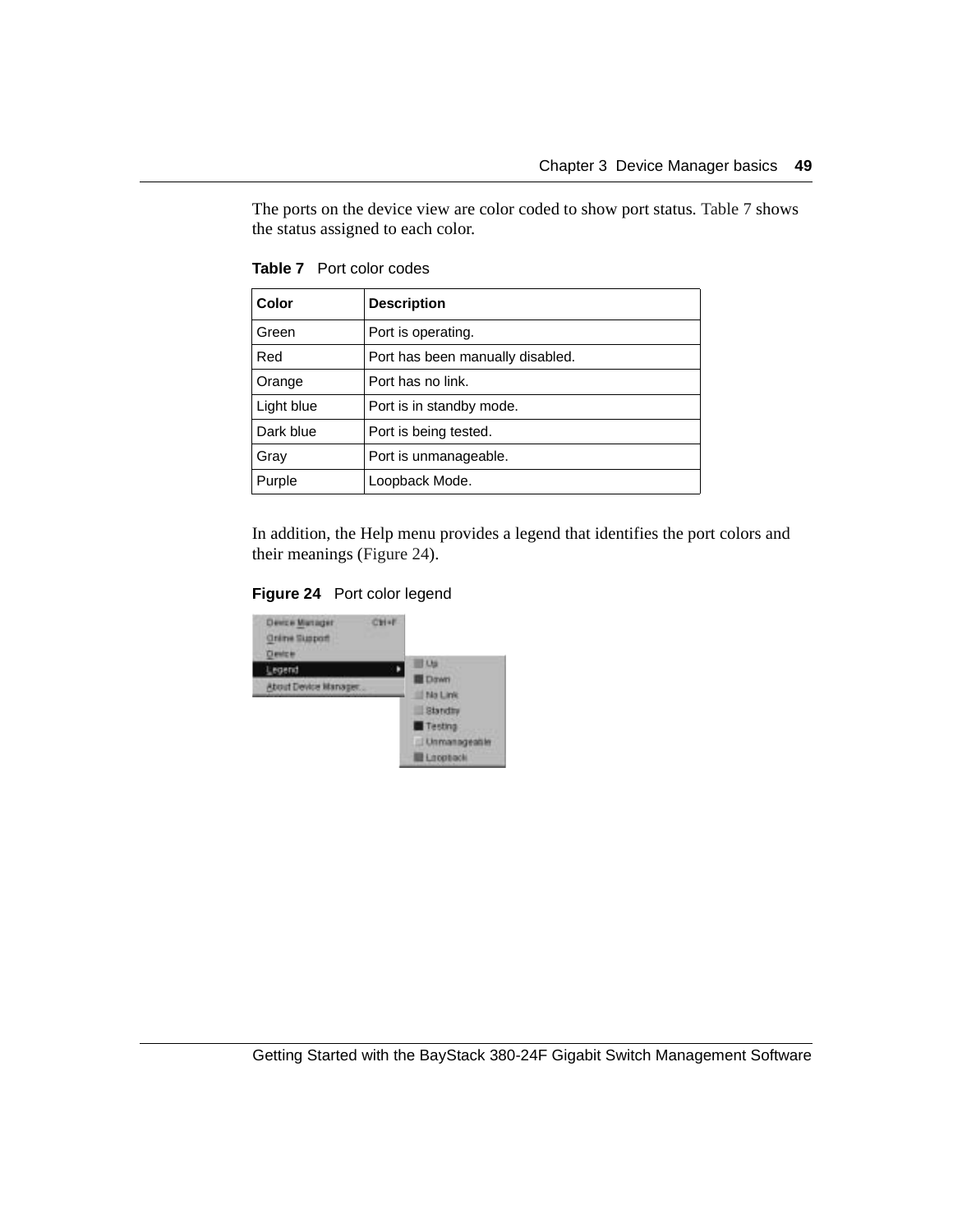The ports on the device view are color coded to show port status. Table 7 shows the status assigned to each color.

**Table 7** Port color codes

| Color | Description |
|---|---|
| Green | Port is operating. |
| Red | Port has been manually disabled. |
| Orange | Port has no link. |
| Light blue | Port is in standby mode. |
| Dark blue | Port is being tested. |
| Gray | Port is unmanageable. |
| Purple | Loopback Mode. |

In addition, the Help menu provides a legend that identifies the port colors and their meanings (Figure 24).

**Figure 24** Port color legend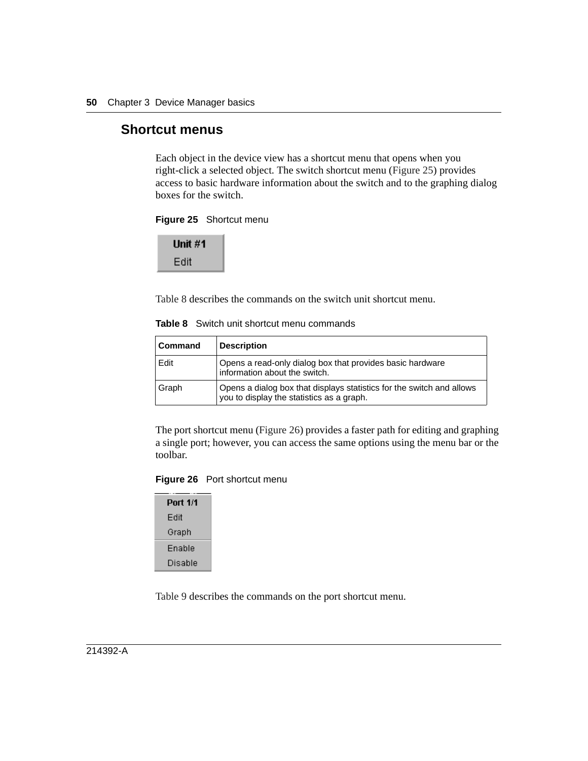## Shortcut menus

Each object in the device view has a shortcut menu that opens when you right-click a selected object. The switch shortcut menu (Figure 25) provides access to basic hardware information about the switch and to the graphing dialog boxes for the switch.

**Figure 25** Shortcut menu

Unit #1
Edit

Table 8 describes the commands on the switch unit shortcut menu.

**Table 8** Switch unit shortcut menu commands

| Command | Description |
|---|---|
| Edit | Opens a read-only dialog box that provides basic hardware information about the switch. |
| Graph | Opens a dialog box that displays statistics for the switch and allows you to display the statistics as a graph. |

The port shortcut menu (Figure 26) provides a faster path for editing and graphing a single port; however, you can access the same options using the menu bar or the toolbar.

**Figure 26** Port shortcut menu

Port 1/1
Edit
Graph
Enable
Disable

Table 9 describes the commands on the port shortcut menu.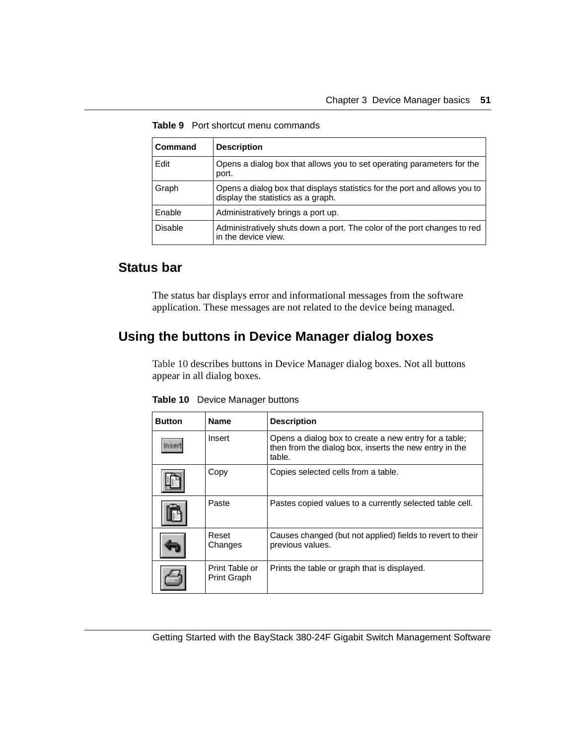**Table 9** Port shortcut menu commands

| Command | Description |
| --- | --- |
| Edit | Opens a dialog box that allows you to set operating parameters for the port. |
| Graph | Opens a dialog box that displays statistics for the port and allows you to display the statistics as a graph. |
| Enable | Administratively brings a port up. |
| Disable | Administratively shuts down a port. The color of the port changes to red in the device view. |

## Status bar

The status bar displays error and informational messages from the software application. These messages are not related to the device being managed.

## Using the buttons in Device Manager dialog boxes

Table 10 describes buttons in Device Manager dialog boxes. Not all buttons appear in all dialog boxes.

**Table 10** Device Manager buttons

| Button | Name | Description |
| --- | --- | --- |
| Insert | Insert | Opens a dialog box to create a new entry for a table; then from the dialog box, inserts the new entry in the table. |
| | Copy | Copies selected cells from a table. |
| | Paste | Pastes copied values to a currently selected table cell. |
| | Reset Changes | Causes changed (but not applied) fields to revert to their previous values. |
| | Print Table or Print Graph | Prints the table or graph that is displayed. |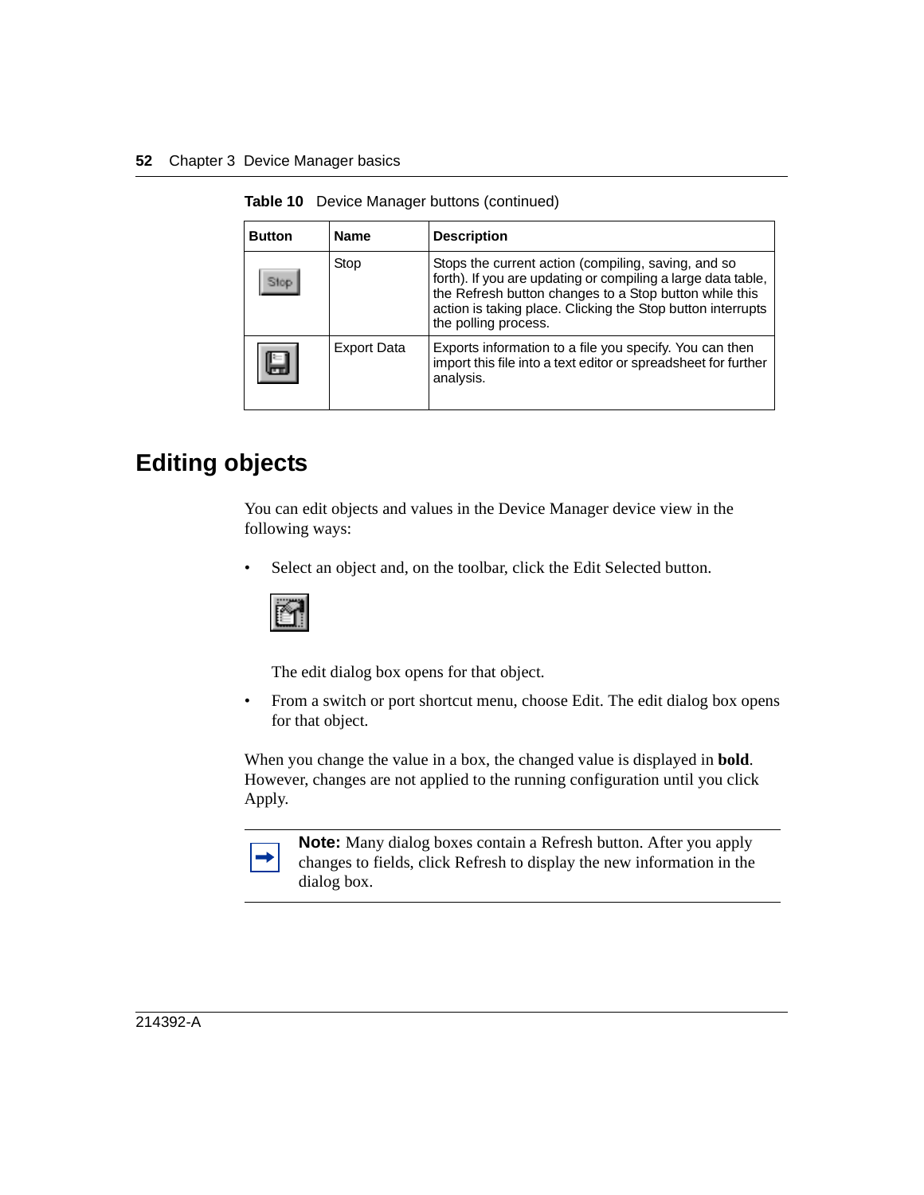**Table 10** Device Manager buttons (continued)

| Button | Name | Description |
|---|---|---|
| | Stop | Stops the current action (compiling, saving, and so forth). If you are updating or compiling a large data table, the Refresh button changes to a Stop button while this action is taking place. Clicking the Stop button interrupts the polling process. |
| | Export Data | Exports information to a file you specify. You can then import this file into a text editor or spreadsheet for further analysis. |

## Editing objects

You can edit objects and values in the Device Manager device view in the following ways:

- Select an object and, on the toolbar, click the Edit Selected button.

  The edit dialog box opens for that object.

- From a switch or port shortcut menu, choose Edit. The edit dialog box opens for that object.

When you change the value in a box, the changed value is displayed in **bold**. However, changes are not applied to the running configuration until you click Apply.

**Note:** Many dialog boxes contain a Refresh button. After you apply changes to fields, click Refresh to display the new information in the dialog box.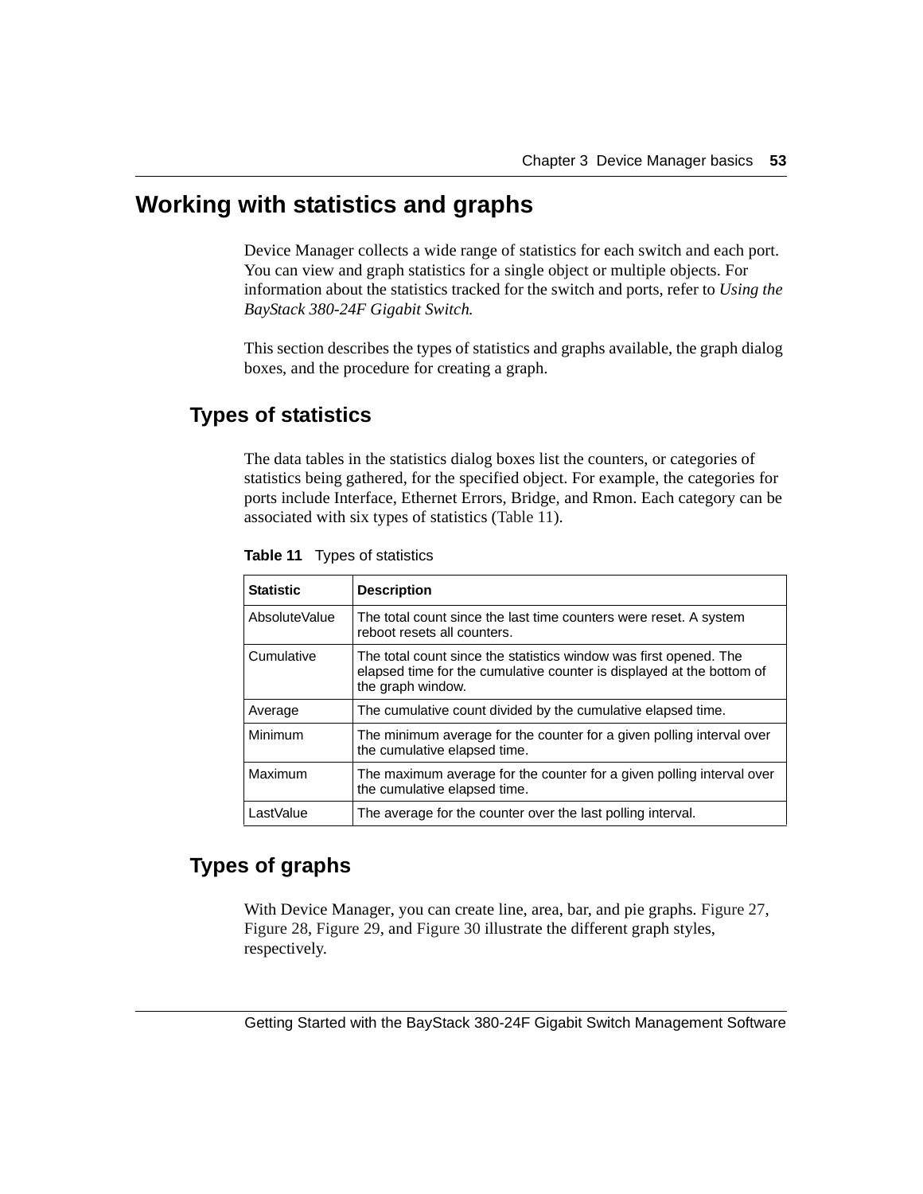# Working with statistics and graphs

Device Manager collects a wide range of statistics for each switch and each port. You can view and graph statistics for a single object or multiple objects. For information about the statistics tracked for the switch and ports, refer to *Using the BayStack 380-24F Gigabit Switch.*

This section describes the types of statistics and graphs available, the graph dialog boxes, and the procedure for creating a graph.

## Types of statistics

The data tables in the statistics dialog boxes list the counters, or categories of statistics being gathered, for the specified object. For example, the categories for ports include Interface, Ethernet Errors, Bridge, and Rmon. Each category can be associated with six types of statistics (Table 11).

**Table 11** Types of statistics

| Statistic | Description |
|---|---|
| AbsoluteValue | The total count since the last time counters were reset. A system reboot resets all counters. |
| Cumulative | The total count since the statistics window was first opened. The elapsed time for the cumulative counter is displayed at the bottom of the graph window. |
| Average | The cumulative count divided by the cumulative elapsed time. |
| Minimum | The minimum average for the counter for a given polling interval over the cumulative elapsed time. |
| Maximum | The maximum average for the counter for a given polling interval over the cumulative elapsed time. |
| LastValue | The average for the counter over the last polling interval. |

## Types of graphs

With Device Manager, you can create line, area, bar, and pie graphs. Figure 27, Figure 28, Figure 29, and Figure 30 illustrate the different graph styles, respectively.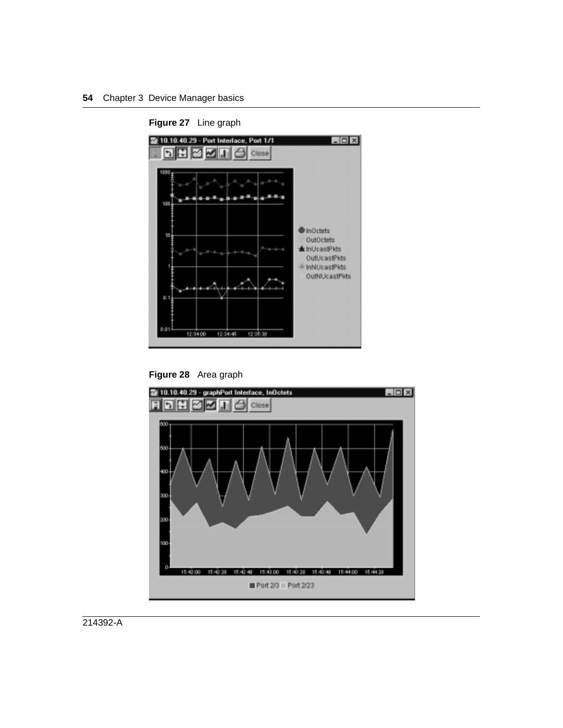**Figure 27** Line graph

**Figure 28** Area graph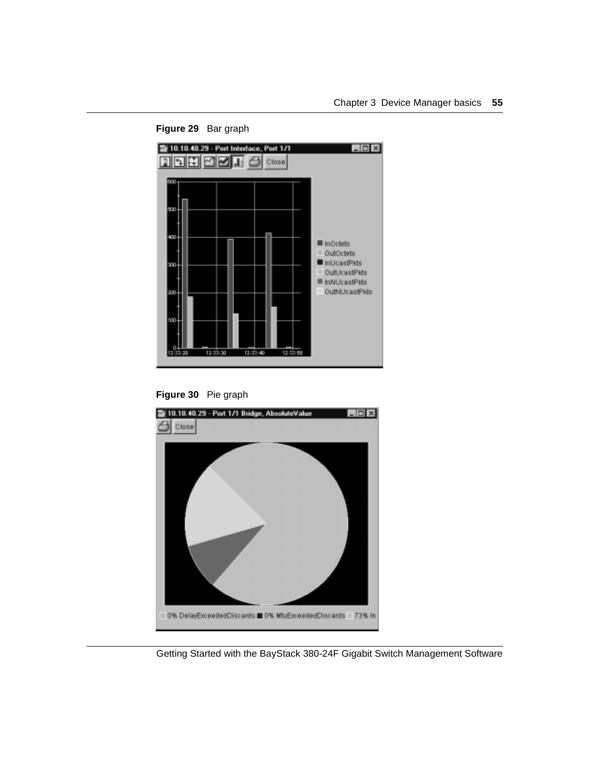**Figure 29** Bar graph

**Figure 30** Pie graph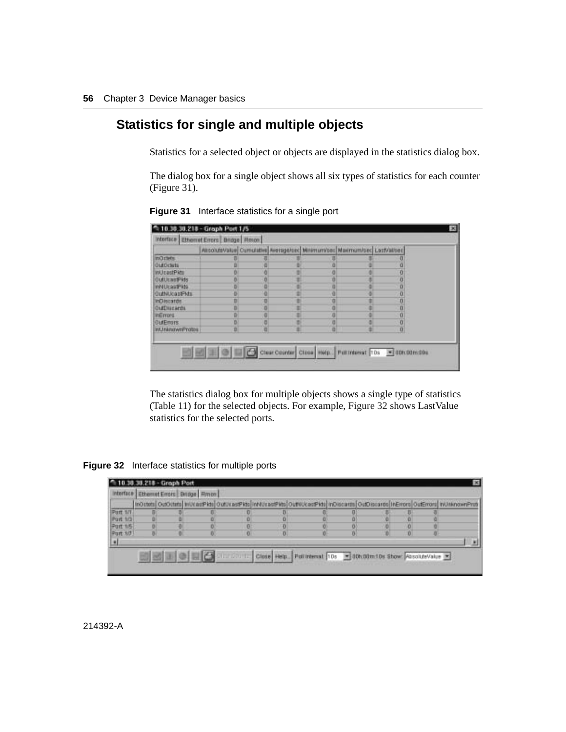## Statistics for single and multiple objects

Statistics for a selected object or objects are displayed in the statistics dialog box.

The dialog box for a single object shows all six types of statistics for each counter (Figure 31).

**Figure 31** Interface statistics for a single port

The statistics dialog box for multiple objects shows a single type of statistics (Table 11) for the selected objects. For example, Figure 32 shows LastValue statistics for the selected ports.

**Figure 32** Interface statistics for multiple ports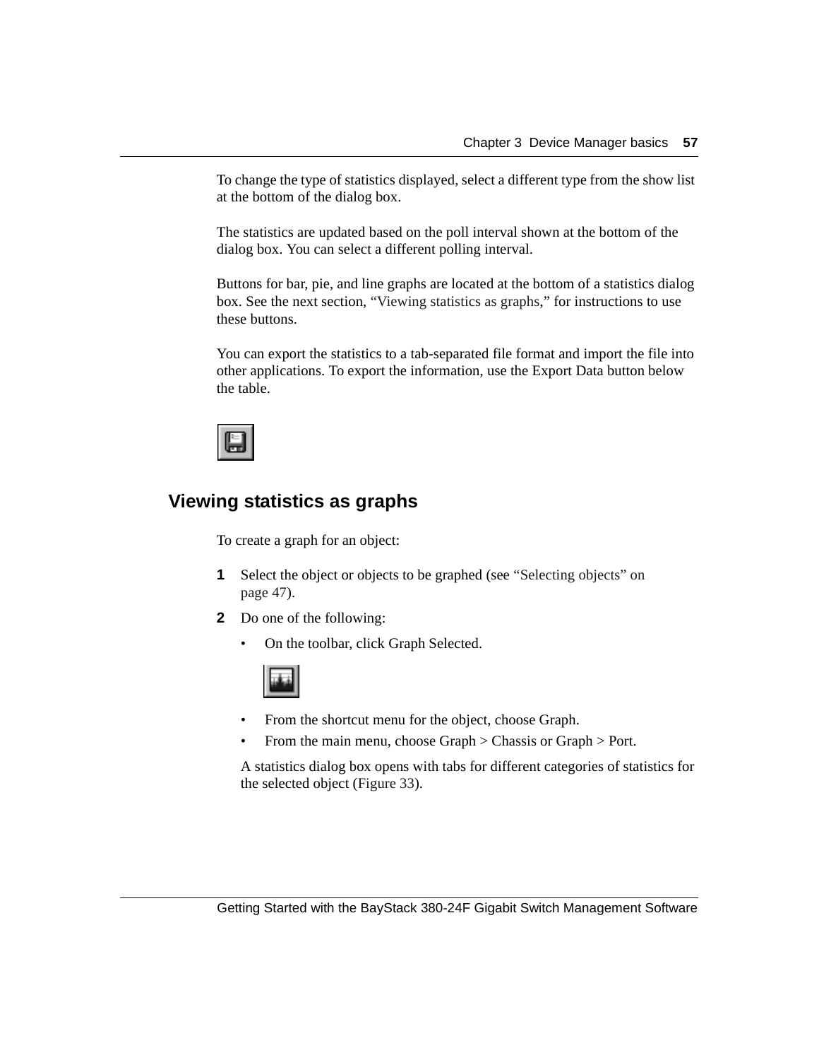To change the type of statistics displayed, select a different type from the show list at the bottom of the dialog box.

The statistics are updated based on the poll interval shown at the bottom of the dialog box. You can select a different polling interval.

Buttons for bar, pie, and line graphs are located at the bottom of a statistics dialog box. See the next section, "Viewing statistics as graphs," for instructions to use these buttons.

You can export the statistics to a tab-separated file format and import the file into other applications. To export the information, use the Export Data button below the table.

## Viewing statistics as graphs

To create a graph for an object:

**1** Select the object or objects to be graphed (see "Selecting objects" on page 47).

**2** Do one of the following:

- On the toolbar, click Graph Selected.
- From the shortcut menu for the object, choose Graph.
- From the main menu, choose Graph > Chassis or Graph > Port.

A statistics dialog box opens with tabs for different categories of statistics for the selected object (Figure 33).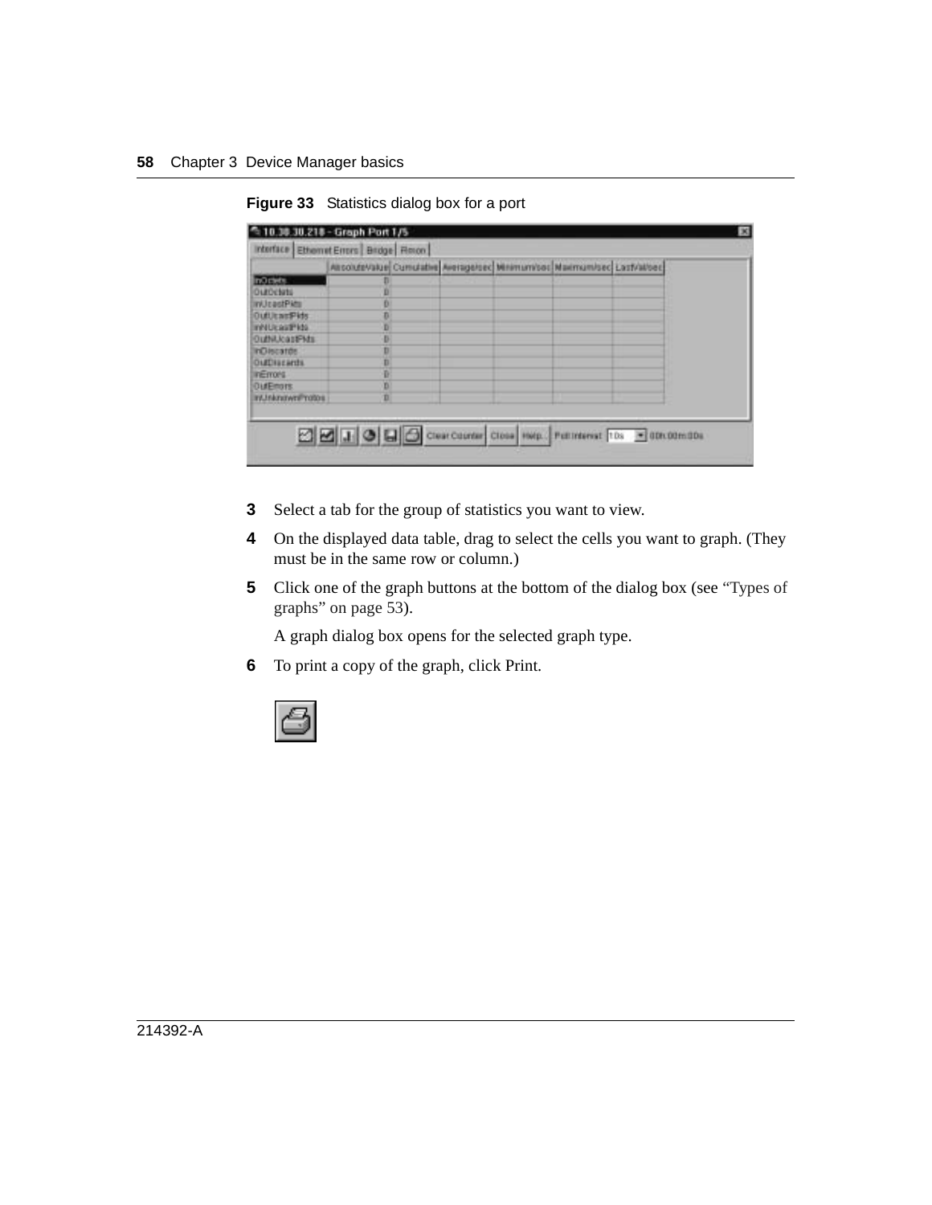**Figure 33** Statistics dialog box for a port

3 Select a tab for the group of statistics you want to view.

4 On the displayed data table, drag to select the cells you want to graph. (They must be in the same row or column.)

5 Click one of the graph buttons at the bottom of the dialog box (see "Types of graphs" on page 53).

   A graph dialog box opens for the selected graph type.

6 To print a copy of the graph, click Print.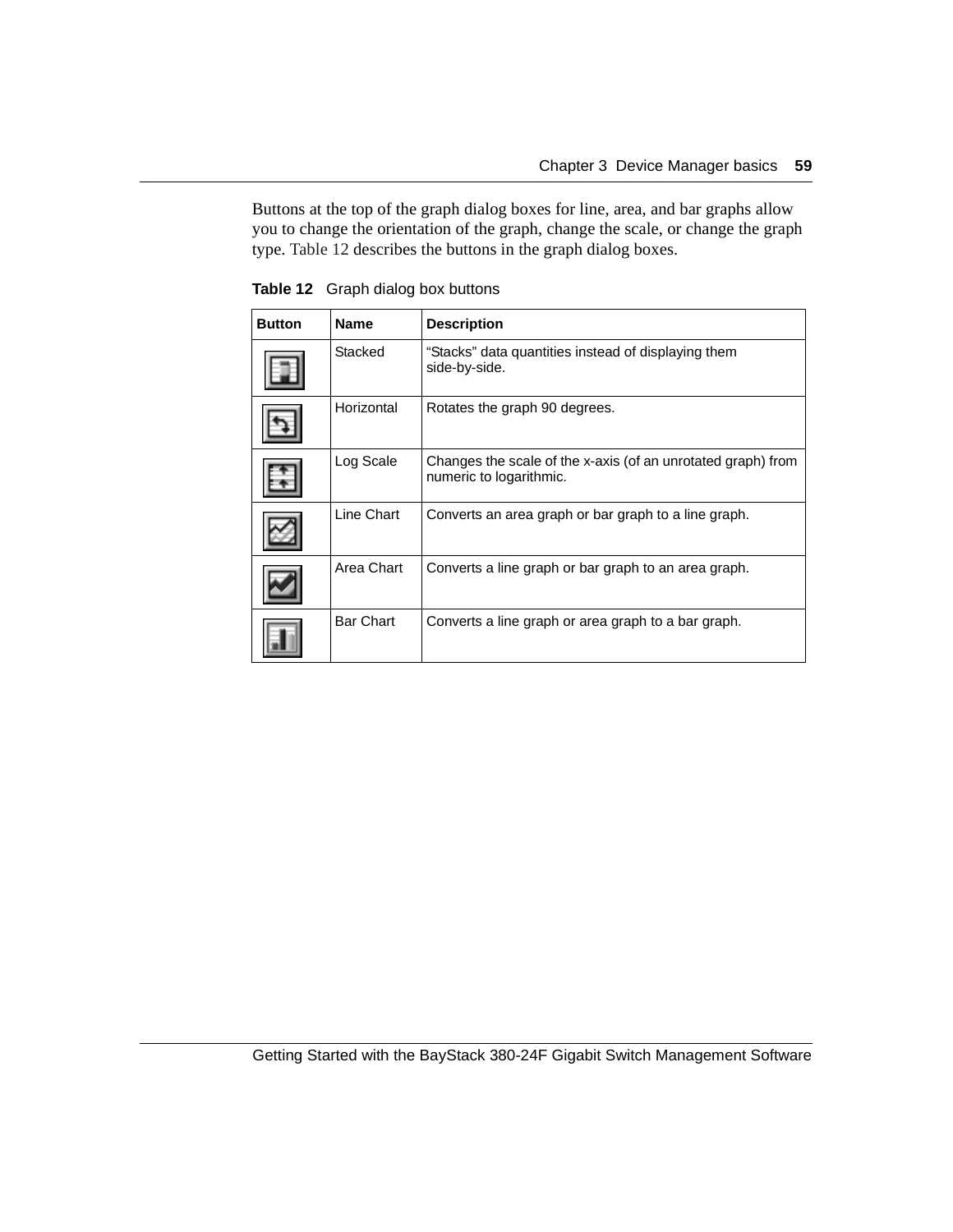Buttons at the top of the graph dialog boxes for line, area, and bar graphs allow you to change the orientation of the graph, change the scale, or change the graph type. Table 12 describes the buttons in the graph dialog boxes.

**Table 12** Graph dialog box buttons

| Button | Name | Description |
|---|---|---|
| | Stacked | “Stacks” data quantities instead of displaying them side-by-side. |
| | Horizontal | Rotates the graph 90 degrees. |
| | Log Scale | Changes the scale of the x-axis (of an unrotated graph) from numeric to logarithmic. |
| | Line Chart | Converts an area graph or bar graph to a line graph. |
| | Area Chart | Converts a line graph or bar graph to an area graph. |
| | Bar Chart | Converts a line graph or area graph to a bar graph. |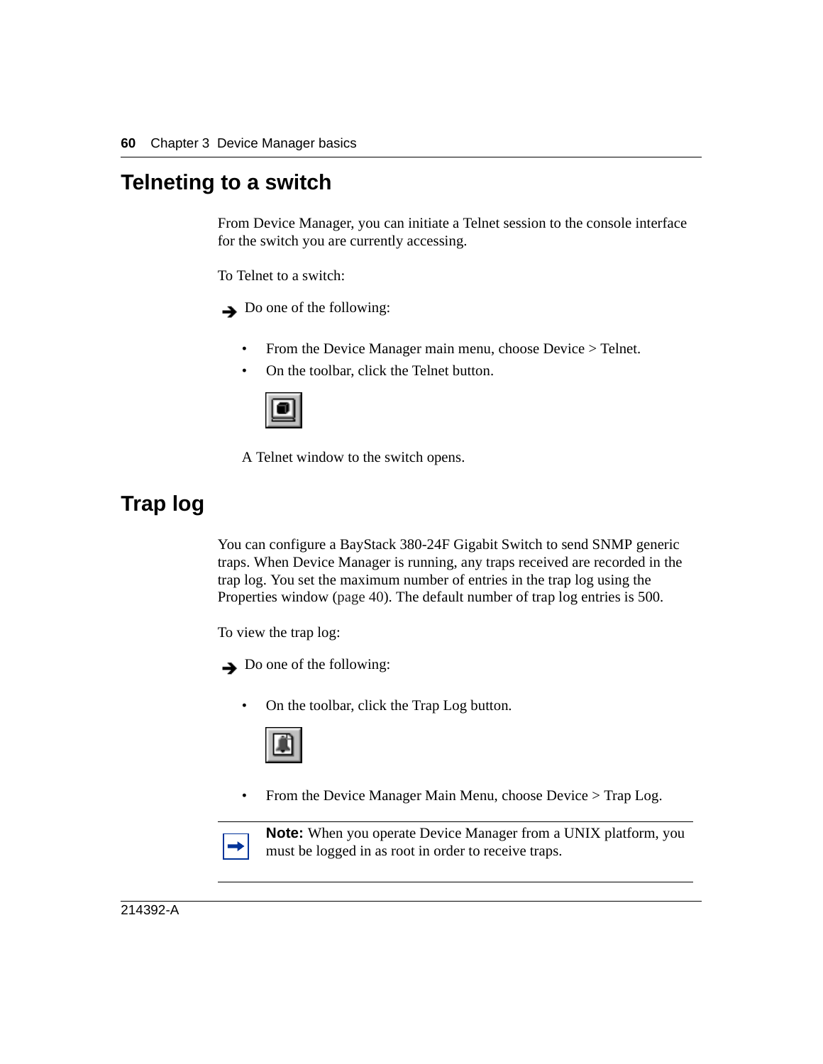## Telneting to a switch

From Device Manager, you can initiate a Telnet session to the console interface for the switch you are currently accessing.

To Telnet to a switch:

➔ Do one of the following:

- From the Device Manager main menu, choose Device > Telnet.
- On the toolbar, click the Telnet button.

A Telnet window to the switch opens.

## Trap log

You can configure a BayStack 380-24F Gigabit Switch to send SNMP generic traps. When Device Manager is running, any traps received are recorded in the trap log. You set the maximum number of entries in the trap log using the Properties window (page 40). The default number of trap log entries is 500.

To view the trap log:

➔ Do one of the following:

- On the toolbar, click the Trap Log button.
- From the Device Manager Main Menu, choose Device > Trap Log.

**Note:** When you operate Device Manager from a UNIX platform, you must be logged in as root in order to receive traps.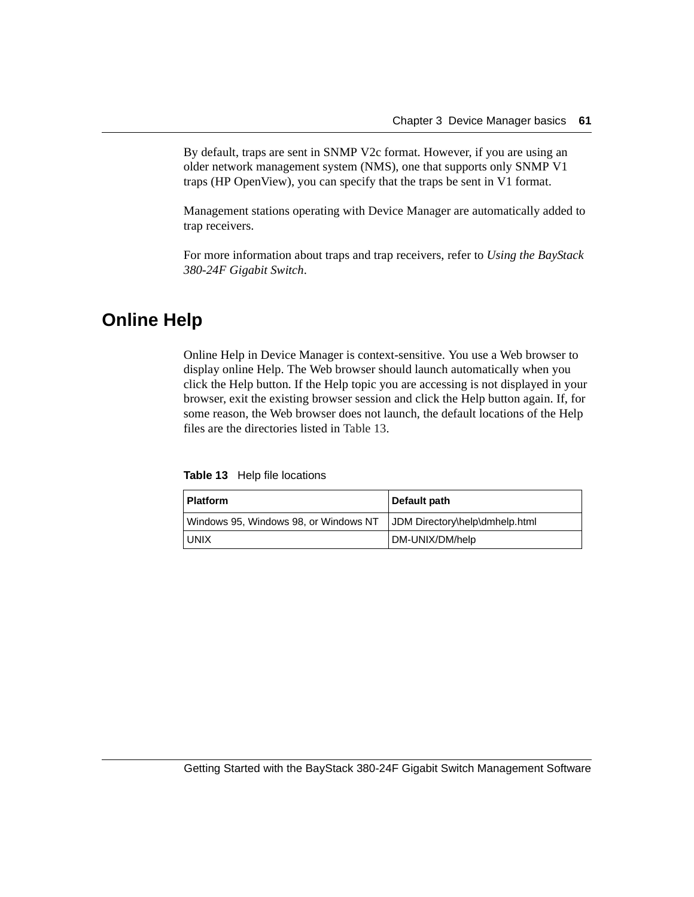By default, traps are sent in SNMP V2c format. However, if you are using an older network management system (NMS), one that supports only SNMP V1 traps (HP OpenView), you can specify that the traps be sent in V1 format.

Management stations operating with Device Manager are automatically added to trap receivers.

For more information about traps and trap receivers, refer to *Using the BayStack 380-24F Gigabit Switch*.

## Online Help

Online Help in Device Manager is context-sensitive. You use a Web browser to display online Help. The Web browser should launch automatically when you click the Help button. If the Help topic you are accessing is not displayed in your browser, exit the existing browser session and click the Help button again. If, for some reason, the Web browser does not launch, the default locations of the Help files are the directories listed in Table 13.

**Table 13** Help file locations

| Platform | Default path |
| --- | --- |
| Windows 95, Windows 98, or Windows NT | JDM Directory\help\dmhelp.html |
| UNIX | DM-UNIX/DM/help |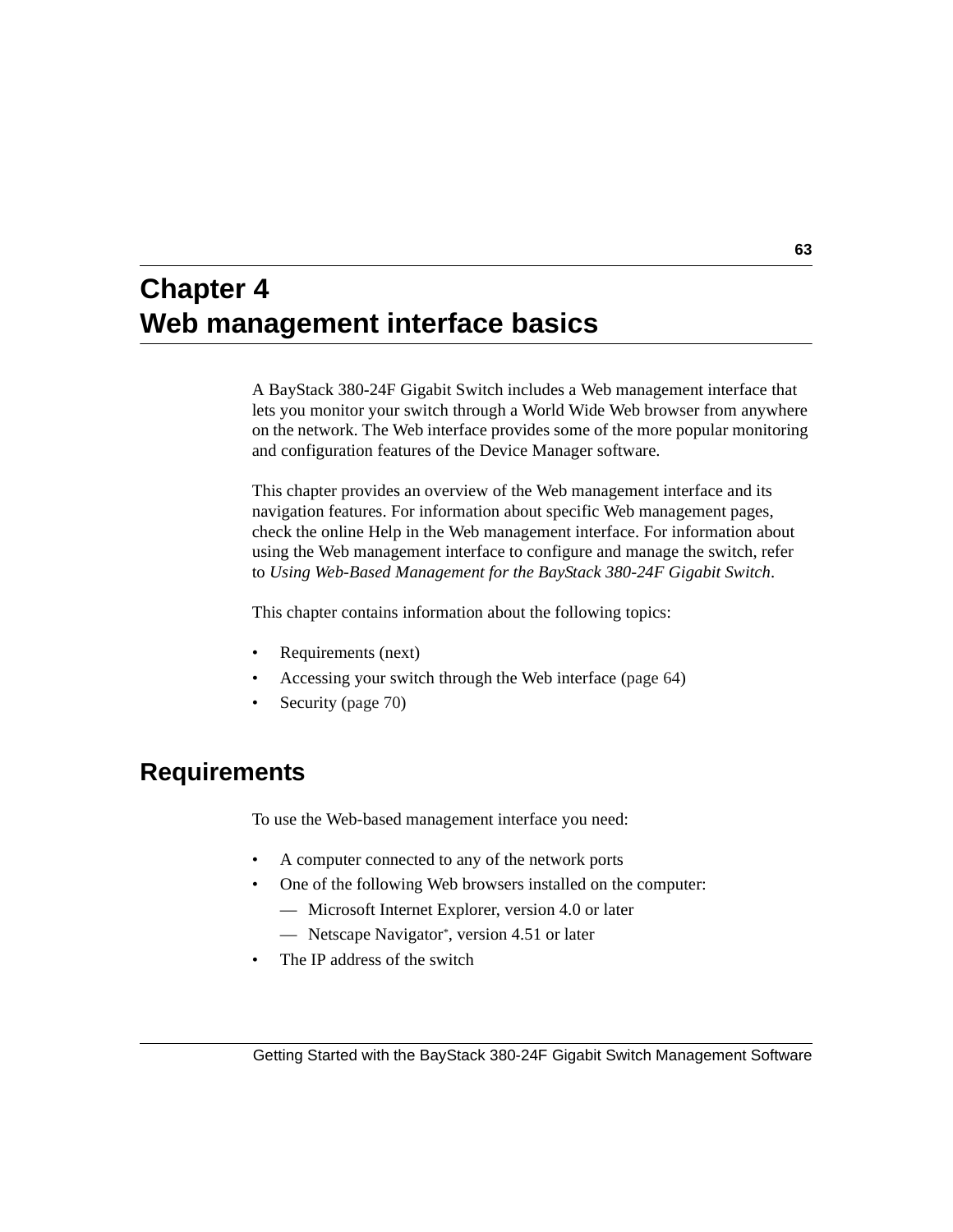# Chapter 4
# Web management interface basics

A BayStack 380-24F Gigabit Switch includes a Web management interface that lets you monitor your switch through a World Wide Web browser from anywhere on the network. The Web interface provides some of the more popular monitoring and configuration features of the Device Manager software.

This chapter provides an overview of the Web management interface and its navigation features. For information about specific Web management pages, check the online Help in the Web management interface. For information about using the Web management interface to configure and manage the switch, refer to *Using Web-Based Management for the BayStack 380-24F Gigabit Switch*.

This chapter contains information about the following topics:

- Requirements (next)
- Accessing your switch through the Web interface (page 64)
- Security (page 70)

## Requirements

To use the Web-based management interface you need:

- A computer connected to any of the network ports
- One of the following Web browsers installed on the computer:
  - Microsoft Internet Explorer, version 4.0 or later
  - Netscape Navigator*, version 4.51 or later
- The IP address of the switch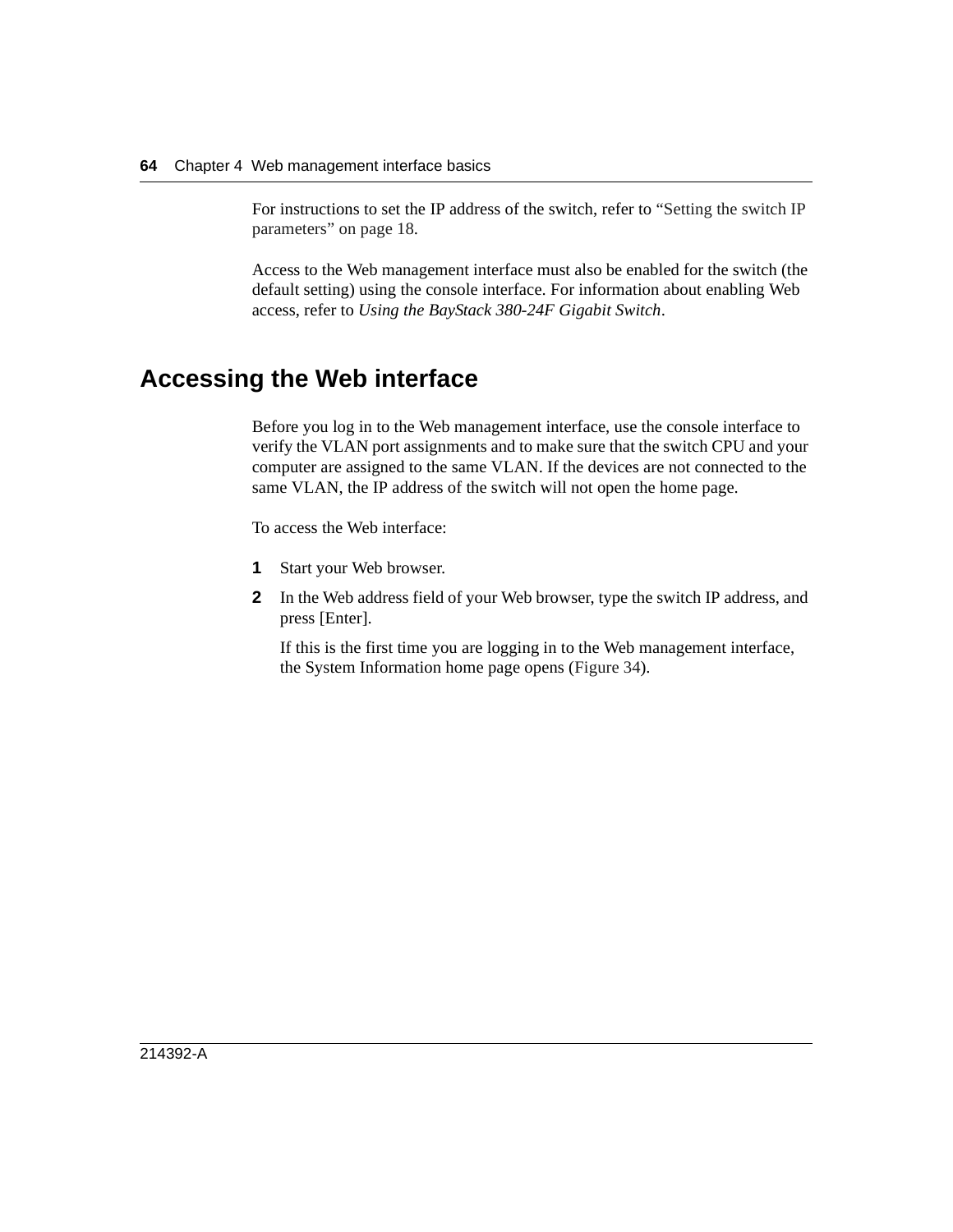For instructions to set the IP address of the switch, refer to "Setting the switch IP parameters" on page 18.

Access to the Web management interface must also be enabled for the switch (the default setting) using the console interface. For information about enabling Web access, refer to *Using the BayStack 380-24F Gigabit Switch*.

## Accessing the Web interface

Before you log in to the Web management interface, use the console interface to verify the VLAN port assignments and to make sure that the switch CPU and your computer are assigned to the same VLAN. If the devices are not connected to the same VLAN, the IP address of the switch will not open the home page.

To access the Web interface:

1. Start your Web browser.
2. In the Web address field of your Web browser, type the switch IP address, and press [Enter].

   If this is the first time you are logging in to the Web management interface, the System Information home page opens (Figure 34).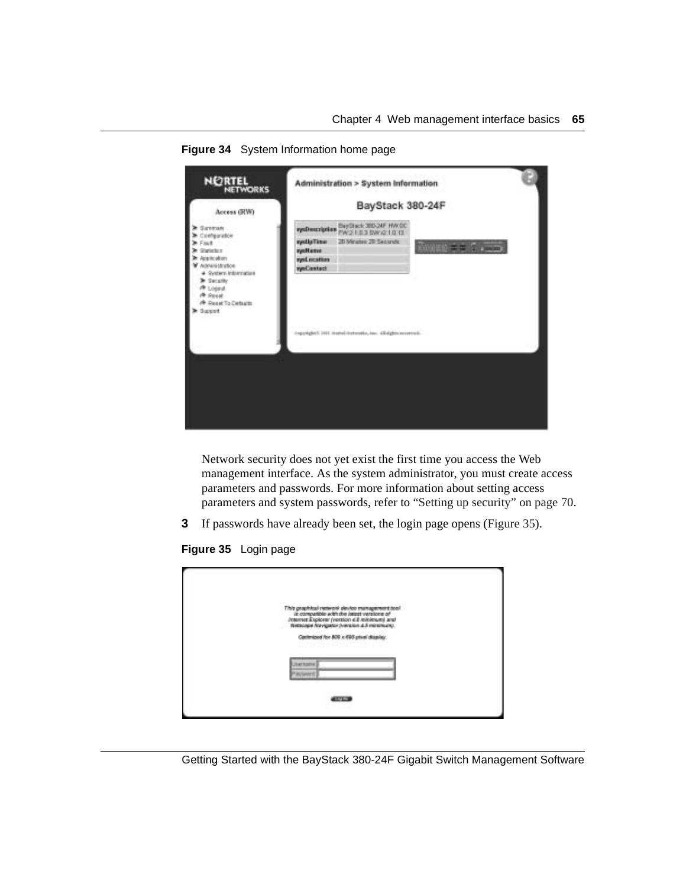**Figure 34** System Information home page

Network security does not yet exist the first time you access the Web management interface. As the system administrator, you must create access parameters and passwords. For more information about setting access parameters and system passwords, refer to "Setting up security" on page 70.

**3** If passwords have already been set, the login page opens (Figure 35).

**Figure 35** Login page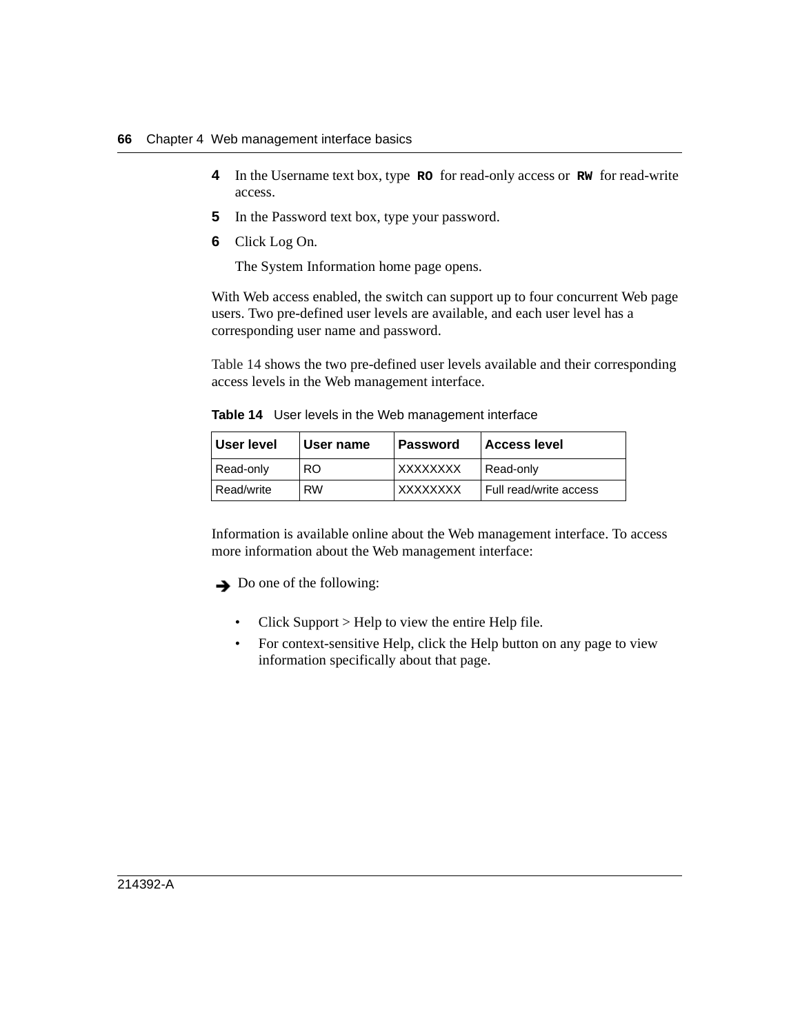4. In the Username text box, type **`RO`** for read-only access or **`RW`** for read-write access.
5. In the Password text box, type your password.
6. Click Log On.

   The System Information home page opens.

With Web access enabled, the switch can support up to four concurrent Web page users. Two pre-defined user levels are available, and each user level has a corresponding user name and password.

Table 14 shows the two pre-defined user levels available and their corresponding access levels in the Web management interface.

**Table 14** User levels in the Web management interface

| User level | User name | Password | Access level |
|---|---|---|---|
| Read-only | RO | XXXXXXXX | Read-only |
| Read/write | RW | XXXXXXXX | Full read/write access |

Information is available online about the Web management interface. To access more information about the Web management interface:

➔ Do one of the following:

- Click Support > Help to view the entire Help file.
- For context-sensitive Help, click the Help button on any page to view information specifically about that page.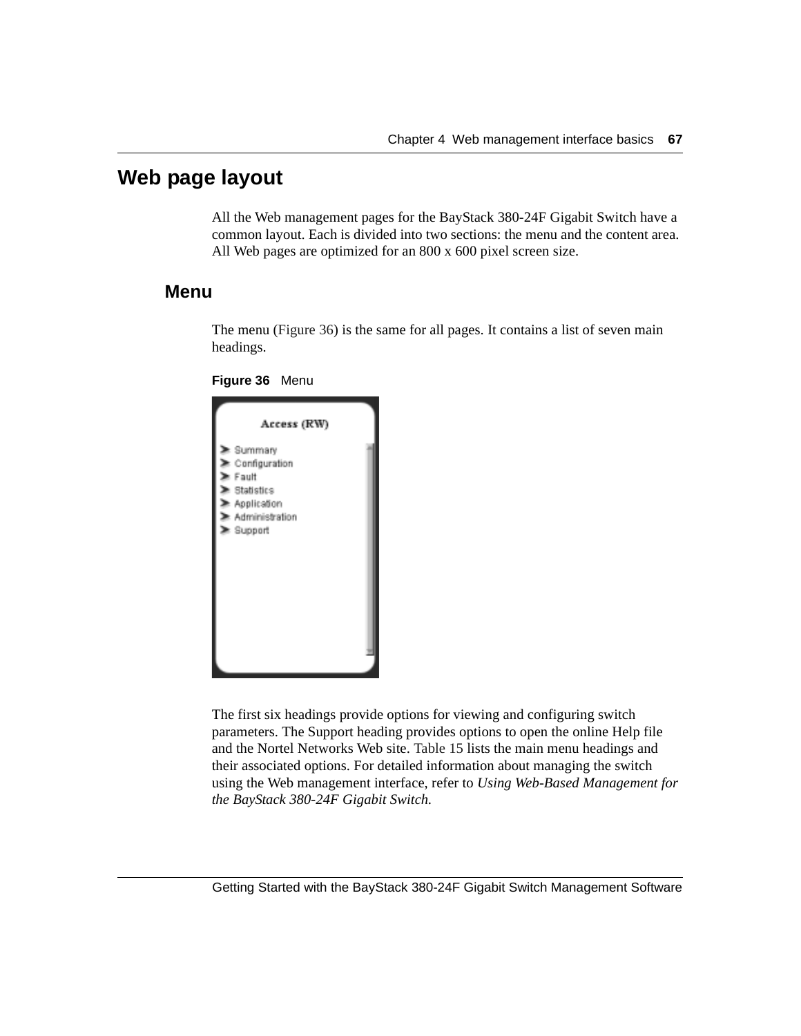# Web page layout

All the Web management pages for the BayStack 380-24F Gigabit Switch have a common layout. Each is divided into two sections: the menu and the content area. All Web pages are optimized for an 800 x 600 pixel screen size.

## Menu

The menu (Figure 36) is the same for all pages. It contains a list of seven main headings.

**Figure 36** Menu

The first six headings provide options for viewing and configuring switch parameters. The Support heading provides options to open the online Help file and the Nortel Networks Web site. Table 15 lists the main menu headings and their associated options. For detailed information about managing the switch using the Web management interface, refer to *Using Web-Based Management for the BayStack 380-24F Gigabit Switch.*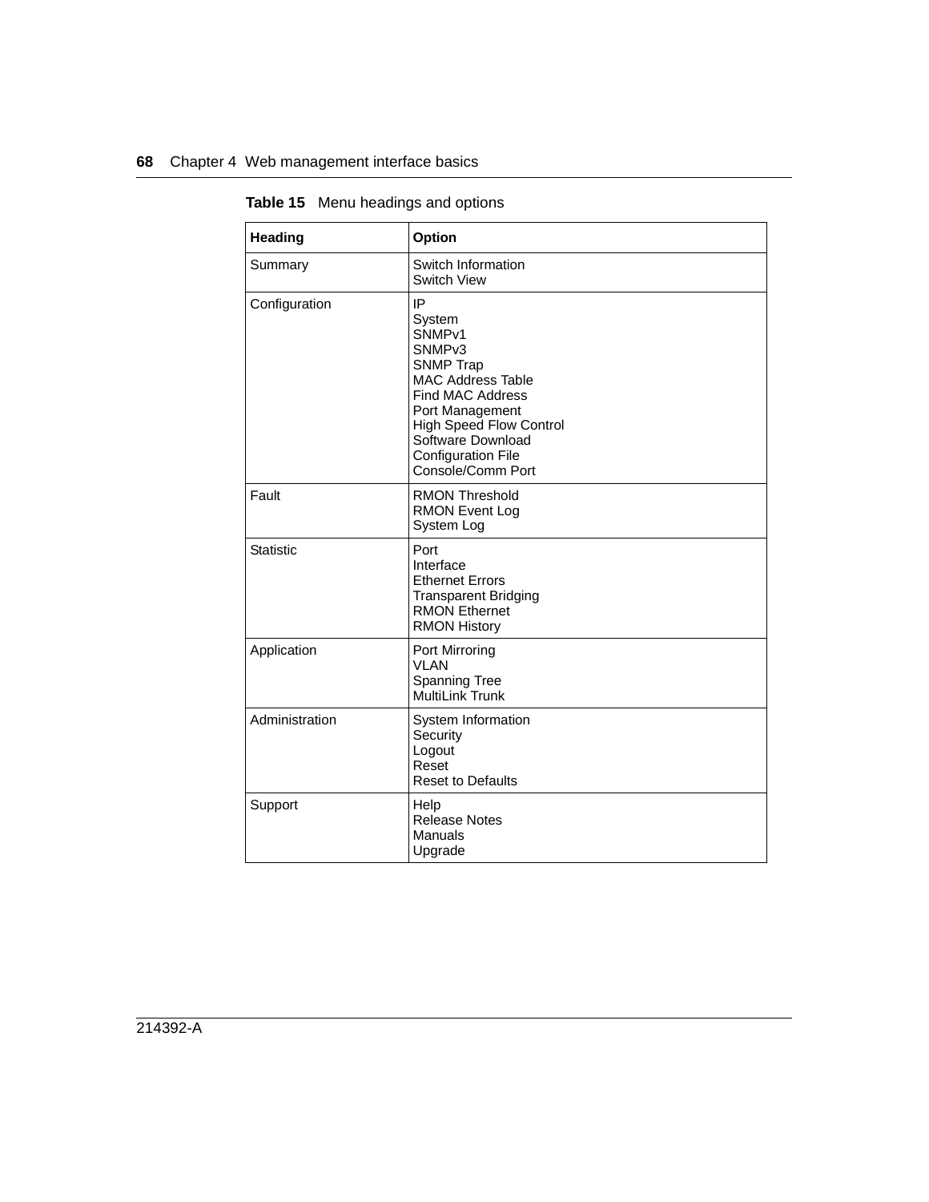**Table 15** Menu headings and options

| Heading | Option |
|---|---|
| Summary | Switch Information<br>Switch View |
| Configuration | IP<br>System<br>SNMPv1<br>SNMPv3<br>SNMP Trap<br>MAC Address Table<br>Find MAC Address<br>Port Management<br>High Speed Flow Control<br>Software Download<br>Configuration File<br>Console/Comm Port |
| Fault | RMON Threshold<br>RMON Event Log<br>System Log |
| Statistic | Port<br>Interface<br>Ethernet Errors<br>Transparent Bridging<br>RMON Ethernet<br>RMON History |
| Application | Port Mirroring<br>VLAN<br>Spanning Tree<br>MultiLink Trunk |
| Administration | System Information<br>Security<br>Logout<br>Reset<br>Reset to Defaults |
| Support | Help<br>Release Notes<br>Manuals<br>Upgrade |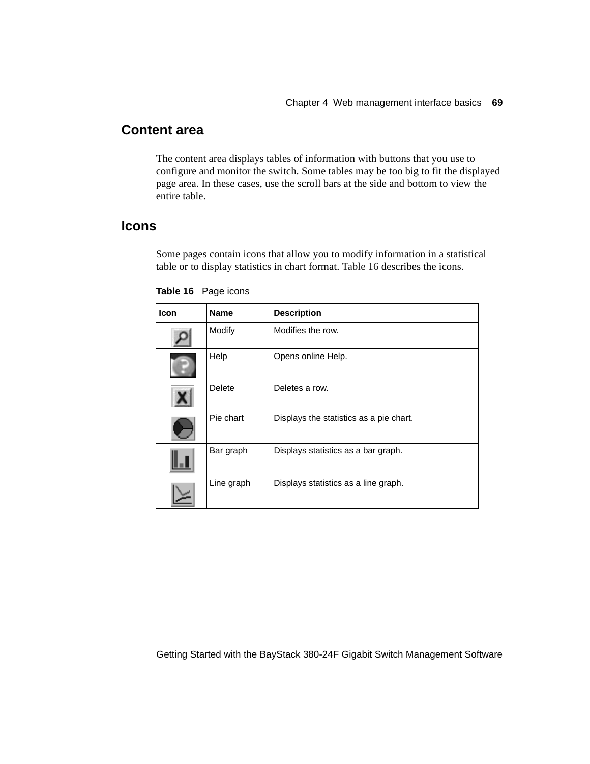## Content area

The content area displays tables of information with buttons that you use to configure and monitor the switch. Some tables may be too big to fit the displayed page area. In these cases, use the scroll bars at the side and bottom to view the entire table.

## Icons

Some pages contain icons that allow you to modify information in a statistical table or to display statistics in chart format. Table 16 describes the icons.

**Table 16** Page icons

| Icon | Name | Description |
| --- | --- | --- |
| | Modify | Modifies the row. |
| | Help | Opens online Help. |
| | Delete | Deletes a row. |
| | Pie chart | Displays the statistics as a pie chart. |
| | Bar graph | Displays statistics as a bar graph. |
| | Line graph | Displays statistics as a line graph. |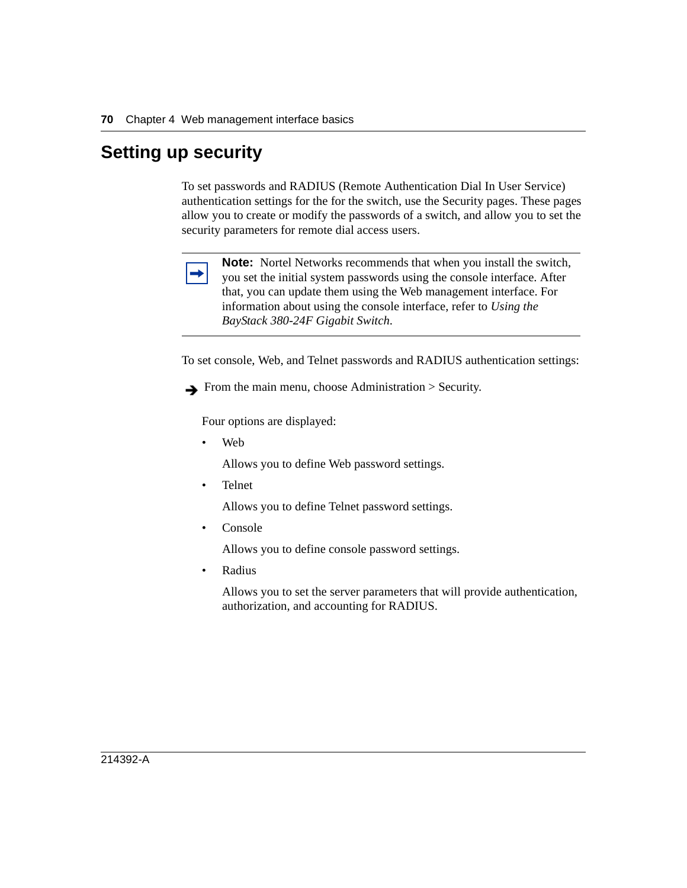## Setting up security

To set passwords and RADIUS (Remote Authentication Dial In User Service) authentication settings for the for the switch, use the Security pages. These pages allow you to create or modify the passwords of a switch, and allow you to set the security parameters for remote dial access users.

> **Note:** Nortel Networks recommends that when you install the switch, you set the initial system passwords using the console interface. After that, you can update them using the Web management interface. For information about using the console interface, refer to *Using the BayStack 380-24F Gigabit Switch*.

To set console, Web, and Telnet passwords and RADIUS authentication settings:

➔ From the main menu, choose Administration > Security.

Four options are displayed:

- Web

  Allows you to define Web password settings.

- Telnet

  Allows you to define Telnet password settings.

- Console

  Allows you to define console password settings.

- Radius

  Allows you to set the server parameters that will provide authentication, authorization, and accounting for RADIUS.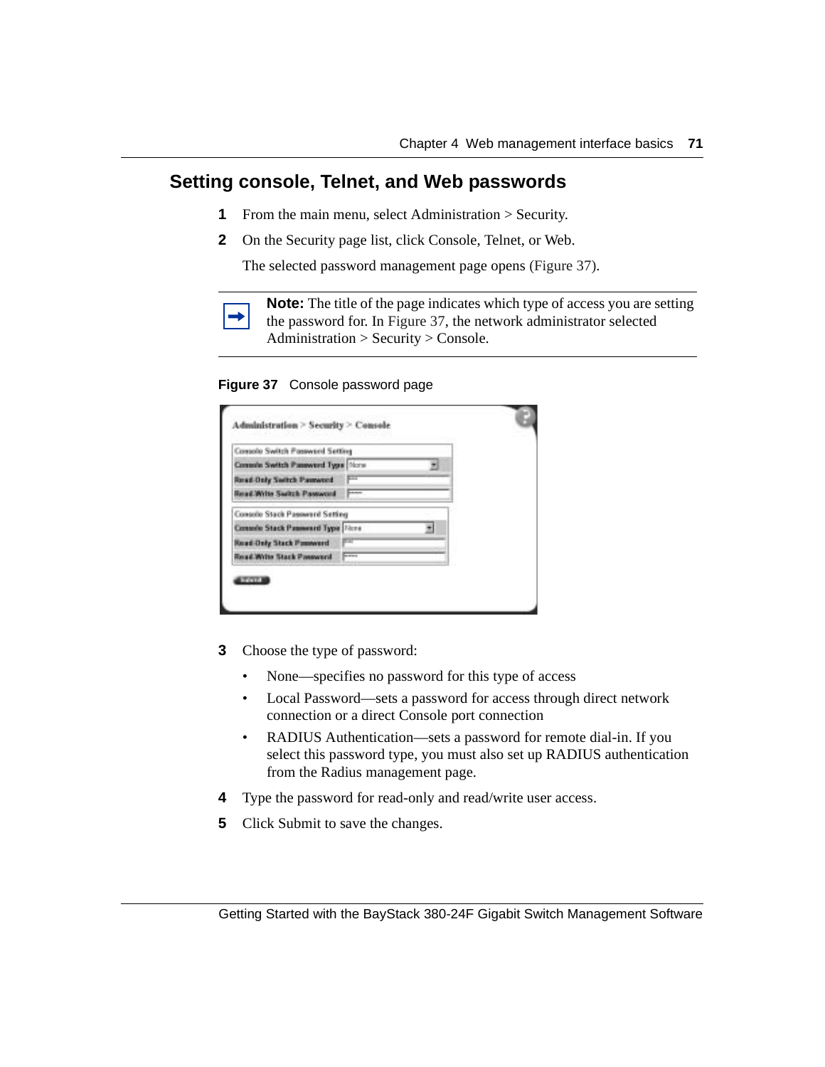## Setting console, Telnet, and Web passwords

1. From the main menu, select Administration > Security.
2. On the Security page list, click Console, Telnet, or Web.

   The selected password management page opens (Figure 37).

> **Note:** The title of the page indicates which type of access you are setting the password for. In Figure 37, the network administrator selected Administration > Security > Console.

**Figure 37** Console password page

3. Choose the type of password:
   - None—specifies no password for this type of access
   - Local Password—sets a password for access through direct network connection or a direct Console port connection
   - RADIUS Authentication—sets a password for remote dial-in. If you select this password type, you must also set up RADIUS authentication from the Radius management page.
4. Type the password for read-only and read/write user access.
5. Click Submit to save the changes.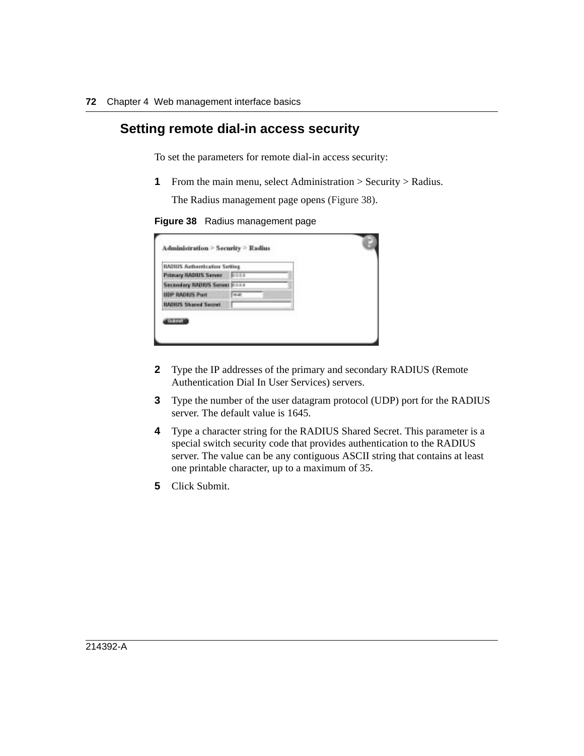## Setting remote dial-in access security

To set the parameters for remote dial-in access security:

**1** From the main menu, select Administration > Security > Radius.

The Radius management page opens (Figure 38).

**Figure 38** Radius management page

**2** Type the IP addresses of the primary and secondary RADIUS (Remote Authentication Dial In User Services) servers.

**3** Type the number of the user datagram protocol (UDP) port for the RADIUS server. The default value is 1645.

**4** Type a character string for the RADIUS Shared Secret. This parameter is a special switch security code that provides authentication to the RADIUS server. The value can be any contiguous ASCII string that contains at least one printable character, up to a maximum of 35.

**5** Click Submit.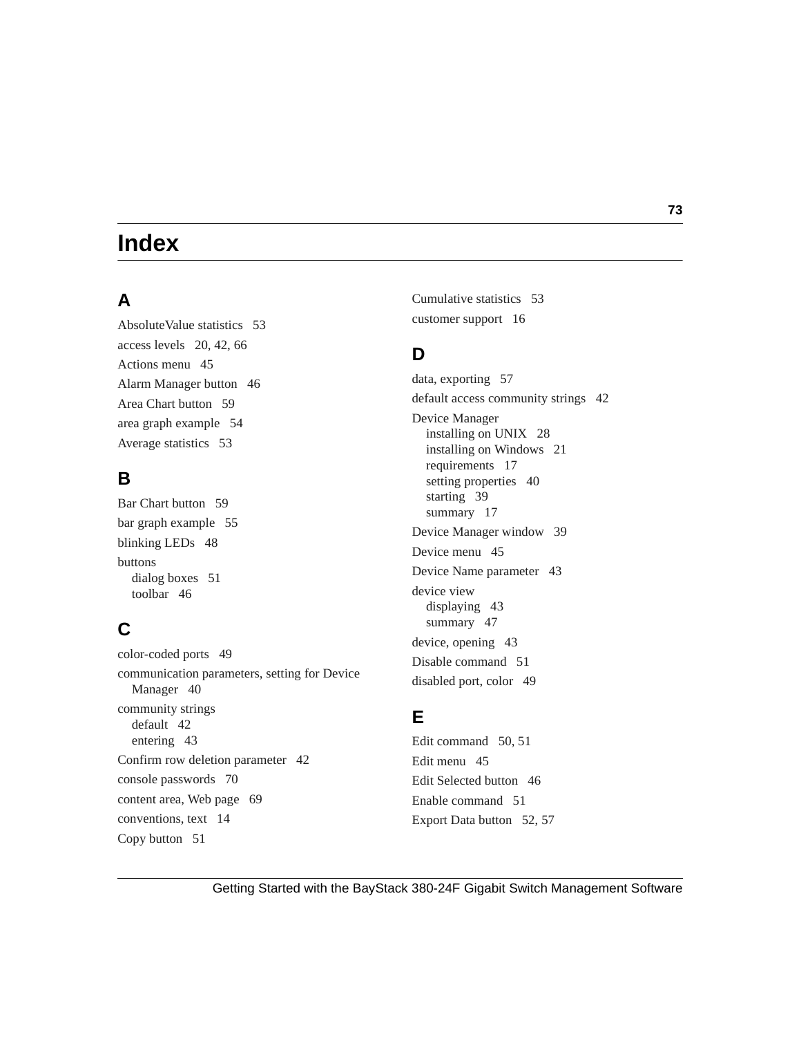# Index

## A

AbsoluteValue statistics 53

access levels 20, 42, 66

Actions menu 45

Alarm Manager button 46

Area Chart button 59

area graph example 54

Average statistics 53

## B

Bar Chart button 59

bar graph example 55

blinking LEDs 48

buttons
- dialog boxes 51
- toolbar 46

## C

color-coded ports 49

communication parameters, setting for Device Manager 40

community strings
- default 42
- entering 43

Confirm row deletion parameter 42

console passwords 70

content area, Web page 69

conventions, text 14

Copy button 51

Cumulative statistics 53

customer support 16

## D

data, exporting 57

default access community strings 42

Device Manager
- installing on UNIX 28
- installing on Windows 21
- requirements 17
- setting properties 40
- starting 39
- summary 17

Device Manager window 39

Device menu 45

Device Name parameter 43

device view
- displaying 43
- summary 47

device, opening 43

Disable command 51

disabled port, color 49

## E

Edit command 50, 51

Edit menu 45

Edit Selected button 46

Enable command 51

Export Data button 52, 57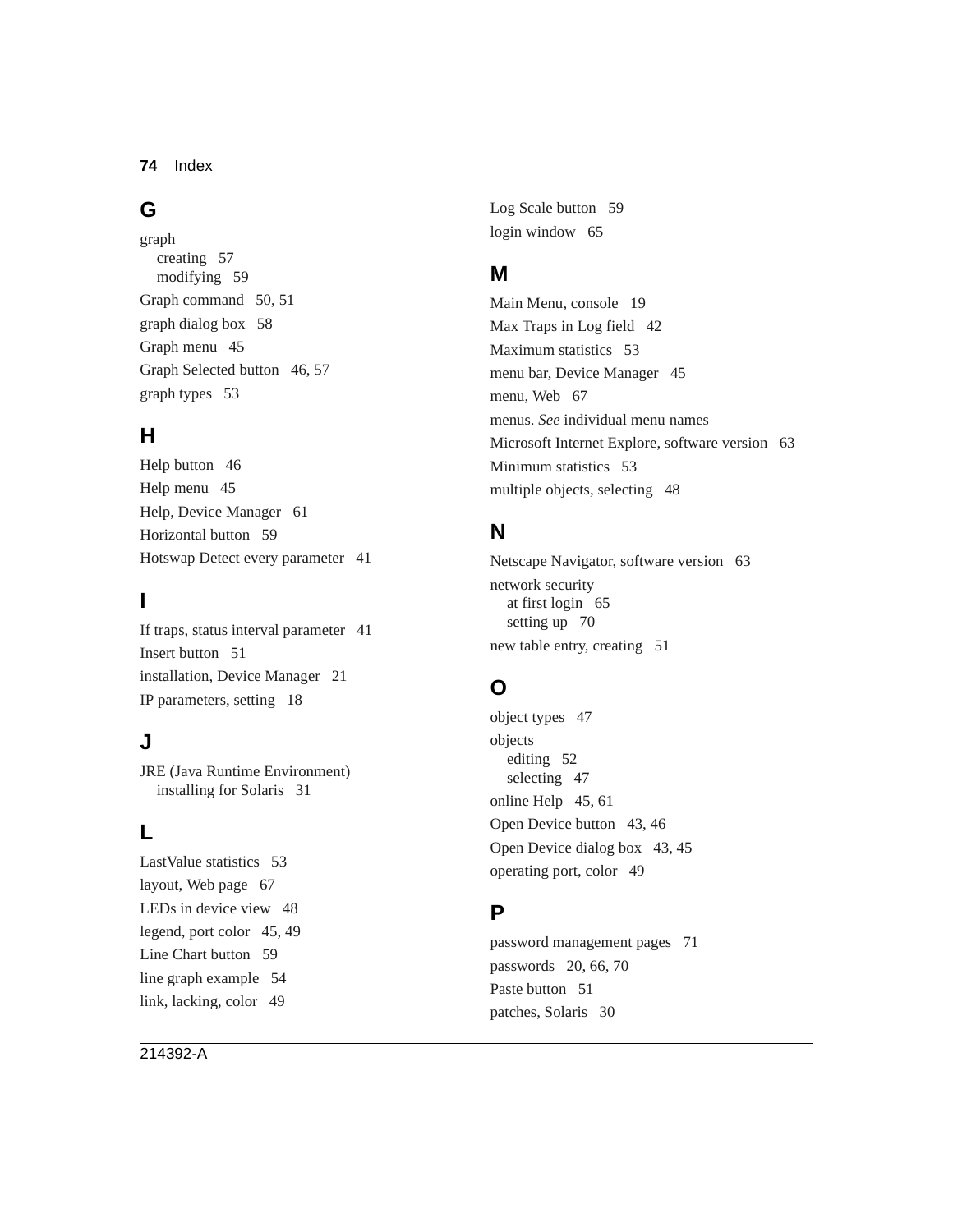## G

graph
- creating 57
- modifying 59

Graph command 50, 51

graph dialog box 58

Graph menu 45

Graph Selected button 46, 57

graph types 53

## H

Help button 46

Help menu 45

Help, Device Manager 61

Horizontal button 59

Hotswap Detect every parameter 41

## I

If traps, status interval parameter 41

Insert button 51

installation, Device Manager 21

IP parameters, setting 18

## J

JRE (Java Runtime Environment)
- installing for Solaris 31

## L

LastValue statistics 53

layout, Web page 67

LEDs in device view 48

legend, port color 45, 49

Line Chart button 59

line graph example 54

link, lacking, color 49

Log Scale button 59

login window 65

## M

Main Menu, console 19

Max Traps in Log field 42

Maximum statistics 53

menu bar, Device Manager 45

menu, Web 67

menus. *See* individual menu names

Microsoft Internet Explore, software version 63

Minimum statistics 53

multiple objects, selecting 48

## N

Netscape Navigator, software version 63

network security
- at first login 65
- setting up 70

new table entry, creating 51

## O

object types 47

objects
- editing 52
- selecting 47

online Help 45, 61

Open Device button 43, 46

Open Device dialog box 43, 45

operating port, color 49

## P

password management pages 71

passwords 20, 66, 70

Paste button 51

patches, Solaris 30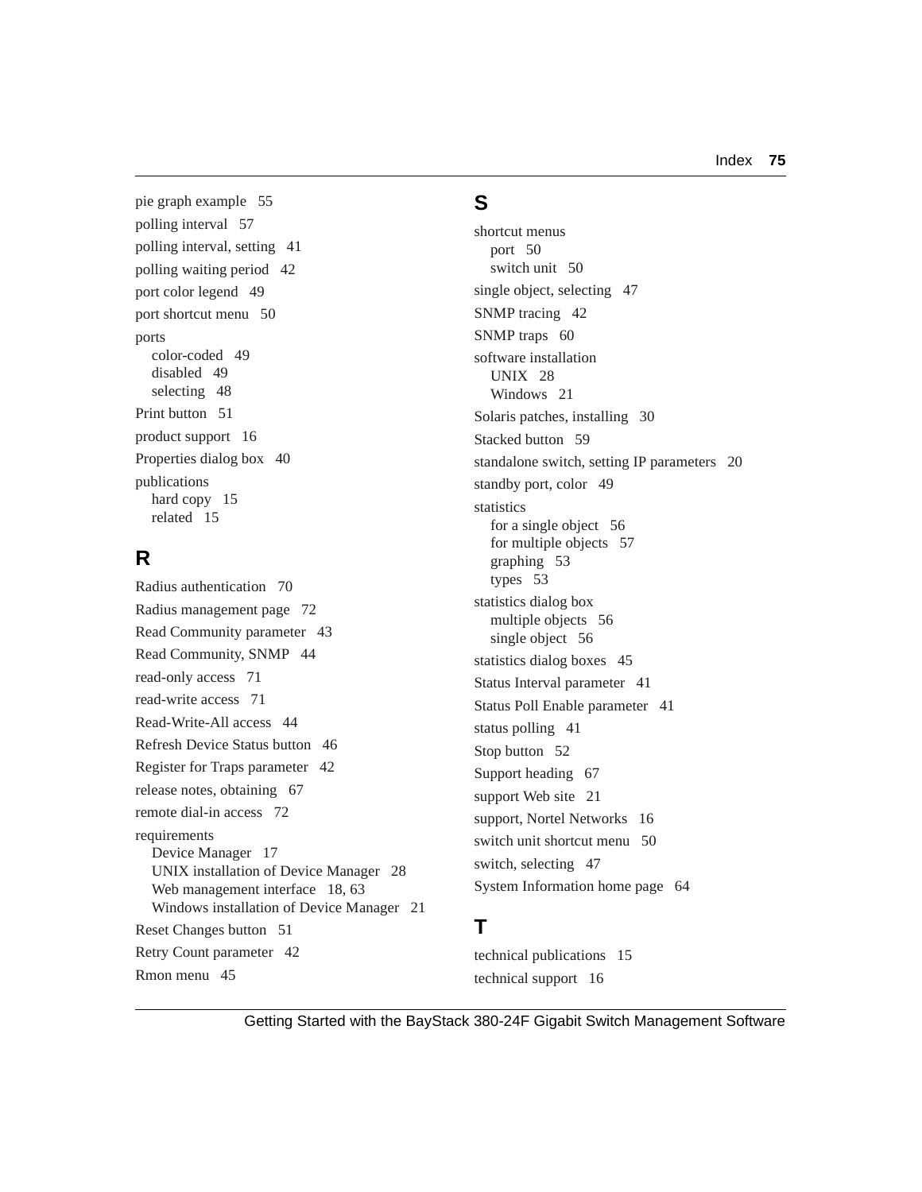pie graph example 55

polling interval 57

polling interval, setting 41

polling waiting period 42

port color legend 49

port shortcut menu 50

ports
- color-coded 49
- disabled 49
- selecting 48

Print button 51

product support 16

Properties dialog box 40

publications
- hard copy 15
- related 15

## R

Radius authentication 70

Radius management page 72

Read Community parameter 43

Read Community, SNMP 44

read-only access 71

read-write access 71

Read-Write-All access 44

Refresh Device Status button 46

Register for Traps parameter 42

release notes, obtaining 67

remote dial-in access 72

requirements
- Device Manager 17
- UNIX installation of Device Manager 28
- Web management interface 18, 63
- Windows installation of Device Manager 21

Reset Changes button 51

Retry Count parameter 42

Rmon menu 45

## S

shortcut menus
- port 50
- switch unit 50

single object, selecting 47

SNMP tracing 42

SNMP traps 60

software installation
- UNIX 28
- Windows 21

Solaris patches, installing 30

Stacked button 59

standalone switch, setting IP parameters 20

standby port, color 49

statistics
- for a single object 56
- for multiple objects 57
- graphing 53
- types 53

statistics dialog box
- multiple objects 56
- single object 56

statistics dialog boxes 45

Status Interval parameter 41

Status Poll Enable parameter 41

status polling 41

Stop button 52

Support heading 67

support Web site 21

support, Nortel Networks 16

switch unit shortcut menu 50

switch, selecting 47

System Information home page 64

## T

technical publications 15

technical support 16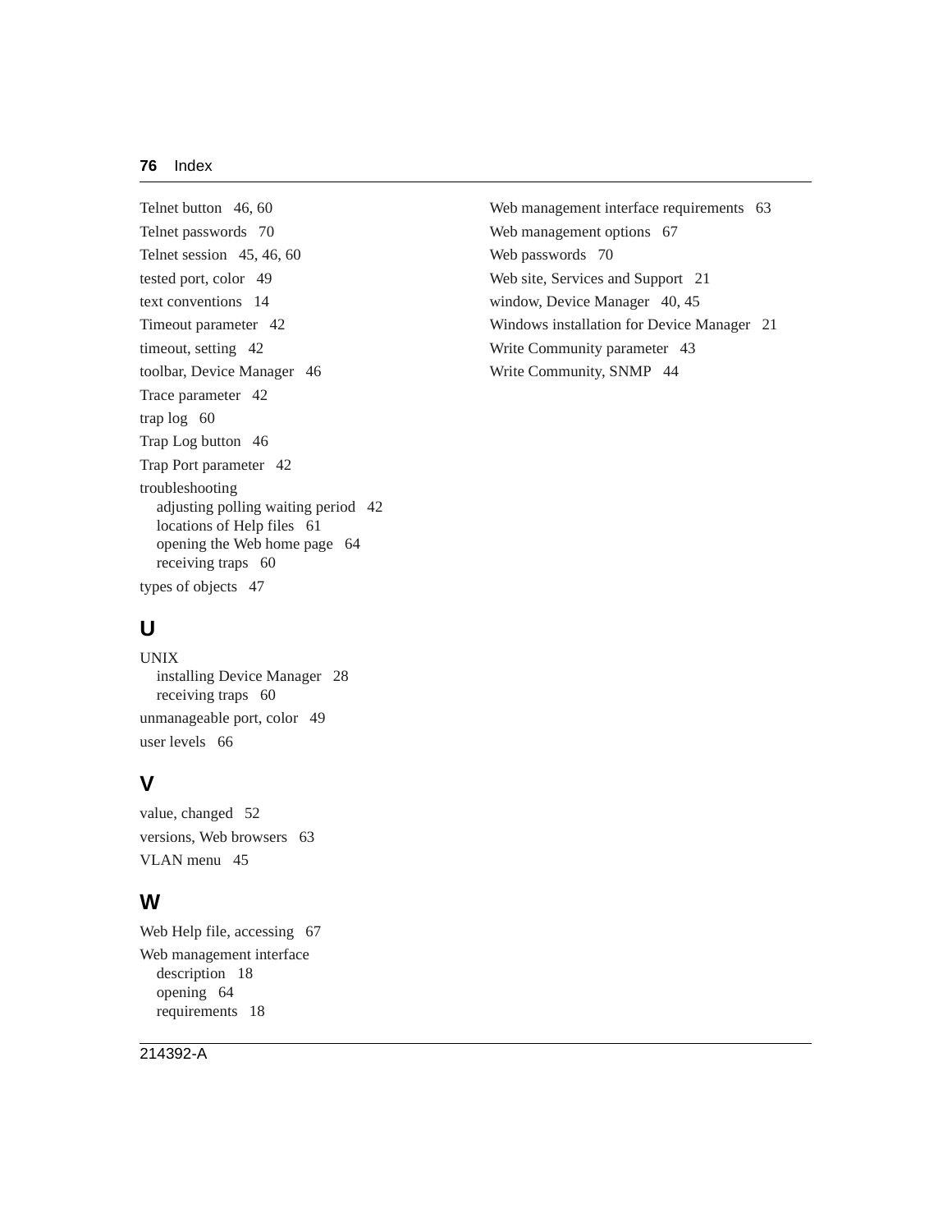Telnet button 46, 60

Telnet passwords 70

Telnet session 45, 46, 60

tested port, color 49

text conventions 14

Timeout parameter 42

timeout, setting 42

toolbar, Device Manager 46

Trace parameter 42

trap log 60

Trap Log button 46

Trap Port parameter 42

troubleshooting
- adjusting polling waiting period 42
- locations of Help files 61
- opening the Web home page 64
- receiving traps 60

types of objects 47

## U

UNIX
- installing Device Manager 28
- receiving traps 60

unmanageable port, color 49

user levels 66

## V

value, changed 52

versions, Web browsers 63

VLAN menu 45

## W

Web Help file, accessing 67

Web management interface
- description 18
- opening 64
- requirements 18

Web management interface requirements 63

Web management options 67

Web passwords 70

Web site, Services and Support 21

window, Device Manager 40, 45

Windows installation for Device Manager 21

Write Community parameter 43

Write Community, SNMP 44